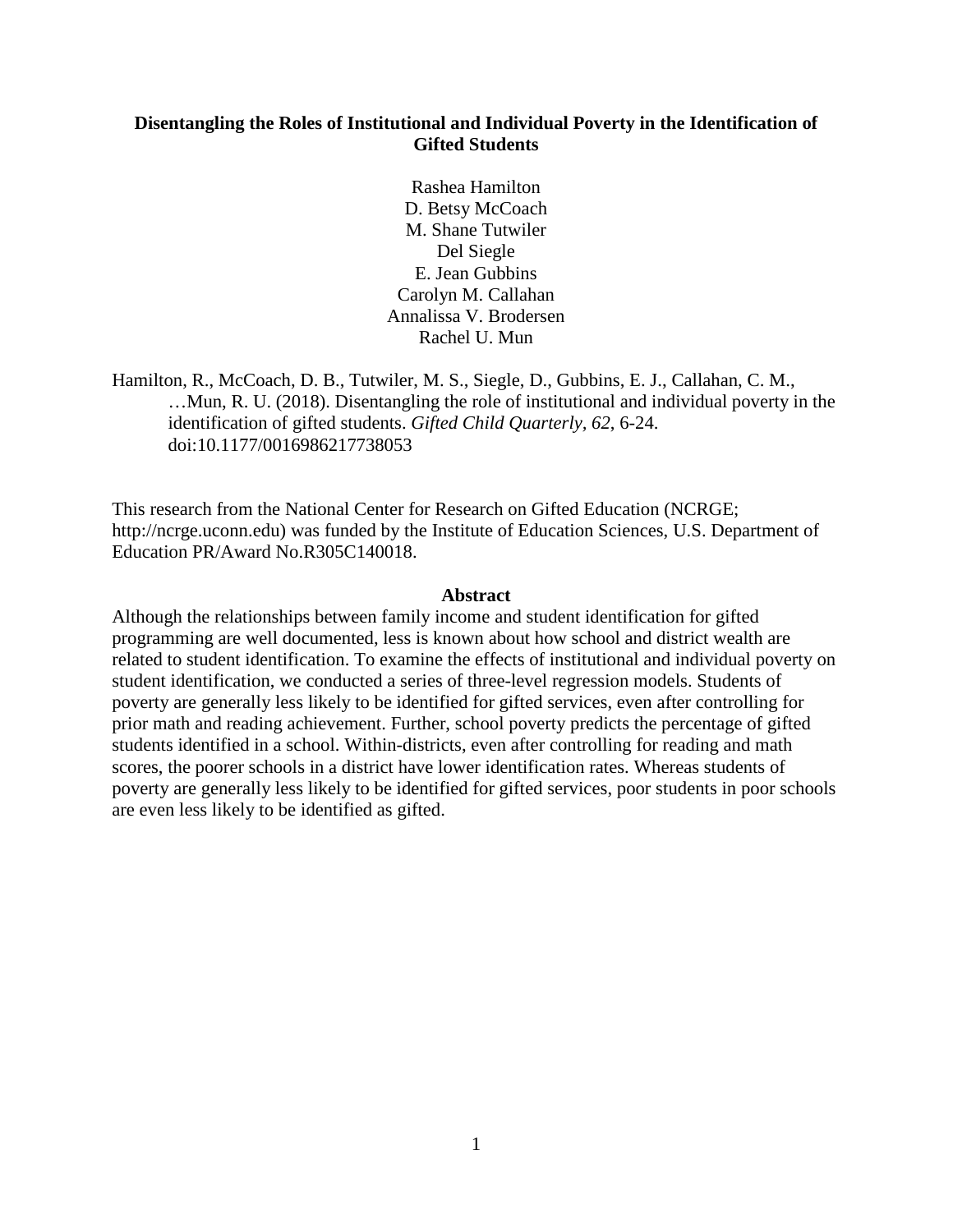# Disentangling the Roles of Institutional and Individual Poverty in the Identification of Gifted Students

Rashea Hamilton
D. Betsy McCoach
M. Shane Tutwiler
Del Siegle
E. Jean Gubbins
Carolyn M. Callahan
Annalissa V. Brodersen
Rachel U. Mun

Hamilton, R., McCoach, D. B., Tutwiler, M. S., Siegle, D., Gubbins, E. J., Callahan, C. M., …Mun, R. U. (2018). Disentangling the role of institutional and individual poverty in the identification of gifted students. *Gifted Child Quarterly, 62*, 6-24. doi:10.1177/0016986217738053

This research from the National Center for Research on Gifted Education (NCRGE; http://ncrge.uconn.edu) was funded by the Institute of Education Sciences, U.S. Department of Education PR/Award No.R305C140018.

## Abstract

Although the relationships between family income and student identification for gifted programming are well documented, less is known about how school and district wealth are related to student identification. To examine the effects of institutional and individual poverty on student identification, we conducted a series of three-level regression models. Students of poverty are generally less likely to be identified for gifted services, even after controlling for prior math and reading achievement. Further, school poverty predicts the percentage of gifted students identified in a school. Within-districts, even after controlling for reading and math scores, the poorer schools in a district have lower identification rates. Whereas students of poverty are generally less likely to be identified for gifted services, poor students in poor schools are even less likely to be identified as gifted.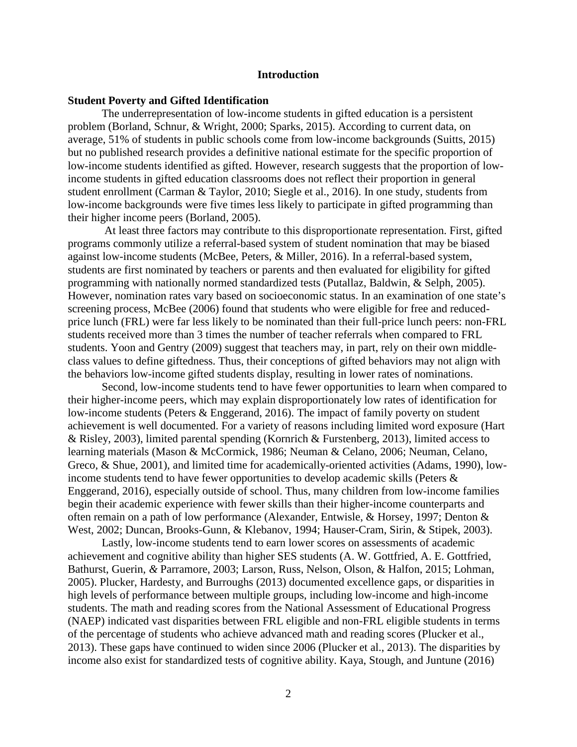# Introduction

## Student Poverty and Gifted Identification

The underrepresentation of low-income students in gifted education is a persistent problem (Borland, Schnur, & Wright, 2000; Sparks, 2015). According to current data, on average, 51% of students in public schools come from low-income backgrounds (Suitts, 2015) but no published research provides a definitive national estimate for the specific proportion of low-income students identified as gifted. However, research suggests that the proportion of low-income students in gifted education classrooms does not reflect their proportion in general student enrollment (Carman & Taylor, 2010; Siegle et al., 2016). In one study, students from low-income backgrounds were five times less likely to participate in gifted programming than their higher income peers (Borland, 2005).

At least three factors may contribute to this disproportionate representation. First, gifted programs commonly utilize a referral-based system of student nomination that may be biased against low-income students (McBee, Peters, & Miller, 2016). In a referral-based system, students are first nominated by teachers or parents and then evaluated for eligibility for gifted programming with nationally normed standardized tests (Putallaz, Baldwin, & Selph, 2005). However, nomination rates vary based on socioeconomic status. In an examination of one state's screening process, McBee (2006) found that students who were eligible for free and reduced-price lunch (FRL) were far less likely to be nominated than their full-price lunch peers: non-FRL students received more than 3 times the number of teacher referrals when compared to FRL students. Yoon and Gentry (2009) suggest that teachers may, in part, rely on their own middle-class values to define giftedness. Thus, their conceptions of gifted behaviors may not align with the behaviors low-income gifted students display, resulting in lower rates of nominations.

Second, low-income students tend to have fewer opportunities to learn when compared to their higher-income peers, which may explain disproportionately low rates of identification for low-income students (Peters & Enggerand, 2016). The impact of family poverty on student achievement is well documented. For a variety of reasons including limited word exposure (Hart & Risley, 2003), limited parental spending (Kornrich & Furstenberg, 2013), limited access to learning materials (Mason & McCormick, 1986; Neuman & Celano, 2006; Neuman, Celano, Greco, & Shue, 2001), and limited time for academically-oriented activities (Adams, 1990), low-income students tend to have fewer opportunities to develop academic skills (Peters & Enggerand, 2016), especially outside of school. Thus, many children from low-income families begin their academic experience with fewer skills than their higher-income counterparts and often remain on a path of low performance (Alexander, Entwisle, & Horsey, 1997; Denton & West, 2002; Duncan, Brooks-Gunn, & Klebanov, 1994; Hauser-Cram, Sirin, & Stipek, 2003).

Lastly, low-income students tend to earn lower scores on assessments of academic achievement and cognitive ability than higher SES students (A. W. Gottfried, A. E. Gottfried, Bathurst, Guerin, & Parramore, 2003; Larson, Russ, Nelson, Olson, & Halfon, 2015; Lohman, 2005). Plucker, Hardesty, and Burroughs (2013) documented excellence gaps, or disparities in high levels of performance between multiple groups, including low-income and high-income students. The math and reading scores from the National Assessment of Educational Progress (NAEP) indicated vast disparities between FRL eligible and non-FRL eligible students in terms of the percentage of students who achieve advanced math and reading scores (Plucker et al., 2013). These gaps have continued to widen since 2006 (Plucker et al., 2013). The disparities by income also exist for standardized tests of cognitive ability. Kaya, Stough, and Juntune (2016)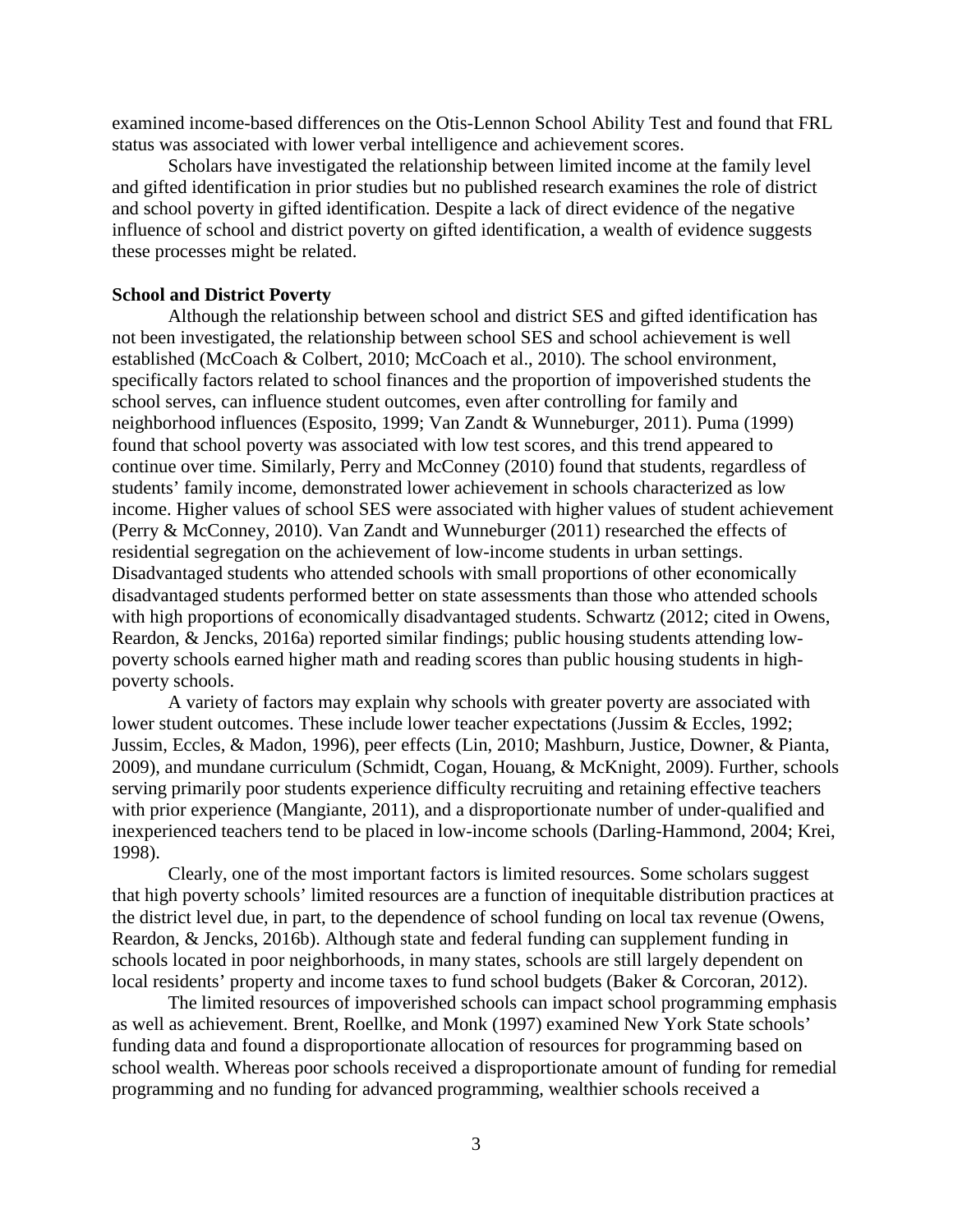examined income-based differences on the Otis-Lennon School Ability Test and found that FRL status was associated with lower verbal intelligence and achievement scores.

Scholars have investigated the relationship between limited income at the family level and gifted identification in prior studies but no published research examines the role of district and school poverty in gifted identification. Despite a lack of direct evidence of the negative influence of school and district poverty on gifted identification, a wealth of evidence suggests these processes might be related.

**School and District Poverty**

Although the relationship between school and district SES and gifted identification has not been investigated, the relationship between school SES and school achievement is well established (McCoach & Colbert, 2010; McCoach et al., 2010). The school environment, specifically factors related to school finances and the proportion of impoverished students the school serves, can influence student outcomes, even after controlling for family and neighborhood influences (Esposito, 1999; Van Zandt & Wunneburger, 2011). Puma (1999) found that school poverty was associated with low test scores, and this trend appeared to continue over time. Similarly, Perry and McConney (2010) found that students, regardless of students' family income, demonstrated lower achievement in schools characterized as low income. Higher values of school SES were associated with higher values of student achievement (Perry & McConney, 2010). Van Zandt and Wunneburger (2011) researched the effects of residential segregation on the achievement of low-income students in urban settings. Disadvantaged students who attended schools with small proportions of other economically disadvantaged students performed better on state assessments than those who attended schools with high proportions of economically disadvantaged students. Schwartz (2012; cited in Owens, Reardon, & Jencks, 2016a) reported similar findings; public housing students attending low-poverty schools earned higher math and reading scores than public housing students in high-poverty schools.

A variety of factors may explain why schools with greater poverty are associated with lower student outcomes. These include lower teacher expectations (Jussim & Eccles, 1992; Jussim, Eccles, & Madon, 1996), peer effects (Lin, 2010; Mashburn, Justice, Downer, & Pianta, 2009), and mundane curriculum (Schmidt, Cogan, Houang, & McKnight, 2009). Further, schools serving primarily poor students experience difficulty recruiting and retaining effective teachers with prior experience (Mangiante, 2011), and a disproportionate number of under-qualified and inexperienced teachers tend to be placed in low-income schools (Darling-Hammond, 2004; Krei, 1998).

Clearly, one of the most important factors is limited resources. Some scholars suggest that high poverty schools' limited resources are a function of inequitable distribution practices at the district level due, in part, to the dependence of school funding on local tax revenue (Owens, Reardon, & Jencks, 2016b). Although state and federal funding can supplement funding in schools located in poor neighborhoods, in many states, schools are still largely dependent on local residents' property and income taxes to fund school budgets (Baker & Corcoran, 2012).

The limited resources of impoverished schools can impact school programming emphasis as well as achievement. Brent, Roellke, and Monk (1997) examined New York State schools' funding data and found a disproportionate allocation of resources for programming based on school wealth. Whereas poor schools received a disproportionate amount of funding for remedial programming and no funding for advanced programming, wealthier schools received a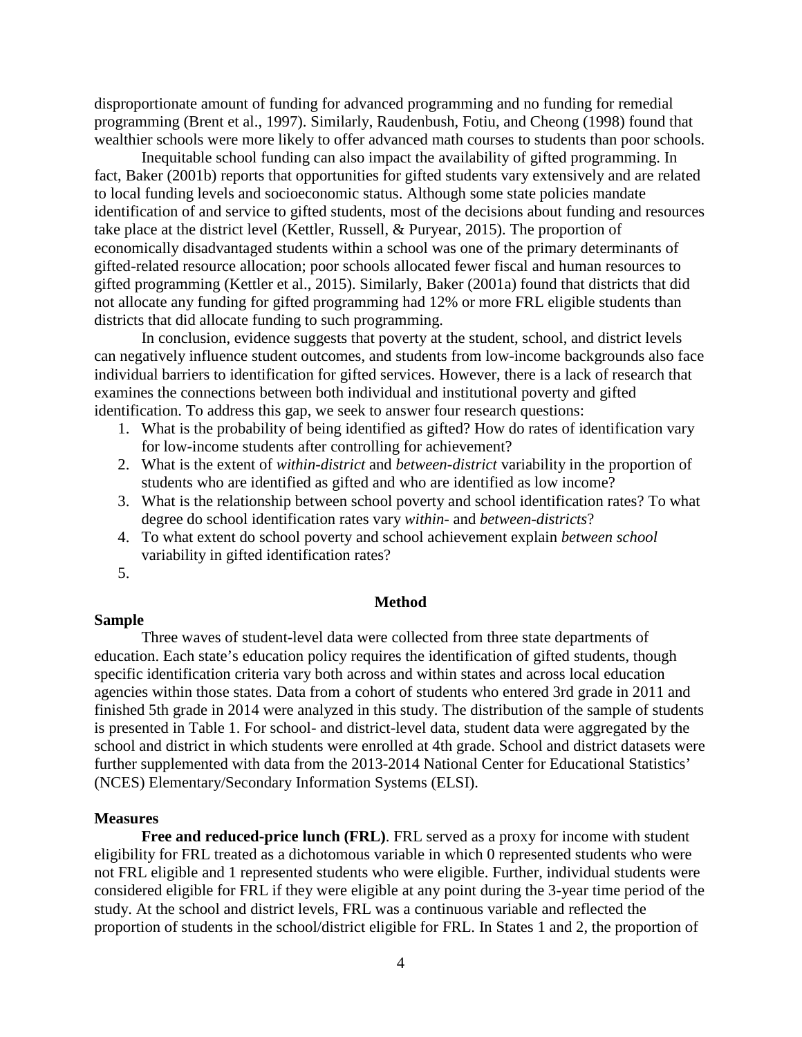disproportionate amount of funding for advanced programming and no funding for remedial programming (Brent et al., 1997). Similarly, Raudenbush, Fotiu, and Cheong (1998) found that wealthier schools were more likely to offer advanced math courses to students than poor schools.

Inequitable school funding can also impact the availability of gifted programming. In fact, Baker (2001b) reports that opportunities for gifted students vary extensively and are related to local funding levels and socioeconomic status. Although some state policies mandate identification of and service to gifted students, most of the decisions about funding and resources take place at the district level (Kettler, Russell, & Puryear, 2015). The proportion of economically disadvantaged students within a school was one of the primary determinants of gifted-related resource allocation; poor schools allocated fewer fiscal and human resources to gifted programming (Kettler et al., 2015). Similarly, Baker (2001a) found that districts that did not allocate any funding for gifted programming had 12% or more FRL eligible students than districts that did allocate funding to such programming.

In conclusion, evidence suggests that poverty at the student, school, and district levels can negatively influence student outcomes, and students from low-income backgrounds also face individual barriers to identification for gifted services. However, there is a lack of research that examines the connections between both individual and institutional poverty and gifted identification. To address this gap, we seek to answer four research questions:

1. What is the probability of being identified as gifted? How do rates of identification vary for low-income students after controlling for achievement?
2. What is the extent of *within-district* and *between-district* variability in the proportion of students who are identified as gifted and who are identified as low income?
3. What is the relationship between school poverty and school identification rates? To what degree do school identification rates vary *within-* and *between-districts*?
4. To what extent do school poverty and school achievement explain *between school* variability in gifted identification rates?
5. 

## Method

### Sample

Three waves of student-level data were collected from three state departments of education. Each state's education policy requires the identification of gifted students, though specific identification criteria vary both across and within states and across local education agencies within those states. Data from a cohort of students who entered 3rd grade in 2011 and finished 5th grade in 2014 were analyzed in this study. The distribution of the sample of students is presented in Table 1. For school- and district-level data, student data were aggregated by the school and district in which students were enrolled at 4th grade. School and district datasets were further supplemented with data from the 2013-2014 National Center for Educational Statistics' (NCES) Elementary/Secondary Information Systems (ELSI).

### Measures

**Free and reduced-price lunch (FRL)**. FRL served as a proxy for income with student eligibility for FRL treated as a dichotomous variable in which 0 represented students who were not FRL eligible and 1 represented students who were eligible. Further, individual students were considered eligible for FRL if they were eligible at any point during the 3-year time period of the study. At the school and district levels, FRL was a continuous variable and reflected the proportion of students in the school/district eligible for FRL. In States 1 and 2, the proportion of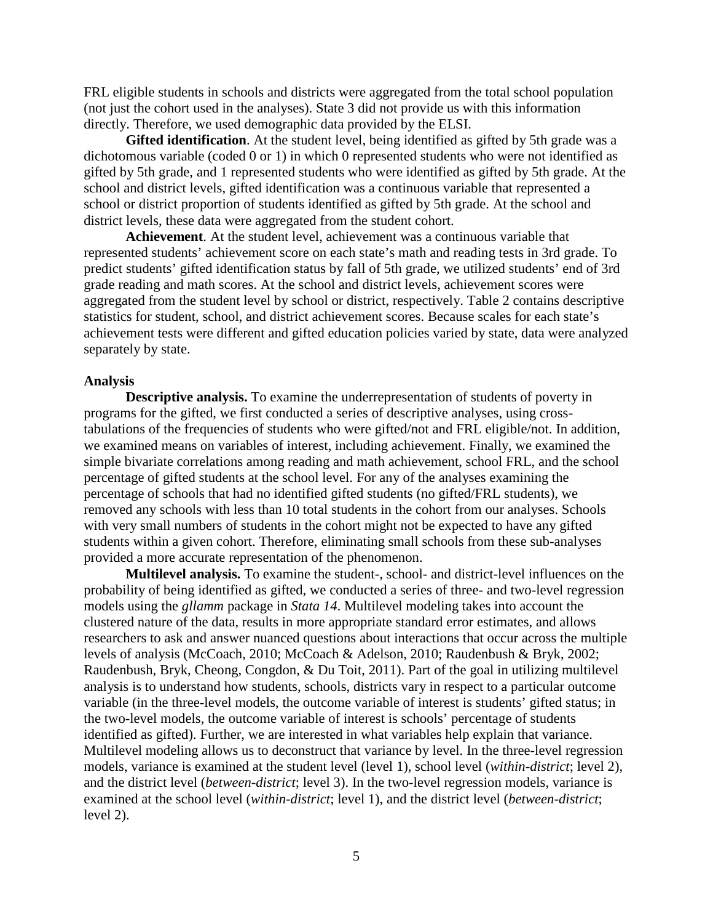FRL eligible students in schools and districts were aggregated from the total school population (not just the cohort used in the analyses). State 3 did not provide us with this information directly. Therefore, we used demographic data provided by the ELSI.

**Gifted identification**. At the student level, being identified as gifted by 5th grade was a dichotomous variable (coded 0 or 1) in which 0 represented students who were not identified as gifted by 5th grade, and 1 represented students who were identified as gifted by 5th grade. At the school and district levels, gifted identification was a continuous variable that represented a school or district proportion of students identified as gifted by 5th grade. At the school and district levels, these data were aggregated from the student cohort.

**Achievement**. At the student level, achievement was a continuous variable that represented students' achievement score on each state's math and reading tests in 3rd grade. To predict students' gifted identification status by fall of 5th grade, we utilized students' end of 3rd grade reading and math scores. At the school and district levels, achievement scores were aggregated from the student level by school or district, respectively. Table 2 contains descriptive statistics for student, school, and district achievement scores. Because scales for each state's achievement tests were different and gifted education policies varied by state, data were analyzed separately by state.

## Analysis

**Descriptive analysis.** To examine the underrepresentation of students of poverty in programs for the gifted, we first conducted a series of descriptive analyses, using cross-tabulations of the frequencies of students who were gifted/not and FRL eligible/not. In addition, we examined means on variables of interest, including achievement. Finally, we examined the simple bivariate correlations among reading and math achievement, school FRL, and the school percentage of gifted students at the school level. For any of the analyses examining the percentage of schools that had no identified gifted students (no gifted/FRL students), we removed any schools with less than 10 total students in the cohort from our analyses. Schools with very small numbers of students in the cohort might not be expected to have any gifted students within a given cohort. Therefore, eliminating small schools from these sub-analyses provided a more accurate representation of the phenomenon.

**Multilevel analysis.** To examine the student-, school- and district-level influences on the probability of being identified as gifted, we conducted a series of three- and two-level regression models using the *gllamm* package in *Stata 14*. Multilevel modeling takes into account the clustered nature of the data, results in more appropriate standard error estimates, and allows researchers to ask and answer nuanced questions about interactions that occur across the multiple levels of analysis (McCoach, 2010; McCoach & Adelson, 2010; Raudenbush & Bryk, 2002; Raudenbush, Bryk, Cheong, Congdon, & Du Toit, 2011). Part of the goal in utilizing multilevel analysis is to understand how students, schools, districts vary in respect to a particular outcome variable (in the three-level models, the outcome variable of interest is students' gifted status; in the two-level models, the outcome variable of interest is schools' percentage of students identified as gifted). Further, we are interested in what variables help explain that variance. Multilevel modeling allows us to deconstruct that variance by level. In the three-level regression models, variance is examined at the student level (level 1), school level (*within-district*; level 2), and the district level (*between-district*; level 3). In the two-level regression models, variance is examined at the school level (*within-district*; level 1), and the district level (*between-district*; level 2).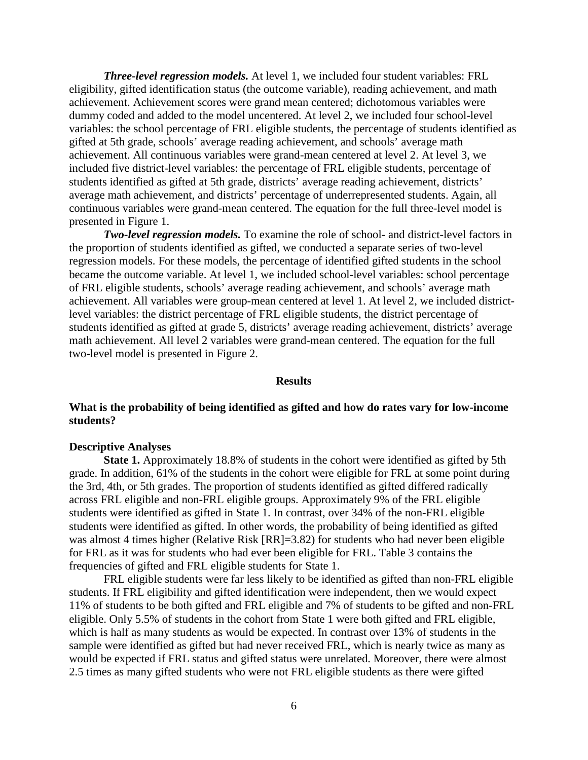***Three-level regression models.*** At level 1, we included four student variables: FRL eligibility, gifted identification status (the outcome variable), reading achievement, and math achievement. Achievement scores were grand mean centered; dichotomous variables were dummy coded and added to the model uncentered. At level 2, we included four school-level variables: the school percentage of FRL eligible students, the percentage of students identified as gifted at 5th grade, schools' average reading achievement, and schools' average math achievement. All continuous variables were grand-mean centered at level 2. At level 3, we included five district-level variables: the percentage of FRL eligible students, percentage of students identified as gifted at 5th grade, districts' average reading achievement, districts' average math achievement, and districts' percentage of underrepresented students. Again, all continuous variables were grand-mean centered. The equation for the full three-level model is presented in Figure 1.

***Two-level regression models.*** To examine the role of school- and district-level factors in the proportion of students identified as gifted, we conducted a separate series of two-level regression models. For these models, the percentage of identified gifted students in the school became the outcome variable. At level 1, we included school-level variables: school percentage of FRL eligible students, schools' average reading achievement, and schools' average math achievement. All variables were group-mean centered at level 1. At level 2, we included district-level variables: the district percentage of FRL eligible students, the district percentage of students identified as gifted at grade 5, districts' average reading achievement, districts' average math achievement. All level 2 variables were grand-mean centered. The equation for the full two-level model is presented in Figure 2.

## Results

### What is the probability of being identified as gifted and how do rates vary for low-income students?

#### Descriptive Analyses

**State 1.** Approximately 18.8% of students in the cohort were identified as gifted by 5th grade. In addition, 61% of the students in the cohort were eligible for FRL at some point during the 3rd, 4th, or 5th grades. The proportion of students identified as gifted differed radically across FRL eligible and non-FRL eligible groups. Approximately 9% of the FRL eligible students were identified as gifted in State 1. In contrast, over 34% of the non-FRL eligible students were identified as gifted. In other words, the probability of being identified as gifted was almost 4 times higher (Relative Risk [RR]=3.82) for students who had never been eligible for FRL as it was for students who had ever been eligible for FRL. Table 3 contains the frequencies of gifted and FRL eligible students for State 1.

FRL eligible students were far less likely to be identified as gifted than non-FRL eligible students. If FRL eligibility and gifted identification were independent, then we would expect 11% of students to be both gifted and FRL eligible and 7% of students to be gifted and non-FRL eligible. Only 5.5% of students in the cohort from State 1 were both gifted and FRL eligible, which is half as many students as would be expected. In contrast over 13% of students in the sample were identified as gifted but had never received FRL, which is nearly twice as many as would be expected if FRL status and gifted status were unrelated. Moreover, there were almost 2.5 times as many gifted students who were not FRL eligible students as there were gifted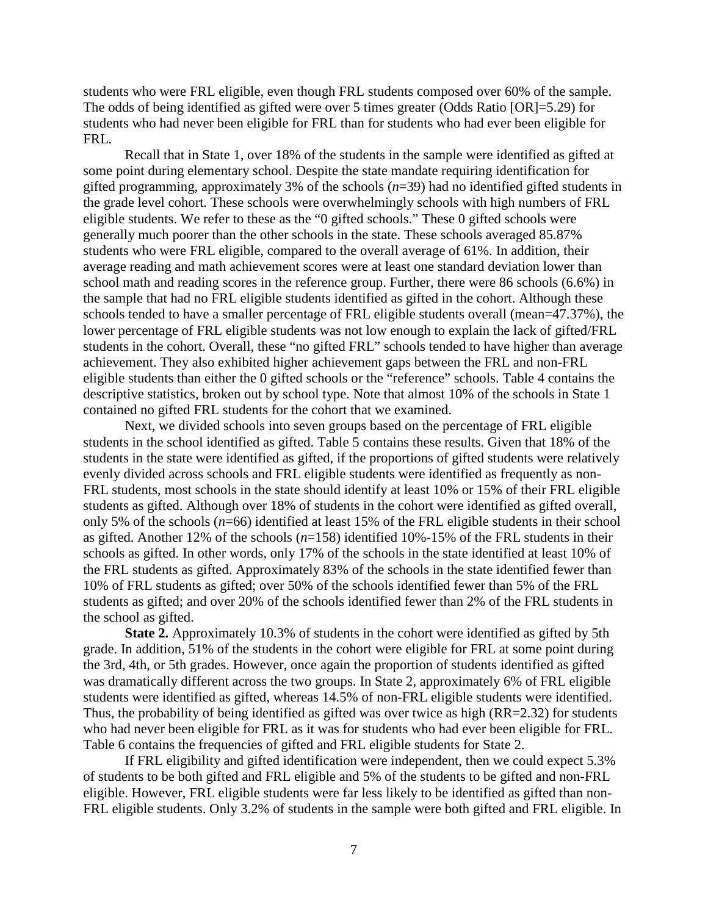students who were FRL eligible, even though FRL students composed over 60% of the sample. The odds of being identified as gifted were over 5 times greater (Odds Ratio [OR]=5.29) for students who had never been eligible for FRL than for students who had ever been eligible for FRL.

Recall that in State 1, over 18% of the students in the sample were identified as gifted at some point during elementary school. Despite the state mandate requiring identification for gifted programming, approximately 3% of the schools (*n*=39) had no identified gifted students in the grade level cohort. These schools were overwhelmingly schools with high numbers of FRL eligible students. We refer to these as the "0 gifted schools." These 0 gifted schools were generally much poorer than the other schools in the state. These schools averaged 85.87% students who were FRL eligible, compared to the overall average of 61%. In addition, their average reading and math achievement scores were at least one standard deviation lower than school math and reading scores in the reference group. Further, there were 86 schools (6.6%) in the sample that had no FRL eligible students identified as gifted in the cohort. Although these schools tended to have a smaller percentage of FRL eligible students overall (mean=47.37%), the lower percentage of FRL eligible students was not low enough to explain the lack of gifted/FRL students in the cohort. Overall, these "no gifted FRL" schools tended to have higher than average achievement. They also exhibited higher achievement gaps between the FRL and non-FRL eligible students than either the 0 gifted schools or the "reference" schools. Table 4 contains the descriptive statistics, broken out by school type. Note that almost 10% of the schools in State 1 contained no gifted FRL students for the cohort that we examined.

Next, we divided schools into seven groups based on the percentage of FRL eligible students in the school identified as gifted. Table 5 contains these results. Given that 18% of the students in the state were identified as gifted, if the proportions of gifted students were relatively evenly divided across schools and FRL eligible students were identified as frequently as non-FRL students, most schools in the state should identify at least 10% or 15% of their FRL eligible students as gifted. Although over 18% of students in the cohort were identified as gifted overall, only 5% of the schools (*n*=66) identified at least 15% of the FRL eligible students in their school as gifted. Another 12% of the schools (*n*=158) identified 10%-15% of the FRL students in their schools as gifted. In other words, only 17% of the schools in the state identified at least 10% of the FRL students as gifted. Approximately 83% of the schools in the state identified fewer than 10% of FRL students as gifted; over 50% of the schools identified fewer than 5% of the FRL students as gifted; and over 20% of the schools identified fewer than 2% of the FRL students in the school as gifted.

**State 2.** Approximately 10.3% of students in the cohort were identified as gifted by 5th grade. In addition, 51% of the students in the cohort were eligible for FRL at some point during the 3rd, 4th, or 5th grades. However, once again the proportion of students identified as gifted was dramatically different across the two groups. In State 2, approximately 6% of FRL eligible students were identified as gifted, whereas 14.5% of non-FRL eligible students were identified. Thus, the probability of being identified as gifted was over twice as high (RR=2.32) for students who had never been eligible for FRL as it was for students who had ever been eligible for FRL. Table 6 contains the frequencies of gifted and FRL eligible students for State 2.

If FRL eligibility and gifted identification were independent, then we could expect 5.3% of students to be both gifted and FRL eligible and 5% of the students to be gifted and non-FRL eligible. However, FRL eligible students were far less likely to be identified as gifted than non-FRL eligible students. Only 3.2% of students in the sample were both gifted and FRL eligible. In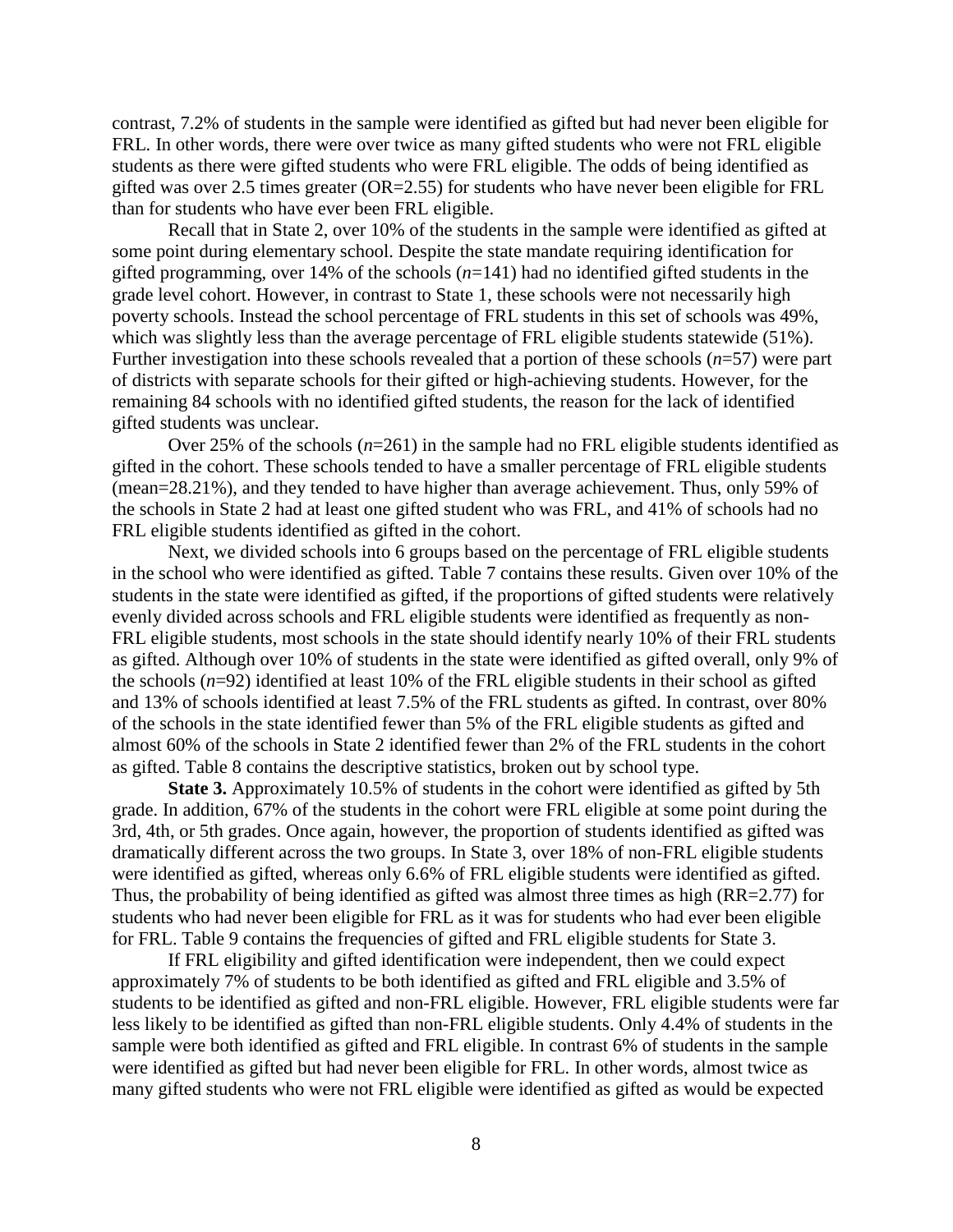contrast, 7.2% of students in the sample were identified as gifted but had never been eligible for FRL. In other words, there were over twice as many gifted students who were not FRL eligible students as there were gifted students who were FRL eligible. The odds of being identified as gifted was over 2.5 times greater (OR=2.55) for students who have never been eligible for FRL than for students who have ever been FRL eligible.

Recall that in State 2, over 10% of the students in the sample were identified as gifted at some point during elementary school. Despite the state mandate requiring identification for gifted programming, over 14% of the schools (*n*=141) had no identified gifted students in the grade level cohort. However, in contrast to State 1, these schools were not necessarily high poverty schools. Instead the school percentage of FRL students in this set of schools was 49%, which was slightly less than the average percentage of FRL eligible students statewide (51%). Further investigation into these schools revealed that a portion of these schools (*n*=57) were part of districts with separate schools for their gifted or high-achieving students. However, for the remaining 84 schools with no identified gifted students, the reason for the lack of identified gifted students was unclear.

Over 25% of the schools (*n*=261) in the sample had no FRL eligible students identified as gifted in the cohort. These schools tended to have a smaller percentage of FRL eligible students (mean=28.21%), and they tended to have higher than average achievement. Thus, only 59% of the schools in State 2 had at least one gifted student who was FRL, and 41% of schools had no FRL eligible students identified as gifted in the cohort.

Next, we divided schools into 6 groups based on the percentage of FRL eligible students in the school who were identified as gifted. Table 7 contains these results. Given over 10% of the students in the state were identified as gifted, if the proportions of gifted students were relatively evenly divided across schools and FRL eligible students were identified as frequently as non-FRL eligible students, most schools in the state should identify nearly 10% of their FRL students as gifted. Although over 10% of students in the state were identified as gifted overall, only 9% of the schools (*n*=92) identified at least 10% of the FRL eligible students in their school as gifted and 13% of schools identified at least 7.5% of the FRL students as gifted. In contrast, over 80% of the schools in the state identified fewer than 5% of the FRL eligible students as gifted and almost 60% of the schools in State 2 identified fewer than 2% of the FRL students in the cohort as gifted. Table 8 contains the descriptive statistics, broken out by school type.

**State 3.** Approximately 10.5% of students in the cohort were identified as gifted by 5th grade. In addition, 67% of the students in the cohort were FRL eligible at some point during the 3rd, 4th, or 5th grades. Once again, however, the proportion of students identified as gifted was dramatically different across the two groups. In State 3, over 18% of non-FRL eligible students were identified as gifted, whereas only 6.6% of FRL eligible students were identified as gifted. Thus, the probability of being identified as gifted was almost three times as high (RR=2.77) for students who had never been eligible for FRL as it was for students who had ever been eligible for FRL. Table 9 contains the frequencies of gifted and FRL eligible students for State 3.

If FRL eligibility and gifted identification were independent, then we could expect approximately 7% of students to be both identified as gifted and FRL eligible and 3.5% of students to be identified as gifted and non-FRL eligible. However, FRL eligible students were far less likely to be identified as gifted than non-FRL eligible students. Only 4.4% of students in the sample were both identified as gifted and FRL eligible. In contrast 6% of students in the sample were identified as gifted but had never been eligible for FRL. In other words, almost twice as many gifted students who were not FRL eligible were identified as gifted as would be expected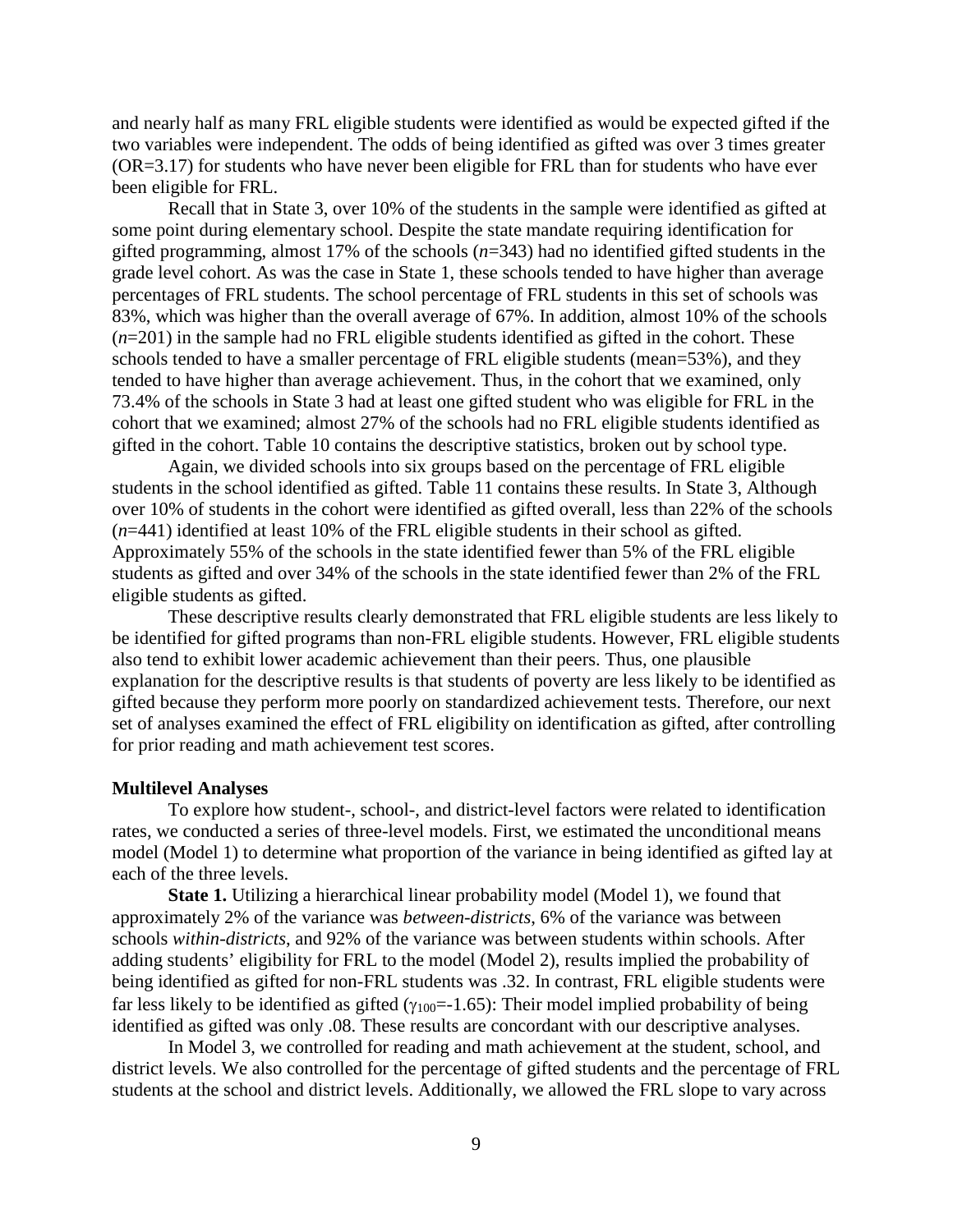and nearly half as many FRL eligible students were identified as would be expected gifted if the two variables were independent. The odds of being identified as gifted was over 3 times greater (OR=3.17) for students who have never been eligible for FRL than for students who have ever been eligible for FRL.

Recall that in State 3, over 10% of the students in the sample were identified as gifted at some point during elementary school. Despite the state mandate requiring identification for gifted programming, almost 17% of the schools (*n*=343) had no identified gifted students in the grade level cohort. As was the case in State 1, these schools tended to have higher than average percentages of FRL students. The school percentage of FRL students in this set of schools was 83%, which was higher than the overall average of 67%. In addition, almost 10% of the schools (*n*=201) in the sample had no FRL eligible students identified as gifted in the cohort. These schools tended to have a smaller percentage of FRL eligible students (mean=53%), and they tended to have higher than average achievement. Thus, in the cohort that we examined, only 73.4% of the schools in State 3 had at least one gifted student who was eligible for FRL in the cohort that we examined; almost 27% of the schools had no FRL eligible students identified as gifted in the cohort. Table 10 contains the descriptive statistics, broken out by school type.

Again, we divided schools into six groups based on the percentage of FRL eligible students in the school identified as gifted. Table 11 contains these results. In State 3, Although over 10% of students in the cohort were identified as gifted overall, less than 22% of the schools (*n*=441) identified at least 10% of the FRL eligible students in their school as gifted. Approximately 55% of the schools in the state identified fewer than 5% of the FRL eligible students as gifted and over 34% of the schools in the state identified fewer than 2% of the FRL eligible students as gifted.

These descriptive results clearly demonstrated that FRL eligible students are less likely to be identified for gifted programs than non-FRL eligible students. However, FRL eligible students also tend to exhibit lower academic achievement than their peers. Thus, one plausible explanation for the descriptive results is that students of poverty are less likely to be identified as gifted because they perform more poorly on standardized achievement tests. Therefore, our next set of analyses examined the effect of FRL eligibility on identification as gifted, after controlling for prior reading and math achievement test scores.

**Multilevel Analyses**

To explore how student-, school-, and district-level factors were related to identification rates, we conducted a series of three-level models. First, we estimated the unconditional means model (Model 1) to determine what proportion of the variance in being identified as gifted lay at each of the three levels.

**State 1.** Utilizing a hierarchical linear probability model (Model 1), we found that approximately 2% of the variance was *between-districts*, 6% of the variance was between schools *within-districts*, and 92% of the variance was between students within schools. After adding students' eligibility for FRL to the model (Model 2), results implied the probability of being identified as gifted for non-FRL students was .32. In contrast, FRL eligible students were far less likely to be identified as gifted ($\gamma_{100}$=-1.65): Their model implied probability of being identified as gifted was only .08. These results are concordant with our descriptive analyses.

In Model 3, we controlled for reading and math achievement at the student, school, and district levels. We also controlled for the percentage of gifted students and the percentage of FRL students at the school and district levels. Additionally, we allowed the FRL slope to vary across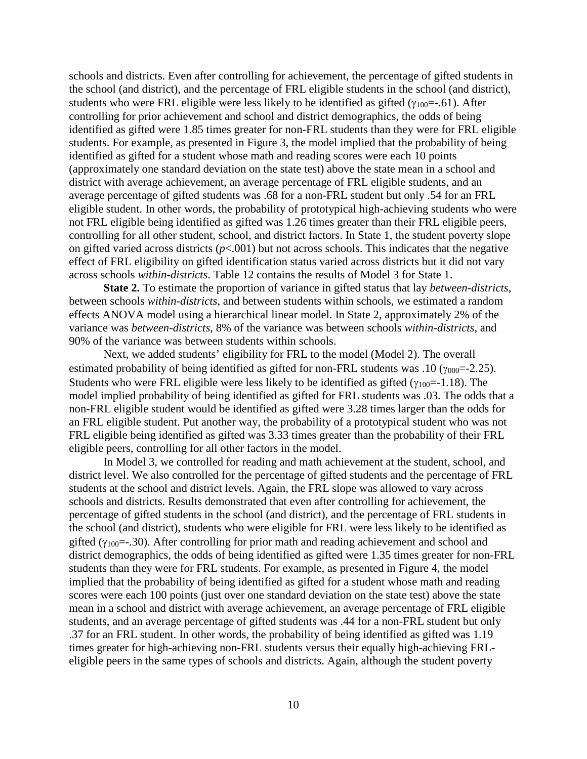schools and districts. Even after controlling for achievement, the percentage of gifted students in the school (and district), and the percentage of FRL eligible students in the school (and district), students who were FRL eligible were less likely to be identified as gifted ($\gamma_{100}$=-.61). After controlling for prior achievement and school and district demographics, the odds of being identified as gifted were 1.85 times greater for non-FRL students than they were for FRL eligible students. For example, as presented in Figure 3, the model implied that the probability of being identified as gifted for a student whose math and reading scores were each 10 points (approximately one standard deviation on the state test) above the state mean in a school and district with average achievement, an average percentage of FRL eligible students, and an average percentage of gifted students was .68 for a non-FRL student but only .54 for an FRL eligible student. In other words, the probability of prototypical high-achieving students who were not FRL eligible being identified as gifted was 1.26 times greater than their FRL eligible peers, controlling for all other student, school, and district factors. In State 1, the student poverty slope on gifted varied across districts ($p$<.001) but not across schools. This indicates that the negative effect of FRL eligibility on gifted identification status varied across districts but it did not vary across schools *within-districts*. Table 12 contains the results of Model 3 for State 1.

**State 2.** To estimate the proportion of variance in gifted status that lay *between-districts*, between schools *within-districts*, and between students within schools, we estimated a random effects ANOVA model using a hierarchical linear model. In State 2, approximately 2% of the variance was *between-districts*, 8% of the variance was between schools *within-districts*, and 90% of the variance was between students within schools.

Next, we added students' eligibility for FRL to the model (Model 2). The overall estimated probability of being identified as gifted for non-FRL students was .10 ($\gamma_{000}$=-2.25). Students who were FRL eligible were less likely to be identified as gifted ($\gamma_{100}$=-1.18). The model implied probability of being identified as gifted for FRL students was .03. The odds that a non-FRL eligible student would be identified as gifted were 3.28 times larger than the odds for an FRL eligible student. Put another way, the probability of a prototypical student who was not FRL eligible being identified as gifted was 3.33 times greater than the probability of their FRL eligible peers, controlling for all other factors in the model.

In Model 3, we controlled for reading and math achievement at the student, school, and district level. We also controlled for the percentage of gifted students and the percentage of FRL students at the school and district levels. Again, the FRL slope was allowed to vary across schools and districts. Results demonstrated that even after controlling for achievement, the percentage of gifted students in the school (and district), and the percentage of FRL students in the school (and district), students who were eligible for FRL were less likely to be identified as gifted ($\gamma_{100}$=-.30). After controlling for prior math and reading achievement and school and district demographics, the odds of being identified as gifted were 1.35 times greater for non-FRL students than they were for FRL students. For example, as presented in Figure 4, the model implied that the probability of being identified as gifted for a student whose math and reading scores were each 100 points (just over one standard deviation on the state test) above the state mean in a school and district with average achievement, an average percentage of FRL eligible students, and an average percentage of gifted students was .44 for a non-FRL student but only .37 for an FRL student. In other words, the probability of being identified as gifted was 1.19 times greater for high-achieving non-FRL students versus their equally high-achieving FRL-eligible peers in the same types of schools and districts. Again, although the student poverty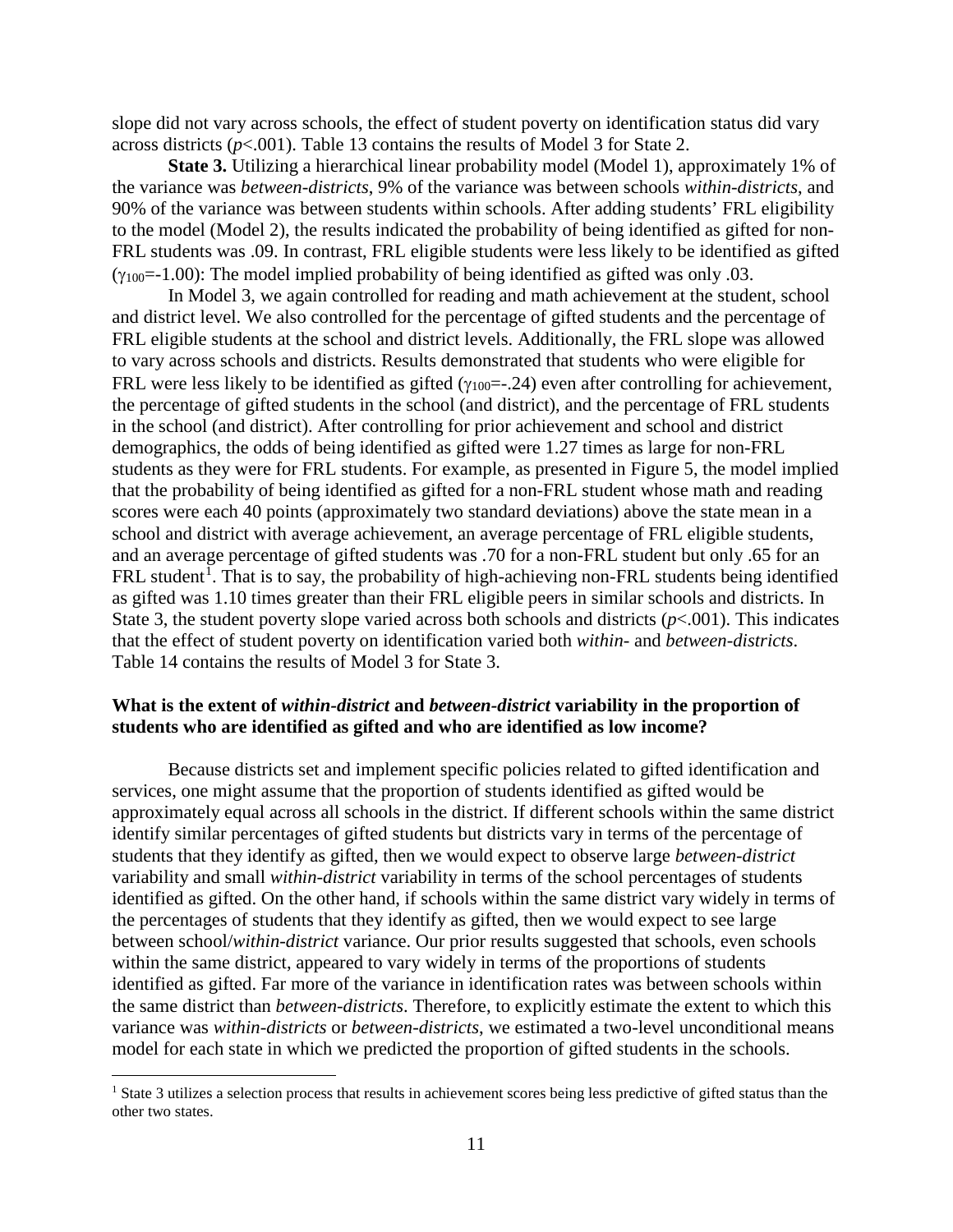slope did not vary across schools, the effect of student poverty on identification status did vary across districts ($p$<.001). Table 13 contains the results of Model 3 for State 2.

**State 3.** Utilizing a hierarchical linear probability model (Model 1), approximately 1% of the variance was *between-districts*, 9% of the variance was between schools *within-districts*, and 90% of the variance was between students within schools. After adding students' FRL eligibility to the model (Model 2), the results indicated the probability of being identified as gifted for non-FRL students was .09. In contrast, FRL eligible students were less likely to be identified as gifted ($\gamma_{100}$=-1.00): The model implied probability of being identified as gifted was only .03.

In Model 3, we again controlled for reading and math achievement at the student, school and district level. We also controlled for the percentage of gifted students and the percentage of FRL eligible students at the school and district levels. Additionally, the FRL slope was allowed to vary across schools and districts. Results demonstrated that students who were eligible for FRL were less likely to be identified as gifted ($\gamma_{100}$=-.24) even after controlling for achievement, the percentage of gifted students in the school (and district), and the percentage of FRL students in the school (and district). After controlling for prior achievement and school and district demographics, the odds of being identified as gifted were 1.27 times as large for non-FRL students as they were for FRL students. For example, as presented in Figure 5, the model implied that the probability of being identified as gifted for a non-FRL student whose math and reading scores were each 40 points (approximately two standard deviations) above the state mean in a school and district with average achievement, an average percentage of FRL eligible students, and an average percentage of gifted students was .70 for a non-FRL student but only .65 for an FRL student[1]. That is to say, the probability of high-achieving non-FRL students being identified as gifted was 1.10 times greater than their FRL eligible peers in similar schools and districts. In State 3, the student poverty slope varied across both schools and districts ($p$<.001). This indicates that the effect of student poverty on identification varied both *within-* and *between-districts*. Table 14 contains the results of Model 3 for State 3.

### What is the extent of *within-district* and *between-district* variability in the proportion of students who are identified as gifted and who are identified as low income?

Because districts set and implement specific policies related to gifted identification and services, one might assume that the proportion of students identified as gifted would be approximately equal across all schools in the district. If different schools within the same district identify similar percentages of gifted students but districts vary in terms of the percentage of students that they identify as gifted, then we would expect to observe large *between-district* variability and small *within-district* variability in terms of the school percentages of students identified as gifted. On the other hand, if schools within the same district vary widely in terms of the percentages of students that they identify as gifted, then we would expect to see large between school/*within-district* variance. Our prior results suggested that schools, even schools within the same district, appeared to vary widely in terms of the proportions of students identified as gifted. Far more of the variance in identification rates was between schools within the same district than *between-districts*. Therefore, to explicitly estimate the extent to which this variance was *within-districts* or *between-districts*, we estimated a two-level unconditional means model for each state in which we predicted the proportion of gifted students in the schools.

[1] State 3 utilizes a selection process that results in achievement scores being less predictive of gifted status than the other two states.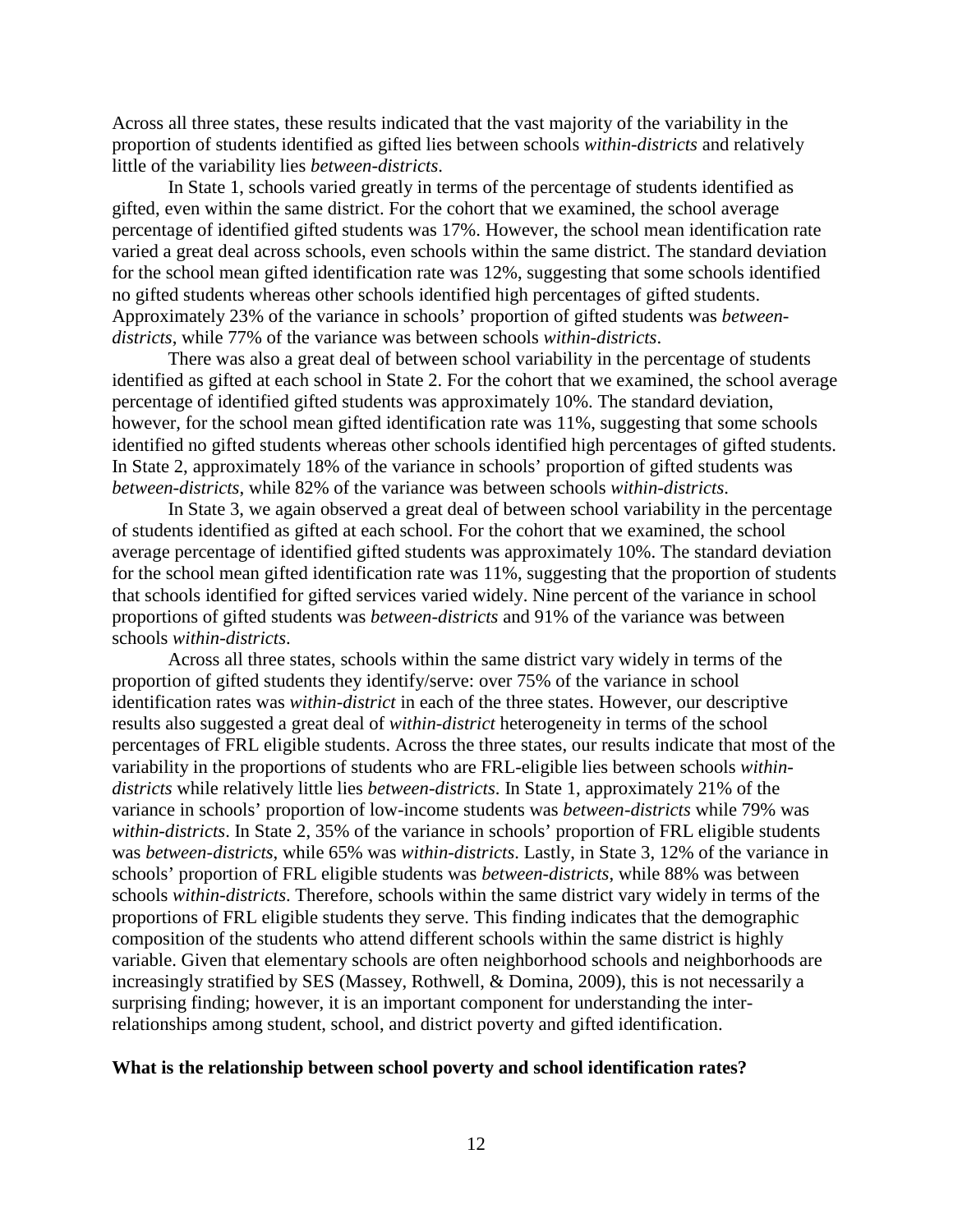Across all three states, these results indicated that the vast majority of the variability in the proportion of students identified as gifted lies between schools *within-districts* and relatively little of the variability lies *between-districts*.

In State 1, schools varied greatly in terms of the percentage of students identified as gifted, even within the same district. For the cohort that we examined, the school average percentage of identified gifted students was 17%. However, the school mean identification rate varied a great deal across schools, even schools within the same district. The standard deviation for the school mean gifted identification rate was 12%, suggesting that some schools identified no gifted students whereas other schools identified high percentages of gifted students. Approximately 23% of the variance in schools' proportion of gifted students was *between-districts*, while 77% of the variance was between schools *within-districts*.

There was also a great deal of between school variability in the percentage of students identified as gifted at each school in State 2. For the cohort that we examined, the school average percentage of identified gifted students was approximately 10%. The standard deviation, however, for the school mean gifted identification rate was 11%, suggesting that some schools identified no gifted students whereas other schools identified high percentages of gifted students. In State 2, approximately 18% of the variance in schools' proportion of gifted students was *between-districts*, while 82% of the variance was between schools *within-districts*.

In State 3, we again observed a great deal of between school variability in the percentage of students identified as gifted at each school. For the cohort that we examined, the school average percentage of identified gifted students was approximately 10%. The standard deviation for the school mean gifted identification rate was 11%, suggesting that the proportion of students that schools identified for gifted services varied widely. Nine percent of the variance in school proportions of gifted students was *between-districts* and 91% of the variance was between schools *within-districts*.

Across all three states, schools within the same district vary widely in terms of the proportion of gifted students they identify/serve: over 75% of the variance in school identification rates was *within-district* in each of the three states. However, our descriptive results also suggested a great deal of *within-district* heterogeneity in terms of the school percentages of FRL eligible students. Across the three states, our results indicate that most of the variability in the proportions of students who are FRL-eligible lies between schools *within-districts* while relatively little lies *between-districts*. In State 1, approximately 21% of the variance in schools' proportion of low-income students was *between-districts* while 79% was *within-districts*. In State 2, 35% of the variance in schools' proportion of FRL eligible students was *between-districts*, while 65% was *within-districts*. Lastly, in State 3, 12% of the variance in schools' proportion of FRL eligible students was *between-districts*, while 88% was between schools *within-districts*. Therefore, schools within the same district vary widely in terms of the proportions of FRL eligible students they serve. This finding indicates that the demographic composition of the students who attend different schools within the same district is highly variable. Given that elementary schools are often neighborhood schools and neighborhoods are increasingly stratified by SES (Massey, Rothwell, & Domina, 2009), this is not necessarily a surprising finding; however, it is an important component for understanding the inter-relationships among student, school, and district poverty and gifted identification.

**What is the relationship between school poverty and school identification rates?**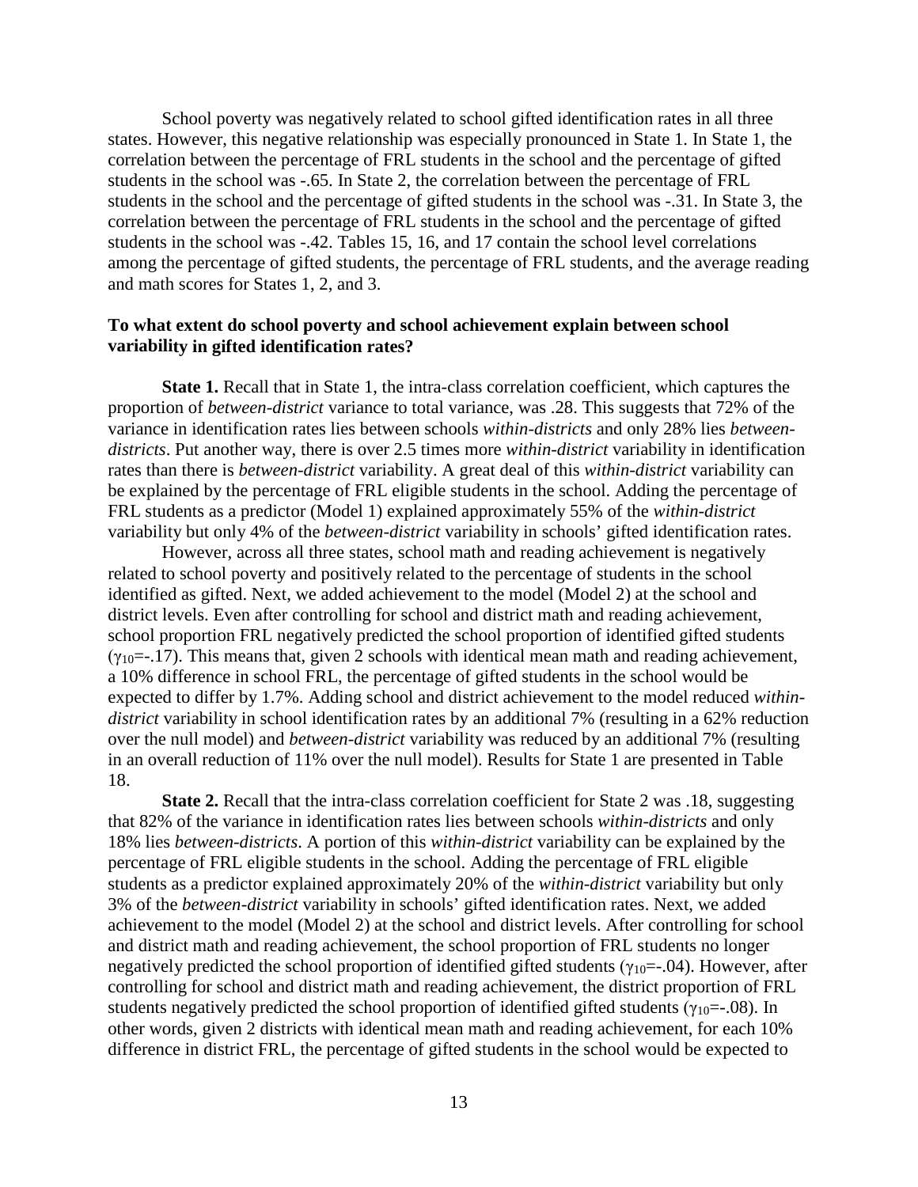School poverty was negatively related to school gifted identification rates in all three states. However, this negative relationship was especially pronounced in State 1. In State 1, the correlation between the percentage of FRL students in the school and the percentage of gifted students in the school was -.65. In State 2, the correlation between the percentage of FRL students in the school and the percentage of gifted students in the school was -.31. In State 3, the correlation between the percentage of FRL students in the school and the percentage of gifted students in the school was -.42. Tables 15, 16, and 17 contain the school level correlations among the percentage of gifted students, the percentage of FRL students, and the average reading and math scores for States 1, 2, and 3.

### To what extent do school poverty and school achievement explain between school variability in gifted identification rates?

**State 1.** Recall that in State 1, the intra-class correlation coefficient, which captures the proportion of *between-district* variance to total variance, was .28. This suggests that 72% of the variance in identification rates lies between schools *within-districts* and only 28% lies *between-districts*. Put another way, there is over 2.5 times more *within-district* variability in identification rates than there is *between-district* variability. A great deal of this *within-district* variability can be explained by the percentage of FRL eligible students in the school. Adding the percentage of FRL students as a predictor (Model 1) explained approximately 55% of the *within-district* variability but only 4% of the *between-district* variability in schools' gifted identification rates.

However, across all three states, school math and reading achievement is negatively related to school poverty and positively related to the percentage of students in the school identified as gifted. Next, we added achievement to the model (Model 2) at the school and district levels. Even after controlling for school and district math and reading achievement, school proportion FRL negatively predicted the school proportion of identified gifted students ($\gamma_{10}$=-.17). This means that, given 2 schools with identical mean math and reading achievement, a 10% difference in school FRL, the percentage of gifted students in the school would be expected to differ by 1.7%. Adding school and district achievement to the model reduced *within-district* variability in school identification rates by an additional 7% (resulting in a 62% reduction over the null model) and *between-district* variability was reduced by an additional 7% (resulting in an overall reduction of 11% over the null model). Results for State 1 are presented in Table 18.

**State 2.** Recall that the intra-class correlation coefficient for State 2 was .18, suggesting that 82% of the variance in identification rates lies between schools *within-districts* and only 18% lies *between-districts*. A portion of this *within-district* variability can be explained by the percentage of FRL eligible students in the school. Adding the percentage of FRL eligible students as a predictor explained approximately 20% of the *within-district* variability but only 3% of the *between-district* variability in schools' gifted identification rates. Next, we added achievement to the model (Model 2) at the school and district levels. After controlling for school and district math and reading achievement, the school proportion of FRL students no longer negatively predicted the school proportion of identified gifted students ($\gamma_{10}$=-.04). However, after controlling for school and district math and reading achievement, the district proportion of FRL students negatively predicted the school proportion of identified gifted students ($\gamma_{10}$=-.08). In other words, given 2 districts with identical mean math and reading achievement, for each 10% difference in district FRL, the percentage of gifted students in the school would be expected to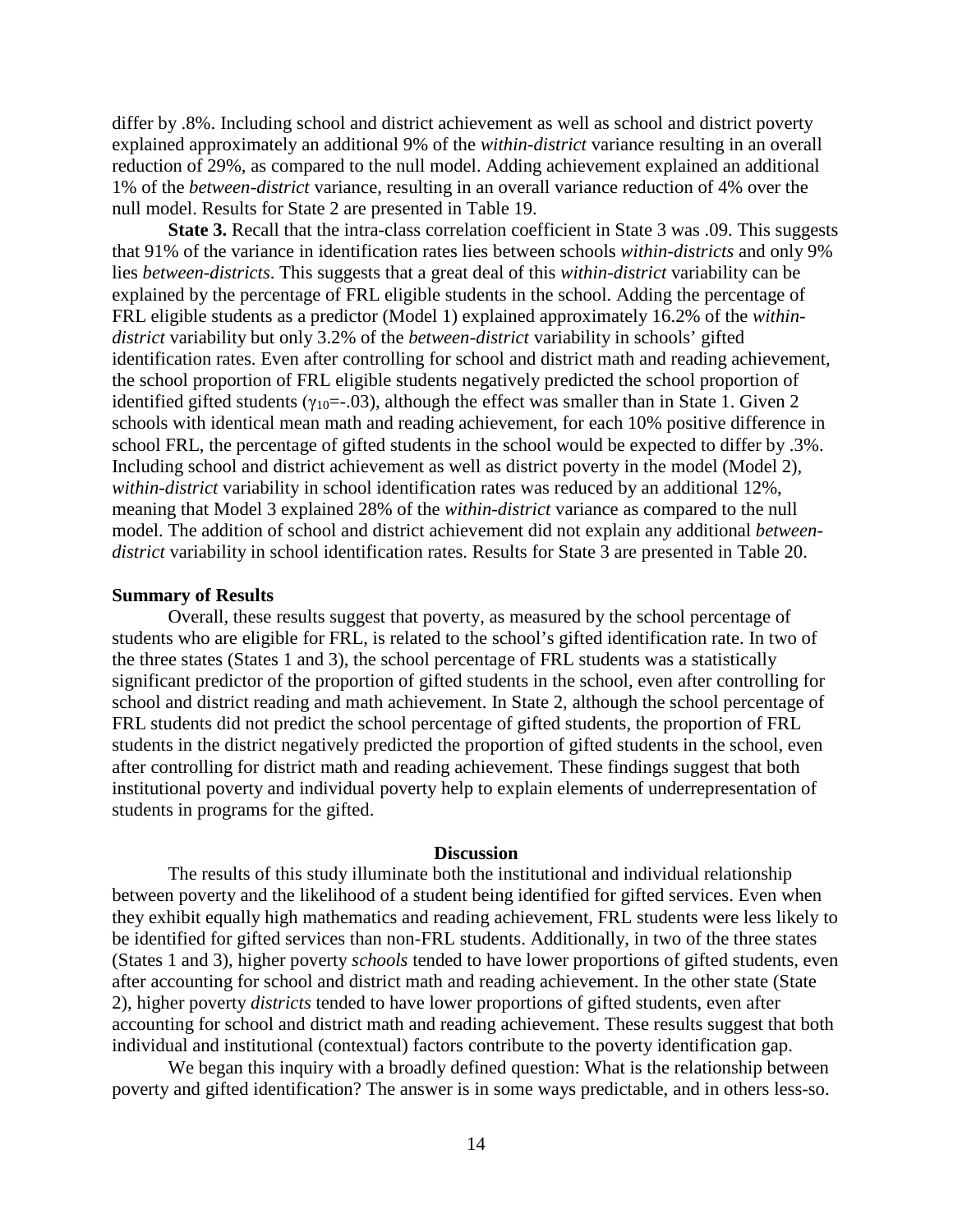differ by .8%. Including school and district achievement as well as school and district poverty explained approximately an additional 9% of the *within-district* variance resulting in an overall reduction of 29%, as compared to the null model. Adding achievement explained an additional 1% of the *between-district* variance, resulting in an overall variance reduction of 4% over the null model. Results for State 2 are presented in Table 19.

**State 3.** Recall that the intra-class correlation coefficient in State 3 was .09. This suggests that 91% of the variance in identification rates lies between schools *within-districts* and only 9% lies *between-districts*. This suggests that a great deal of this *within-district* variability can be explained by the percentage of FRL eligible students in the school. Adding the percentage of FRL eligible students as a predictor (Model 1) explained approximately 16.2% of the *within-district* variability but only 3.2% of the *between-district* variability in schools' gifted identification rates. Even after controlling for school and district math and reading achievement, the school proportion of FRL eligible students negatively predicted the school proportion of identified gifted students ($\gamma_{10}$=-.03), although the effect was smaller than in State 1. Given 2 schools with identical mean math and reading achievement, for each 10% positive difference in school FRL, the percentage of gifted students in the school would be expected to differ by .3%. Including school and district achievement as well as district poverty in the model (Model 2), *within-district* variability in school identification rates was reduced by an additional 12%, meaning that Model 3 explained 28% of the *within-district* variance as compared to the null model. The addition of school and district achievement did not explain any additional *between-district* variability in school identification rates. Results for State 3 are presented in Table 20.

### Summary of Results

Overall, these results suggest that poverty, as measured by the school percentage of students who are eligible for FRL, is related to the school's gifted identification rate. In two of the three states (States 1 and 3), the school percentage of FRL students was a statistically significant predictor of the proportion of gifted students in the school, even after controlling for school and district reading and math achievement. In State 2, although the school percentage of FRL students did not predict the school percentage of gifted students, the proportion of FRL students in the district negatively predicted the proportion of gifted students in the school, even after controlling for district math and reading achievement. These findings suggest that both institutional poverty and individual poverty help to explain elements of underrepresentation of students in programs for the gifted.

## Discussion

The results of this study illuminate both the institutional and individual relationship between poverty and the likelihood of a student being identified for gifted services. Even when they exhibit equally high mathematics and reading achievement, FRL students were less likely to be identified for gifted services than non-FRL students. Additionally, in two of the three states (States 1 and 3), higher poverty *schools* tended to have lower proportions of gifted students, even after accounting for school and district math and reading achievement. In the other state (State 2), higher poverty *districts* tended to have lower proportions of gifted students, even after accounting for school and district math and reading achievement. These results suggest that both individual and institutional (contextual) factors contribute to the poverty identification gap.

We began this inquiry with a broadly defined question: What is the relationship between poverty and gifted identification? The answer is in some ways predictable, and in others less-so.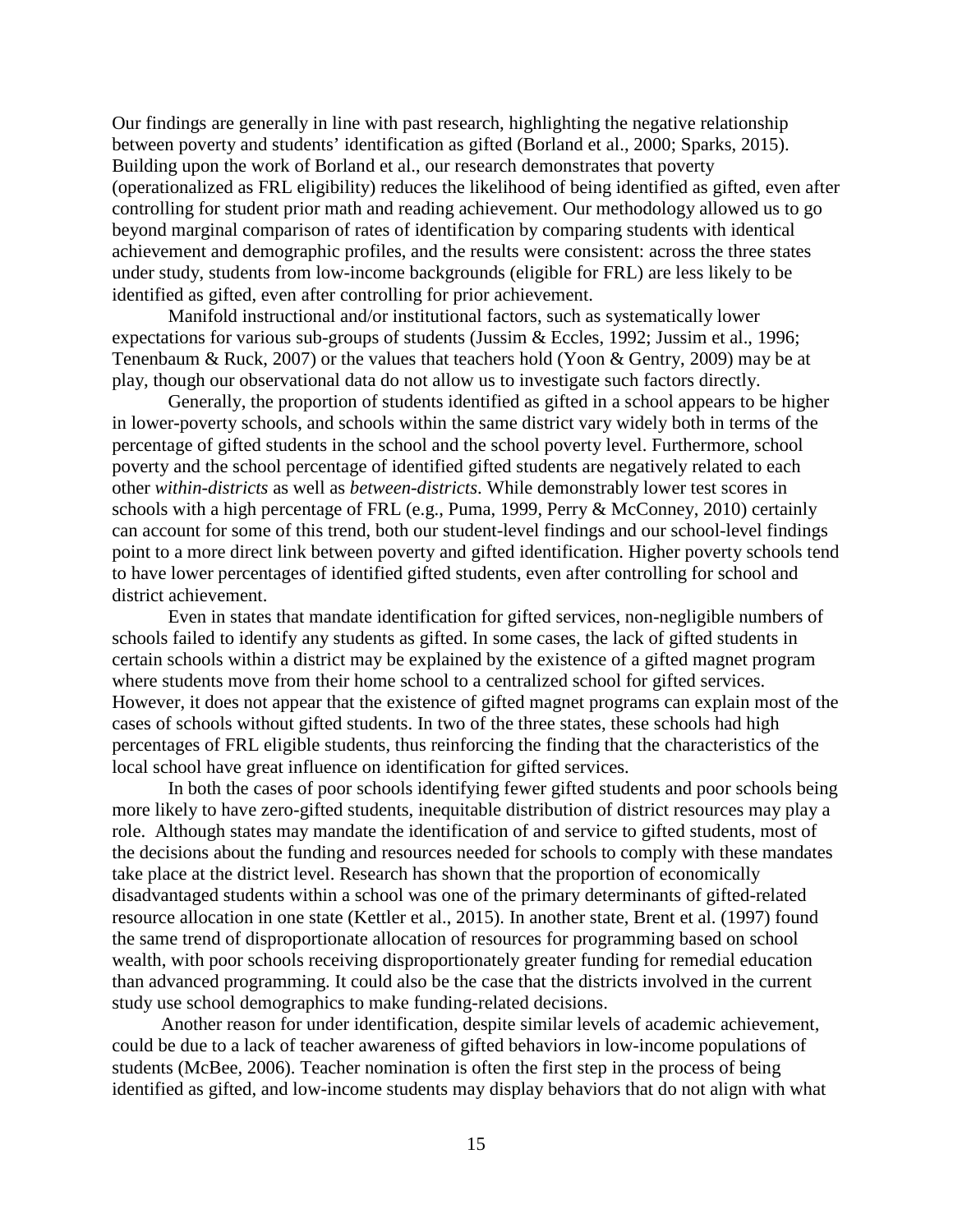Our findings are generally in line with past research, highlighting the negative relationship between poverty and students' identification as gifted (Borland et al., 2000; Sparks, 2015). Building upon the work of Borland et al., our research demonstrates that poverty (operationalized as FRL eligibility) reduces the likelihood of being identified as gifted, even after controlling for student prior math and reading achievement. Our methodology allowed us to go beyond marginal comparison of rates of identification by comparing students with identical achievement and demographic profiles, and the results were consistent: across the three states under study, students from low-income backgrounds (eligible for FRL) are less likely to be identified as gifted, even after controlling for prior achievement.

Manifold instructional and/or institutional factors, such as systematically lower expectations for various sub-groups of students (Jussim & Eccles, 1992; Jussim et al., 1996; Tenenbaum & Ruck, 2007) or the values that teachers hold (Yoon & Gentry, 2009) may be at play, though our observational data do not allow us to investigate such factors directly.

Generally, the proportion of students identified as gifted in a school appears to be higher in lower-poverty schools, and schools within the same district vary widely both in terms of the percentage of gifted students in the school and the school poverty level. Furthermore, school poverty and the school percentage of identified gifted students are negatively related to each other *within-districts* as well as *between-districts*. While demonstrably lower test scores in schools with a high percentage of FRL (e.g., Puma, 1999, Perry & McConney, 2010) certainly can account for some of this trend, both our student-level findings and our school-level findings point to a more direct link between poverty and gifted identification. Higher poverty schools tend to have lower percentages of identified gifted students, even after controlling for school and district achievement.

Even in states that mandate identification for gifted services, non-negligible numbers of schools failed to identify any students as gifted. In some cases, the lack of gifted students in certain schools within a district may be explained by the existence of a gifted magnet program where students move from their home school to a centralized school for gifted services. However, it does not appear that the existence of gifted magnet programs can explain most of the cases of schools without gifted students. In two of the three states, these schools had high percentages of FRL eligible students, thus reinforcing the finding that the characteristics of the local school have great influence on identification for gifted services.

In both the cases of poor schools identifying fewer gifted students and poor schools being more likely to have zero-gifted students, inequitable distribution of district resources may play a role. Although states may mandate the identification of and service to gifted students, most of the decisions about the funding and resources needed for schools to comply with these mandates take place at the district level. Research has shown that the proportion of economically disadvantaged students within a school was one of the primary determinants of gifted-related resource allocation in one state (Kettler et al., 2015). In another state, Brent et al. (1997) found the same trend of disproportionate allocation of resources for programming based on school wealth, with poor schools receiving disproportionately greater funding for remedial education than advanced programming. It could also be the case that the districts involved in the current study use school demographics to make funding-related decisions.

Another reason for under identification, despite similar levels of academic achievement, could be due to a lack of teacher awareness of gifted behaviors in low-income populations of students (McBee, 2006). Teacher nomination is often the first step in the process of being identified as gifted, and low-income students may display behaviors that do not align with what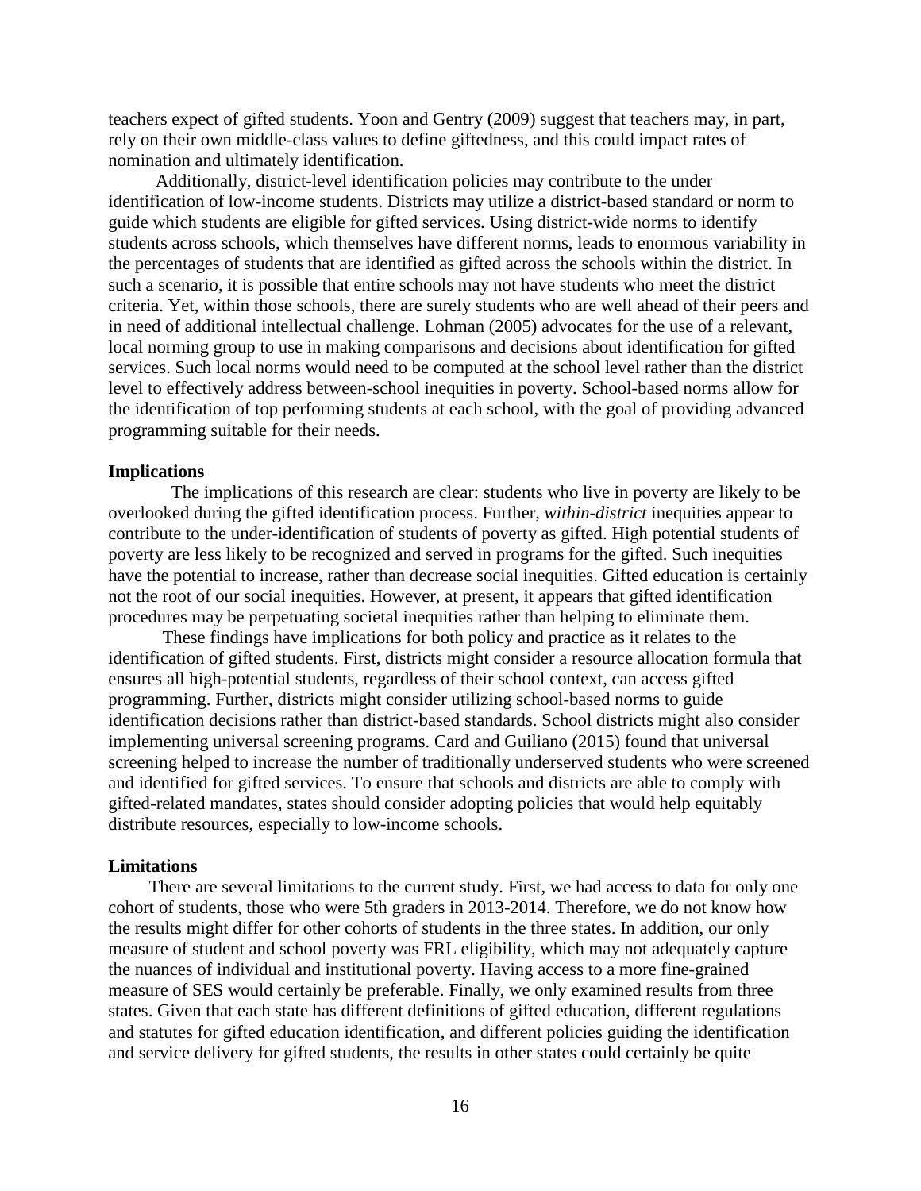teachers expect of gifted students. Yoon and Gentry (2009) suggest that teachers may, in part, rely on their own middle-class values to define giftedness, and this could impact rates of nomination and ultimately identification.

Additionally, district-level identification policies may contribute to the under identification of low-income students. Districts may utilize a district-based standard or norm to guide which students are eligible for gifted services. Using district-wide norms to identify students across schools, which themselves have different norms, leads to enormous variability in the percentages of students that are identified as gifted across the schools within the district. In such a scenario, it is possible that entire schools may not have students who meet the district criteria. Yet, within those schools, there are surely students who are well ahead of their peers and in need of additional intellectual challenge. Lohman (2005) advocates for the use of a relevant, local norming group to use in making comparisons and decisions about identification for gifted services. Such local norms would need to be computed at the school level rather than the district level to effectively address between-school inequities in poverty. School-based norms allow for the identification of top performing students at each school, with the goal of providing advanced programming suitable for their needs.

**Implications**

The implications of this research are clear: students who live in poverty are likely to be overlooked during the gifted identification process. Further, *within-district* inequities appear to contribute to the under-identification of students of poverty as gifted. High potential students of poverty are less likely to be recognized and served in programs for the gifted. Such inequities have the potential to increase, rather than decrease social inequities. Gifted education is certainly not the root of our social inequities. However, at present, it appears that gifted identification procedures may be perpetuating societal inequities rather than helping to eliminate them.

These findings have implications for both policy and practice as it relates to the identification of gifted students. First, districts might consider a resource allocation formula that ensures all high-potential students, regardless of their school context, can access gifted programming. Further, districts might consider utilizing school-based norms to guide identification decisions rather than district-based standards. School districts might also consider implementing universal screening programs. Card and Guiliano (2015) found that universal screening helped to increase the number of traditionally underserved students who were screened and identified for gifted services. To ensure that schools and districts are able to comply with gifted-related mandates, states should consider adopting policies that would help equitably distribute resources, especially to low-income schools.

**Limitations**

There are several limitations to the current study. First, we had access to data for only one cohort of students, those who were 5th graders in 2013-2014. Therefore, we do not know how the results might differ for other cohorts of students in the three states. In addition, our only measure of student and school poverty was FRL eligibility, which may not adequately capture the nuances of individual and institutional poverty. Having access to a more fine-grained measure of SES would certainly be preferable. Finally, we only examined results from three states. Given that each state has different definitions of gifted education, different regulations and statutes for gifted education identification, and different policies guiding the identification and service delivery for gifted students, the results in other states could certainly be quite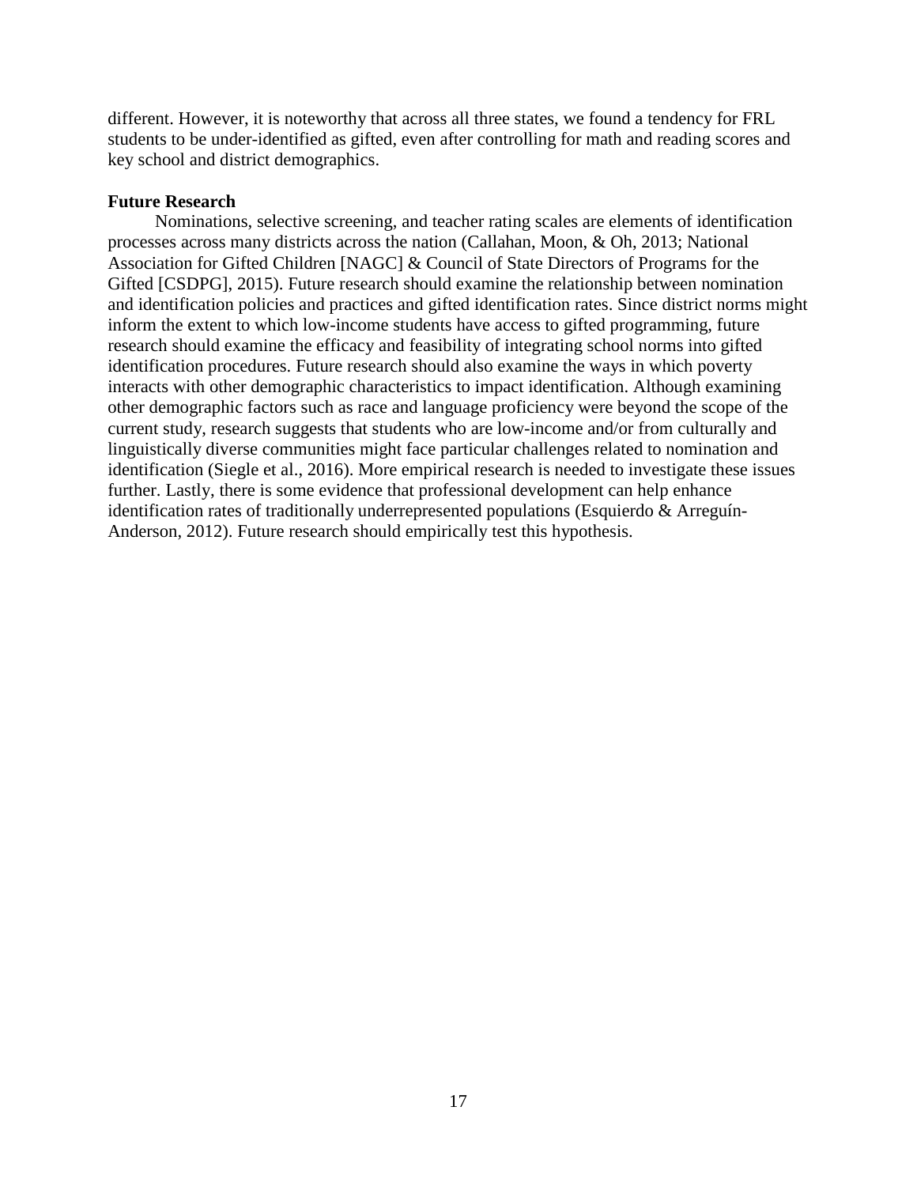different. However, it is noteworthy that across all three states, we found a tendency for FRL students to be under-identified as gifted, even after controlling for math and reading scores and key school and district demographics.

**Future Research**

Nominations, selective screening, and teacher rating scales are elements of identification processes across many districts across the nation (Callahan, Moon, & Oh, 2013; National Association for Gifted Children [NAGC] & Council of State Directors of Programs for the Gifted [CSDPG], 2015). Future research should examine the relationship between nomination and identification policies and practices and gifted identification rates. Since district norms might inform the extent to which low-income students have access to gifted programming, future research should examine the efficacy and feasibility of integrating school norms into gifted identification procedures. Future research should also examine the ways in which poverty interacts with other demographic characteristics to impact identification. Although examining other demographic factors such as race and language proficiency were beyond the scope of the current study, research suggests that students who are low-income and/or from culturally and linguistically diverse communities might face particular challenges related to nomination and identification (Siegle et al., 2016). More empirical research is needed to investigate these issues further. Lastly, there is some evidence that professional development can help enhance identification rates of traditionally underrepresented populations (Esquierdo & Arreguín-Anderson, 2012). Future research should empirically test this hypothesis.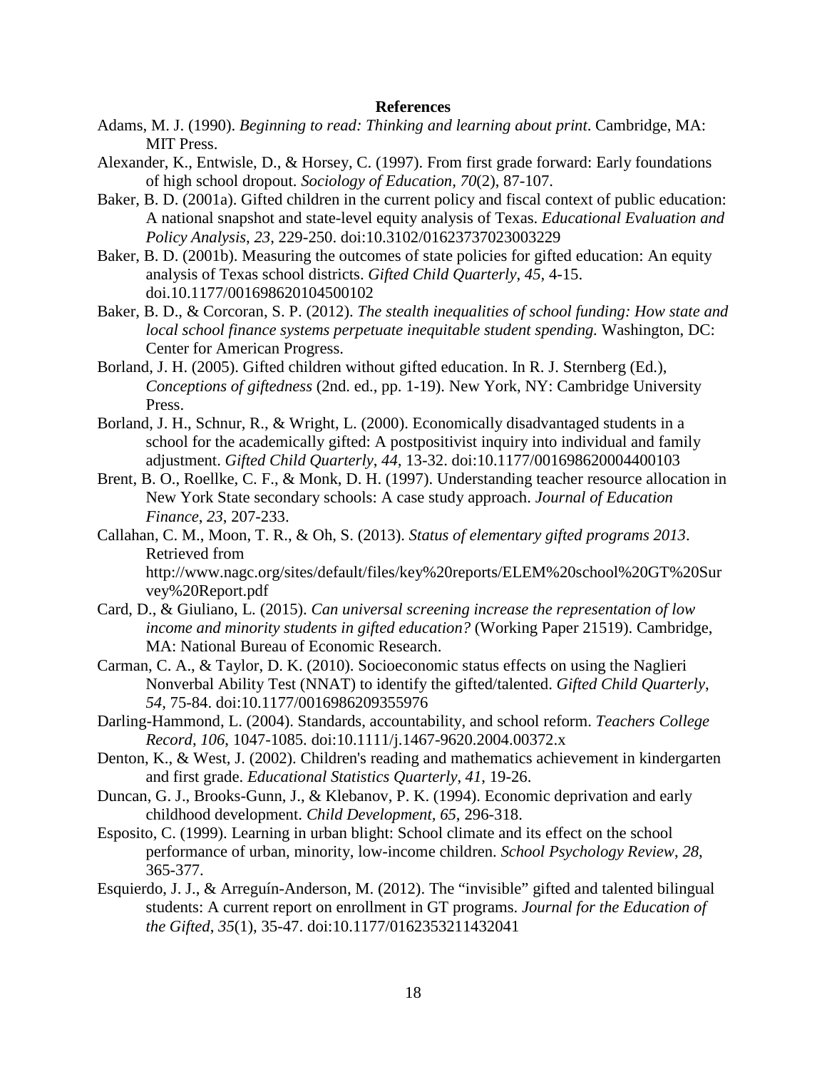# References

Adams, M. J. (1990). *Beginning to read: Thinking and learning about print*. Cambridge, MA: MIT Press.

Alexander, K., Entwisle, D., & Horsey, C. (1997). From first grade forward: Early foundations of high school dropout. *Sociology of Education, 70*(2), 87-107.

Baker, B. D. (2001a). Gifted children in the current policy and fiscal context of public education: A national snapshot and state-level equity analysis of Texas. *Educational Evaluation and Policy Analysis*, *23*, 229-250. doi:10.3102/01623737023003229

Baker, B. D. (2001b). Measuring the outcomes of state policies for gifted education: An equity analysis of Texas school districts. *Gifted Child Quarterly*, *45*, 4-15. doi.10.1177/001698620104500102

Baker, B. D., & Corcoran, S. P. (2012). *The stealth inequalities of school funding: How state and local school finance systems perpetuate inequitable student spending.* Washington, DC: Center for American Progress.

Borland, J. H. (2005). Gifted children without gifted education. In R. J. Sternberg (Ed.), *Conceptions of giftedness* (2nd. ed., pp. 1-19). New York, NY: Cambridge University Press.

Borland, J. H., Schnur, R., & Wright, L. (2000). Economically disadvantaged students in a school for the academically gifted: A postpositivist inquiry into individual and family adjustment. *Gifted Child Quarterly*, *44*, 13-32. doi:10.1177/001698620004400103

Brent, B. O., Roellke, C. F., & Monk, D. H. (1997). Understanding teacher resource allocation in New York State secondary schools: A case study approach. *Journal of Education Finance*, *23*, 207-233.

Callahan, C. M., Moon, T. R., & Oh, S. (2013). *Status of elementary gifted programs 2013*. Retrieved from http://www.nagc.org/sites/default/files/key%20reports/ELEM%20school%20GT%20Survey%20Report.pdf

Card, D., & Giuliano, L. (2015). *Can universal screening increase the representation of low income and minority students in gifted education?* (Working Paper 21519). Cambridge, MA: National Bureau of Economic Research.

Carman, C. A., & Taylor, D. K. (2010). Socioeconomic status effects on using the Naglieri Nonverbal Ability Test (NNAT) to identify the gifted/talented. *Gifted Child Quarterly*, *54*, 75-84. doi:10.1177/0016986209355976

Darling-Hammond, L. (2004). Standards, accountability, and school reform. *Teachers College Record*, *106*, 1047-1085. doi:10.1111/j.1467-9620.2004.00372.x

Denton, K., & West, J. (2002). Children's reading and mathematics achievement in kindergarten and first grade. *Educational Statistics Quarterly*, *41*, 19-26.

Duncan, G. J., Brooks-Gunn, J., & Klebanov, P. K. (1994). Economic deprivation and early childhood development. *Child Development, 65*, 296-318.

Esposito, C. (1999). Learning in urban blight: School climate and its effect on the school performance of urban, minority, low-income children. *School Psychology Review*, *28*, 365-377.

Esquierdo, J. J., & Arreguín-Anderson, M. (2012). The "invisible" gifted and talented bilingual students: A current report on enrollment in GT programs. *Journal for the Education of the Gifted*, *35*(1), 35-47. doi:10.1177/0162353211432041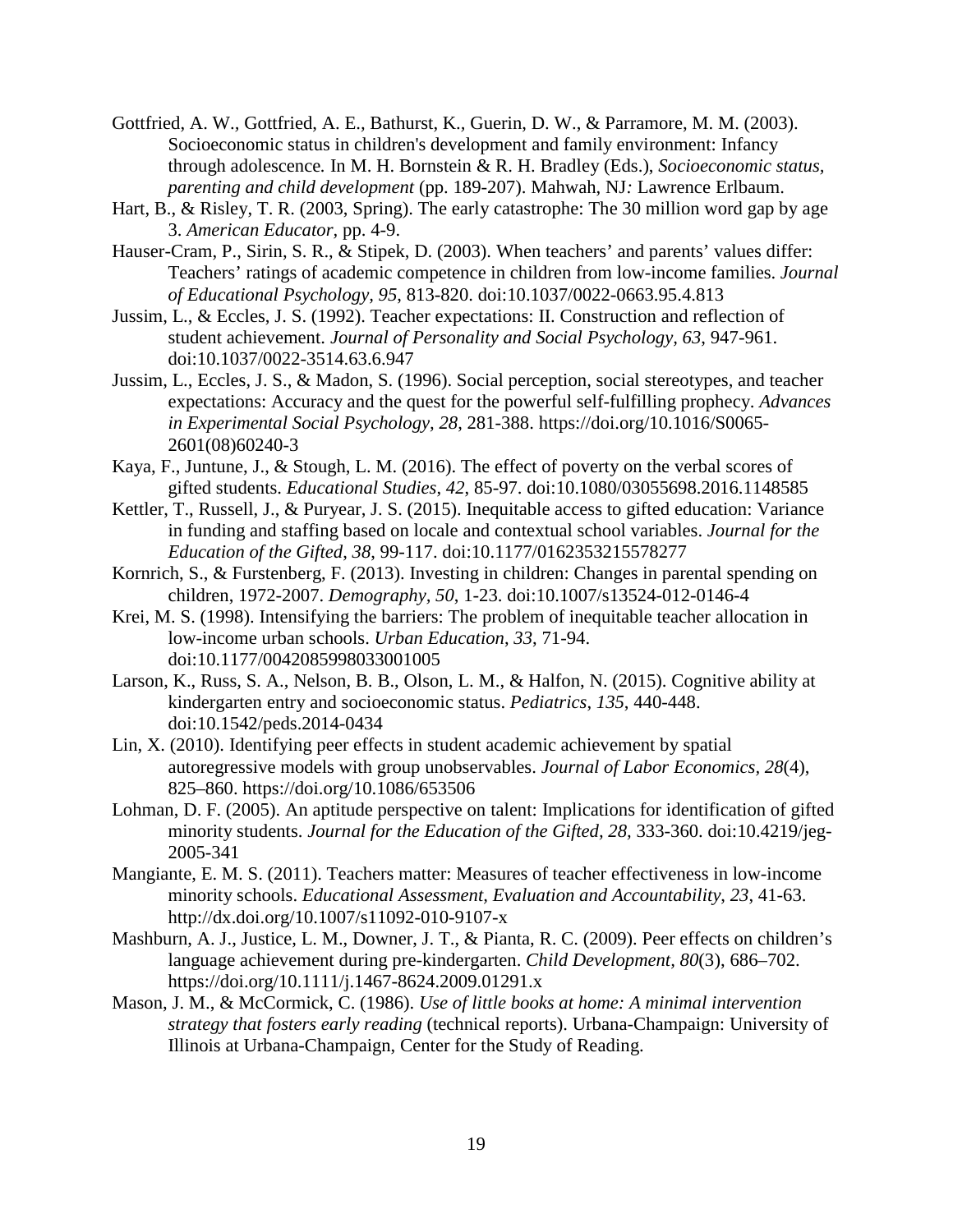Gottfried, A. W., Gottfried, A. E., Bathurst, K., Guerin, D. W., & Parramore, M. M. (2003). Socioeconomic status in children's development and family environment: Infancy through adolescence*.* In M. H. Bornstein & R. H. Bradley (Eds.), *Socioeconomic status, parenting and child development* (pp. 189-207). Mahwah, NJ*:* Lawrence Erlbaum.

Hart, B., & Risley, T. R. (2003, Spring). The early catastrophe: The 30 million word gap by age 3. *American Educator*, pp. 4-9.

Hauser-Cram, P., Sirin, S. R., & Stipek, D. (2003). When teachers' and parents' values differ: Teachers' ratings of academic competence in children from low-income families. *Journal of Educational Psychology, 95*, 813-820. doi:10.1037/0022-0663.95.4.813

Jussim, L., & Eccles, J. S. (1992). Teacher expectations: II. Construction and reflection of student achievement. *Journal of Personality and Social Psychology, 63*, 947-961. doi:10.1037/0022-3514.63.6.947

Jussim, L., Eccles, J. S., & Madon, S. (1996). Social perception, social stereotypes, and teacher expectations: Accuracy and the quest for the powerful self-fulfilling prophecy. *Advances in Experimental Social Psychology, 28*, 281-388. https://doi.org/10.1016/S0065-2601(08)60240-3

Kaya, F., Juntune, J., & Stough, L. M. (2016). The effect of poverty on the verbal scores of gifted students. *Educational Studies*, *42*, 85-97. doi:10.1080/03055698.2016.1148585

Kettler, T., Russell, J., & Puryear, J. S. (2015). Inequitable access to gifted education: Variance in funding and staffing based on locale and contextual school variables. *Journal for the Education of the Gifted*, *38*, 99-117. doi:10.1177/0162353215578277

Kornrich, S., & Furstenberg, F. (2013). Investing in children: Changes in parental spending on children, 1972-2007. *Demography, 50*, 1-23. doi:10.1007/s13524-012-0146-4

Krei, M. S. (1998). Intensifying the barriers: The problem of inequitable teacher allocation in low-income urban schools. *Urban Education*, *33*, 71-94. doi:10.1177/0042085998033001005

Larson, K., Russ, S. A., Nelson, B. B., Olson, L. M., & Halfon, N. (2015). Cognitive ability at kindergarten entry and socioeconomic status. *Pediatrics*, *135*, 440-448. doi:10.1542/peds.2014-0434

Lin, X. (2010). Identifying peer effects in student academic achievement by spatial autoregressive models with group unobservables. *Journal of Labor Economics*, *28*(4), 825–860. https://doi.org/10.1086/653506

Lohman, D. F. (2005). An aptitude perspective on talent: Implications for identification of gifted minority students. *Journal for the Education of the Gifted, 28*, 333-360. doi:10.4219/jeg-2005-341

Mangiante, E. M. S. (2011). Teachers matter: Measures of teacher effectiveness in low-income minority schools. *Educational Assessment, Evaluation and Accountability*, *23*, 41-63. http://dx.doi.org/10.1007/s11092-010-9107-x

Mashburn, A. J., Justice, L. M., Downer, J. T., & Pianta, R. C. (2009). Peer effects on children's language achievement during pre-kindergarten. *Child Development, 80*(3), 686–702. https://doi.org/10.1111/j.1467-8624.2009.01291.x

Mason, J. M., & McCormick, C. (1986). *Use of little books at home: A minimal intervention strategy that fosters early reading* (technical reports). Urbana-Champaign: University of Illinois at Urbana-Champaign, Center for the Study of Reading.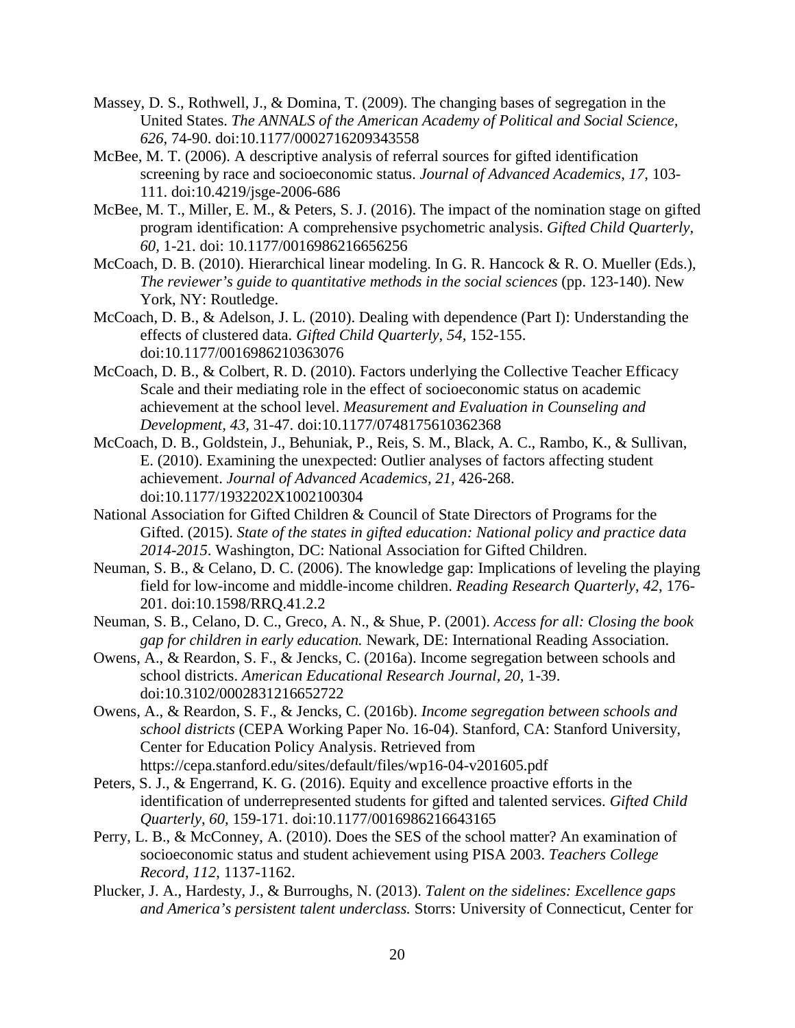Massey, D. S., Rothwell, J., & Domina, T. (2009). The changing bases of segregation in the United States. *The ANNALS of the American Academy of Political and Social Science, 626*, 74-90. doi:10.1177/0002716209343558

McBee, M. T. (2006). A descriptive analysis of referral sources for gifted identification screening by race and socioeconomic status. *Journal of Advanced Academics*, *17*, 103-111. doi:10.4219/jsge-2006-686

McBee, M. T., Miller, E. M., & Peters, S. J. (2016). The impact of the nomination stage on gifted program identification: A comprehensive psychometric analysis. *Gifted Child Quarterly, 60,* 1-21. doi: 10.1177/0016986216656256

McCoach, D. B. (2010). Hierarchical linear modeling. In G. R. Hancock & R. O. Mueller (Eds.), *The reviewer's guide to quantitative methods in the social sciences* (pp. 123-140). New York, NY: Routledge.

McCoach, D. B., & Adelson, J. L. (2010). Dealing with dependence (Part I): Understanding the effects of clustered data. *Gifted Child Quarterly*, *54,* 152-155. doi:10.1177/0016986210363076

McCoach, D. B., & Colbert, R. D. (2010). Factors underlying the Collective Teacher Efficacy Scale and their mediating role in the effect of socioeconomic status on academic achievement at the school level. *Measurement and Evaluation in Counseling and Development, 43,* 31-47. doi:10.1177/0748175610362368

McCoach, D. B., Goldstein, J., Behuniak, P., Reis, S. M., Black, A. C., Rambo, K., & Sullivan, E. (2010). Examining the unexpected: Outlier analyses of factors affecting student achievement. *Journal of Advanced Academics, 21,* 426-268. doi:10.1177/1932202X1002100304

National Association for Gifted Children & Council of State Directors of Programs for the Gifted. (2015). *State of the states in gifted education: National policy and practice data 2014-2015*. Washington, DC: National Association for Gifted Children.

Neuman, S. B., & Celano, D. C. (2006). The knowledge gap: Implications of leveling the playing field for low-income and middle-income children. *Reading Research Quarterly*, *42*, 176-201. doi:10.1598/RRQ.41.2.2

Neuman, S. B., Celano, D. C., Greco, A. N., & Shue, P. (2001). *Access for all: Closing the book gap for children in early education.* Newark, DE: International Reading Association.

Owens, A., & Reardon, S. F., & Jencks, C. (2016a). Income segregation between schools and school districts. *American Educational Research Journal, 20*, 1-39. doi:10.3102/0002831216652722

Owens, A., & Reardon, S. F., & Jencks, C. (2016b). *Income segregation between schools and school districts* (CEPA Working Paper No. 16-04). Stanford, CA: Stanford University, Center for Education Policy Analysis. Retrieved from https://cepa.stanford.edu/sites/default/files/wp16-04-v201605.pdf

Peters, S. J., & Engerrand, K. G. (2016). Equity and excellence proactive efforts in the identification of underrepresented students for gifted and talented services. *Gifted Child Quarterly*, *60,* 159-171. doi:10.1177/0016986216643165

Perry, L. B., & McConney, A. (2010). Does the SES of the school matter? An examination of socioeconomic status and student achievement using PISA 2003. *Teachers College Record*, *112*, 1137-1162.

Plucker, J. A., Hardesty, J., & Burroughs, N. (2013). *Talent on the sidelines: Excellence gaps and America's persistent talent underclass.* Storrs: University of Connecticut, Center for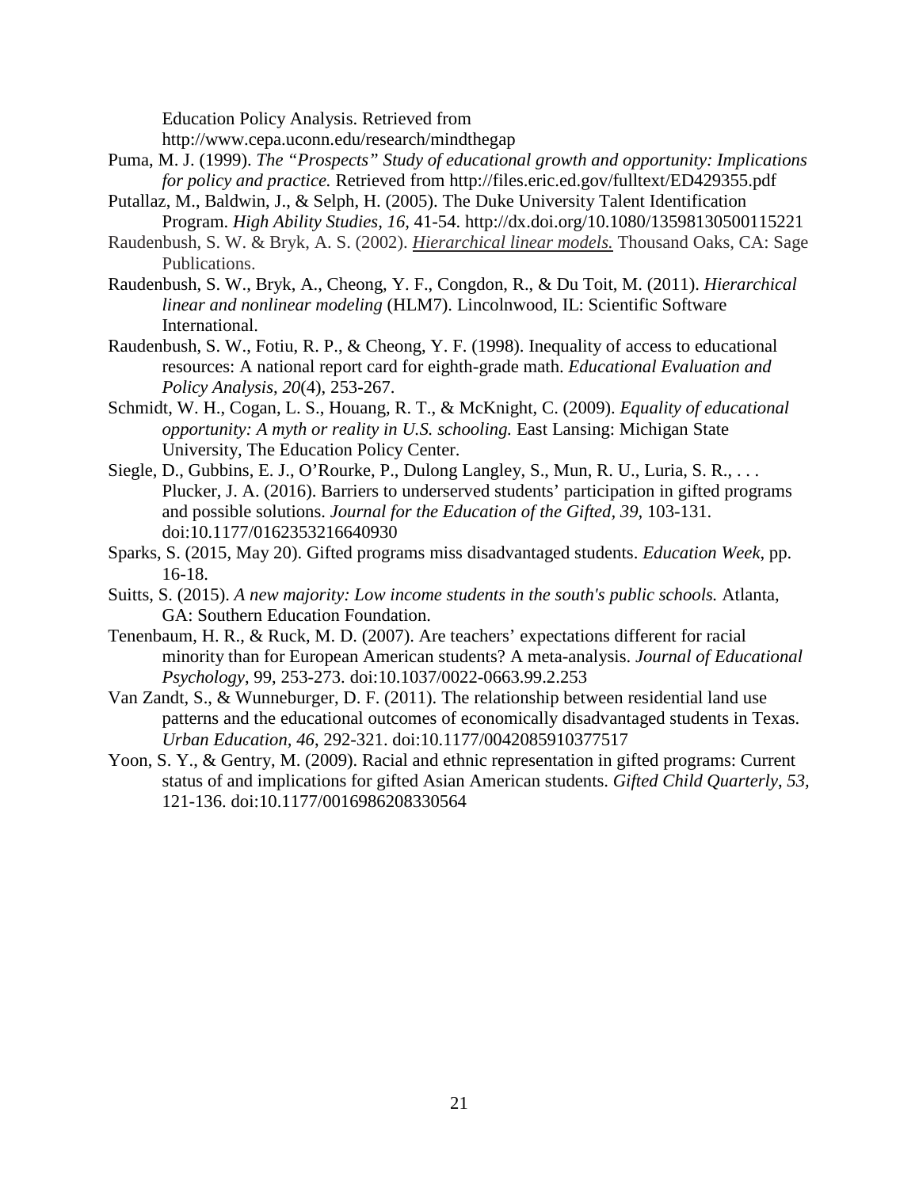Education Policy Analysis. Retrieved from http://www.cepa.uconn.edu/research/mindthegap

Puma, M. J. (1999). *The "Prospects" Study of educational growth and opportunity: Implications for policy and practice.* Retrieved from http://files.eric.ed.gov/fulltext/ED429355.pdf

Putallaz, M., Baldwin, J., & Selph, H. (2005). The Duke University Talent Identification Program. *High Ability Studies, 16*, 41-54. http://dx.doi.org/10.1080/13598130500115221

Raudenbush, S. W. & Bryk, A. S. (2002). *Hierarchical linear models.* Thousand Oaks, CA: Sage Publications.

Raudenbush, S. W., Bryk, A., Cheong, Y. F., Congdon, R., & Du Toit, M. (2011). *Hierarchical linear and nonlinear modeling* (HLM7). Lincolnwood, IL: Scientific Software International.

Raudenbush, S. W., Fotiu, R. P., & Cheong, Y. F. (1998). Inequality of access to educational resources: A national report card for eighth-grade math. *Educational Evaluation and Policy Analysis*, *20*(4), 253-267.

Schmidt, W. H., Cogan, L. S., Houang, R. T., & McKnight, C. (2009). *Equality of educational opportunity: A myth or reality in U.S. schooling.* East Lansing: Michigan State University, The Education Policy Center.

Siegle, D., Gubbins, E. J., O'Rourke, P., Dulong Langley, S., Mun, R. U., Luria, S. R., . . . Plucker, J. A. (2016). Barriers to underserved students' participation in gifted programs and possible solutions. *Journal for the Education of the Gifted*, *39*, 103-131. doi:10.1177/0162353216640930

Sparks, S. (2015, May 20). Gifted programs miss disadvantaged students. *Education Week*, pp. 16-18.

Suitts, S. (2015). *A new majority: Low income students in the south's public schools.* Atlanta, GA: Southern Education Foundation.

Tenenbaum, H. R., & Ruck, M. D. (2007). Are teachers' expectations different for racial minority than for European American students? A meta-analysis. *Journal of Educational Psychology*, 99, 253-273. doi:10.1037/0022-0663.99.2.253

Van Zandt, S., & Wunneburger, D. F. (2011). The relationship between residential land use patterns and the educational outcomes of economically disadvantaged students in Texas. *Urban Education*, *46*, 292-321. doi:10.1177/0042085910377517

Yoon, S. Y., & Gentry, M. (2009). Racial and ethnic representation in gifted programs: Current status of and implications for gifted Asian American students. *Gifted Child Quarterly*, *53*, 121-136. doi:10.1177/0016986208330564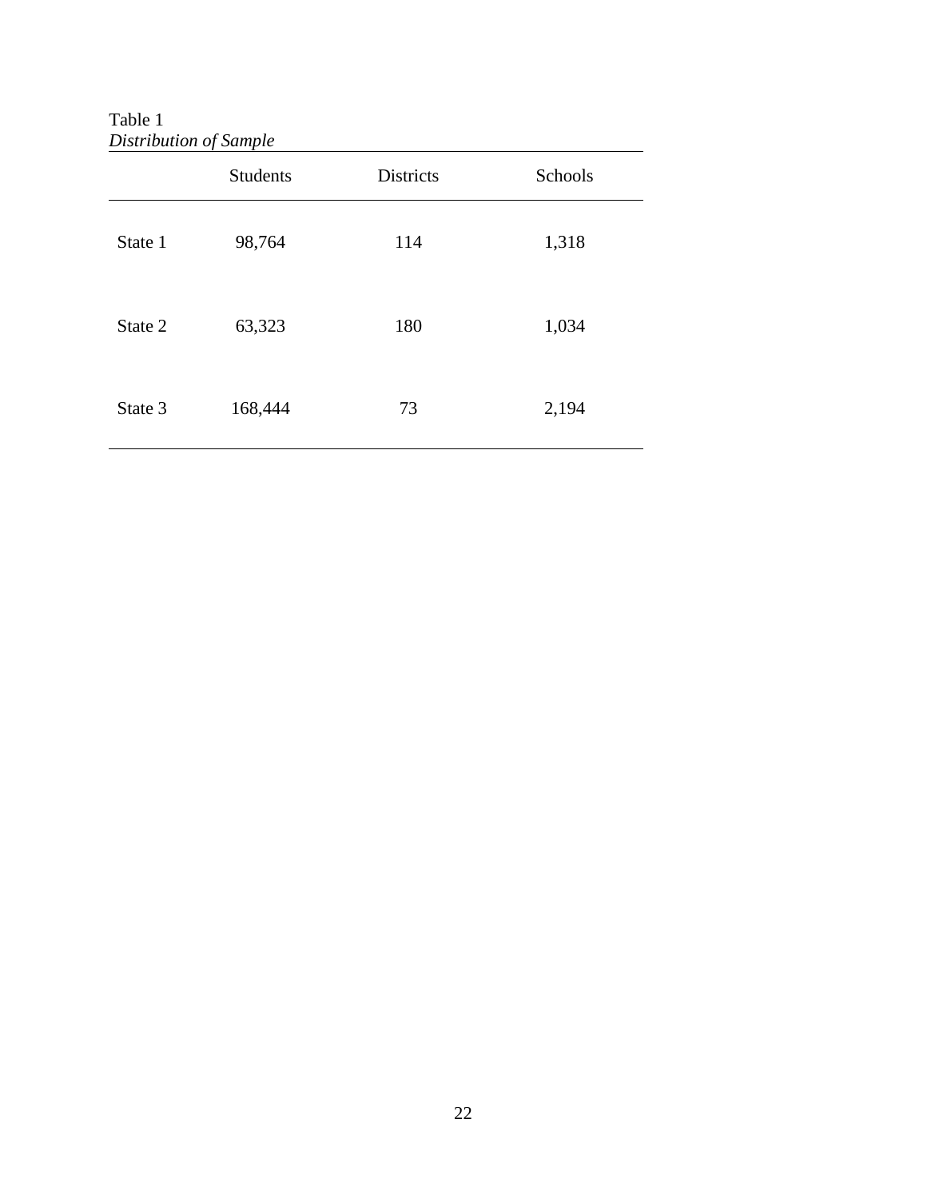Table 1

*Distribution of Sample*

| | Students | Districts | Schools |
|---|---|---|---|
| State 1 | 98,764 | 114 | 1,318 |
| State 2 | 63,323 | 180 | 1,034 |
| State 3 | 168,444 | 73 | 2,194 |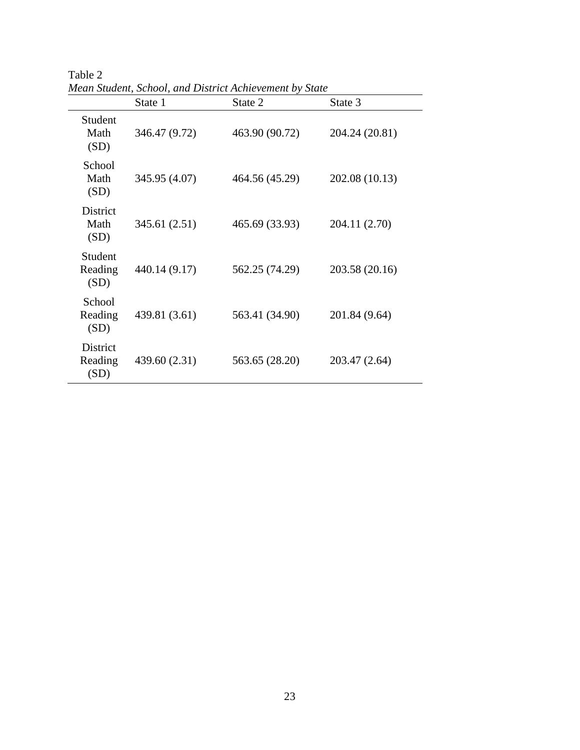Table 2

*Mean Student, School, and District Achievement by State*

| | State 1 | State 2 | State 3 |
|---|---|---|---|
| Student Math (SD) | 346.47 (9.72) | 463.90 (90.72) | 204.24 (20.81) |
| School Math (SD) | 345.95 (4.07) | 464.56 (45.29) | 202.08 (10.13) |
| District Math (SD) | 345.61 (2.51) | 465.69 (33.93) | 204.11 (2.70) |
| Student Reading (SD) | 440.14 (9.17) | 562.25 (74.29) | 203.58 (20.16) |
| School Reading (SD) | 439.81 (3.61) | 563.41 (34.90) | 201.84 (9.64) |
| District Reading (SD) | 439.60 (2.31) | 563.65 (28.20) | 203.47 (2.64) |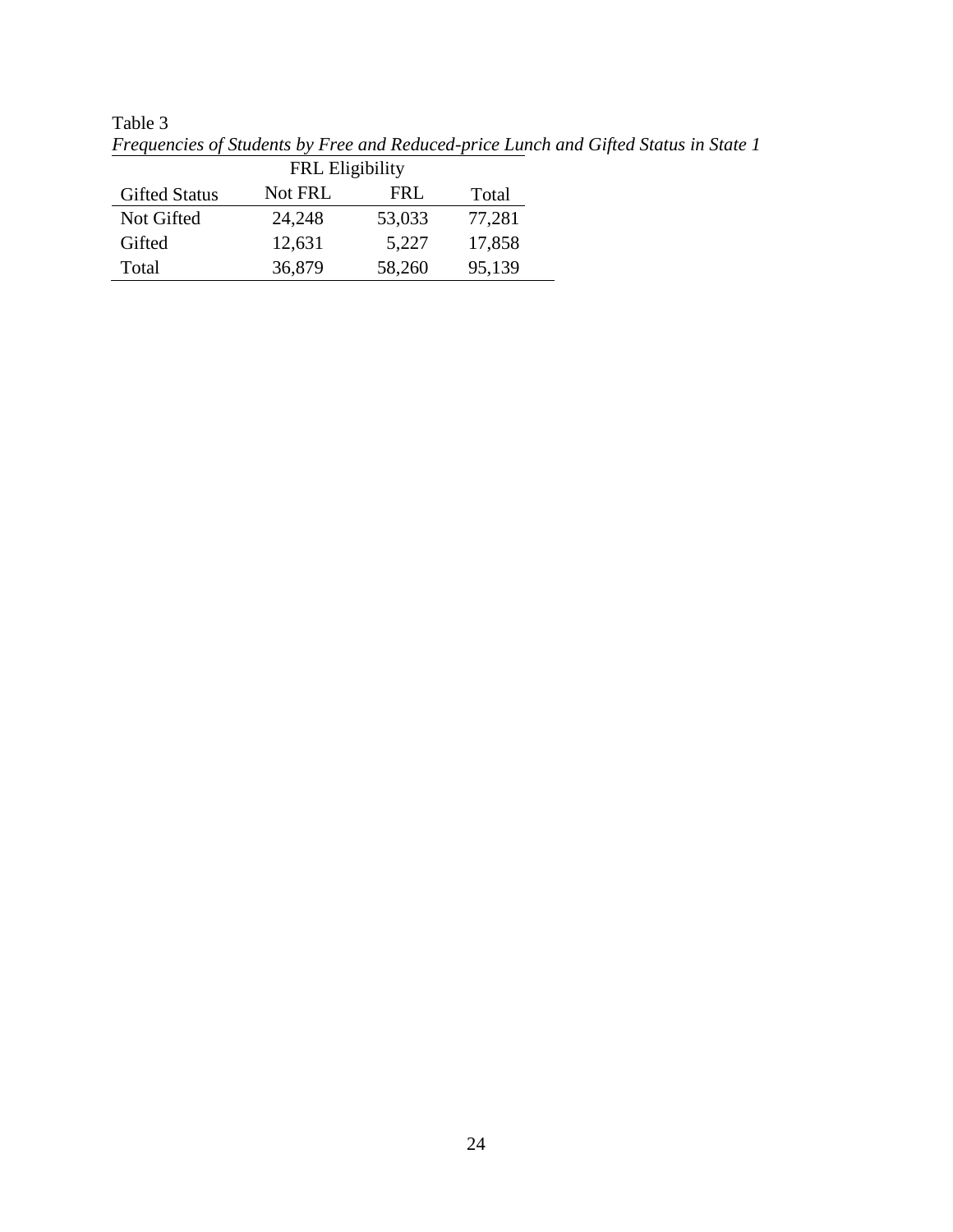Table 3

*Frequencies of Students by Free and Reduced-price Lunch and Gifted Status in State 1*

| | FRL Eligibility | | |
|---|---|---|---|
| Gifted Status | Not FRL | FRL | Total |
| Not Gifted | 24,248 | 53,033 | 77,281 |
| Gifted | 12,631 | 5,227 | 17,858 |
| Total | 36,879 | 58,260 | 95,139 |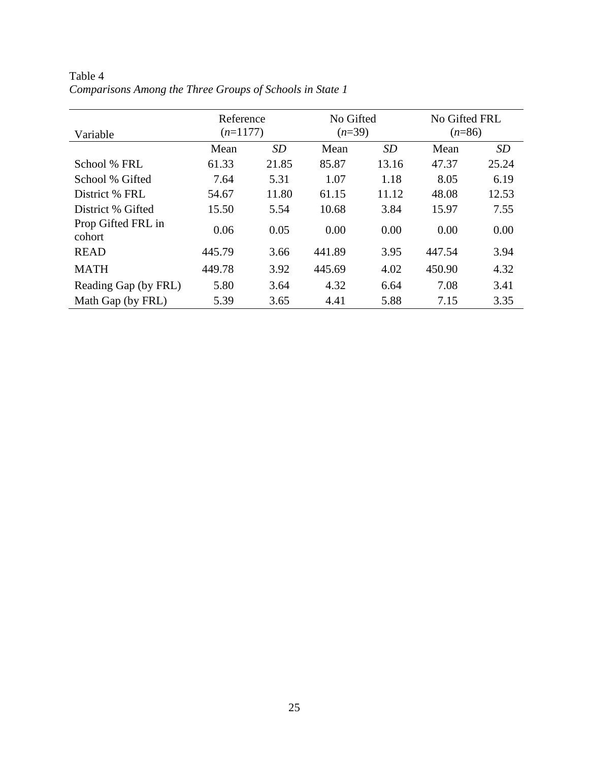Table 4
*Comparisons Among the Three Groups of Schools in State 1*

| Variable | Reference (*n*=1177) | | No Gifted (*n*=39) | | No Gifted FRL (*n*=86) | |
|---|---|---|---|---|---|---|
| | Mean | *SD* | Mean | *SD* | Mean | *SD* |
| School % FRL | 61.33 | 21.85 | 85.87 | 13.16 | 47.37 | 25.24 |
| School % Gifted | 7.64 | 5.31 | 1.07 | 1.18 | 8.05 | 6.19 |
| District % FRL | 54.67 | 11.80 | 61.15 | 11.12 | 48.08 | 12.53 |
| District % Gifted | 15.50 | 5.54 | 10.68 | 3.84 | 15.97 | 7.55 |
| Prop Gifted FRL in cohort | 0.06 | 0.05 | 0.00 | 0.00 | 0.00 | 0.00 |
| READ | 445.79 | 3.66 | 441.89 | 3.95 | 447.54 | 3.94 |
| MATH | 449.78 | 3.92 | 445.69 | 4.02 | 450.90 | 4.32 |
| Reading Gap (by FRL) | 5.80 | 3.64 | 4.32 | 6.64 | 7.08 | 3.41 |
| Math Gap (by FRL) | 5.39 | 3.65 | 4.41 | 5.88 | 7.15 | 3.35 |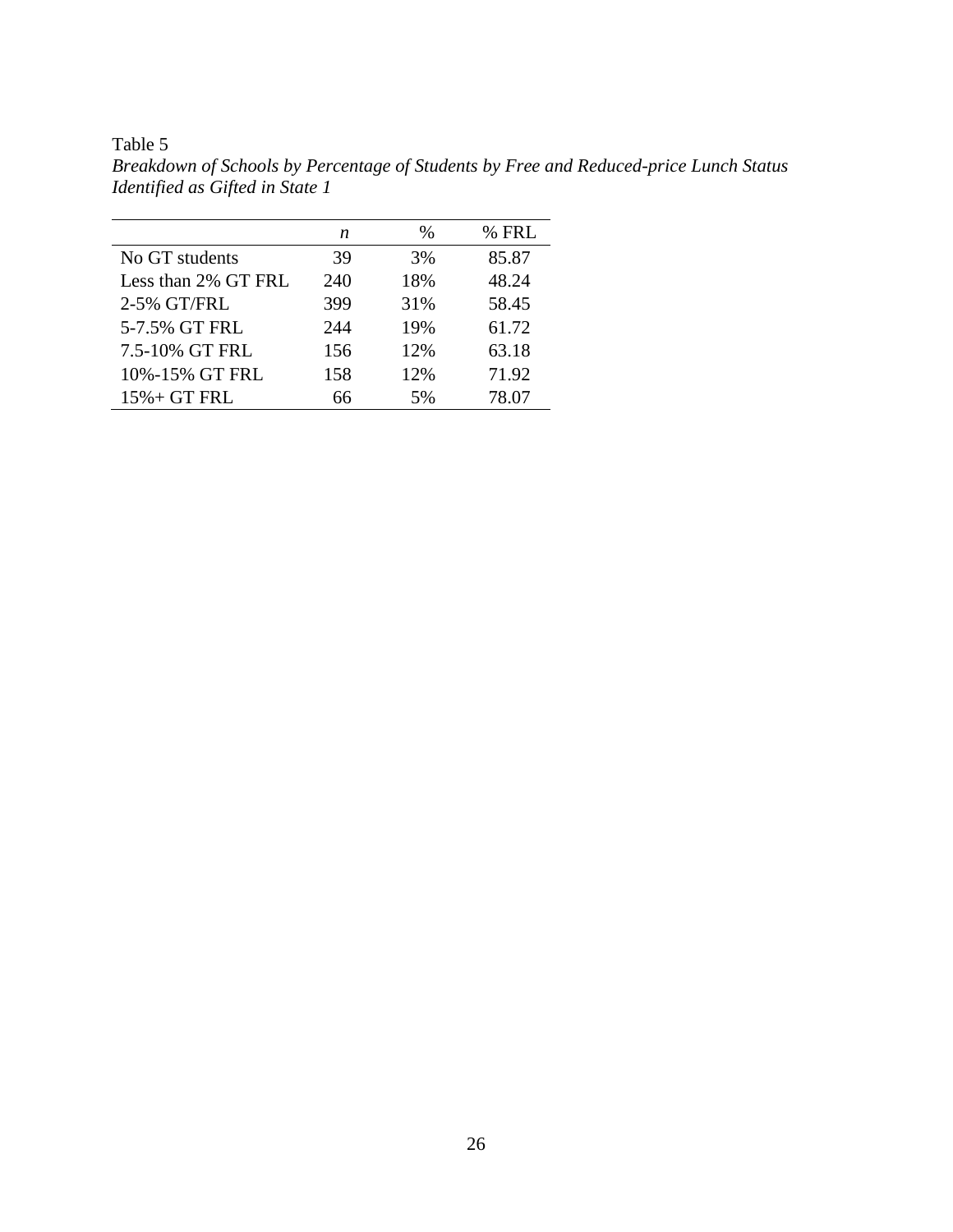Table 5

*Breakdown of Schools by Percentage of Students by Free and Reduced-price Lunch Status Identified as Gifted in State 1*

| | *n* | % | % FRL |
|---|---|---|---|
| No GT students | 39 | 3% | 85.87 |
| Less than 2% GT FRL | 240 | 18% | 48.24 |
| 2-5% GT/FRL | 399 | 31% | 58.45 |
| 5-7.5% GT FRL | 244 | 19% | 61.72 |
| 7.5-10% GT FRL | 156 | 12% | 63.18 |
| 10%-15% GT FRL | 158 | 12% | 71.92 |
| 15%+ GT FRL | 66 | 5% | 78.07 |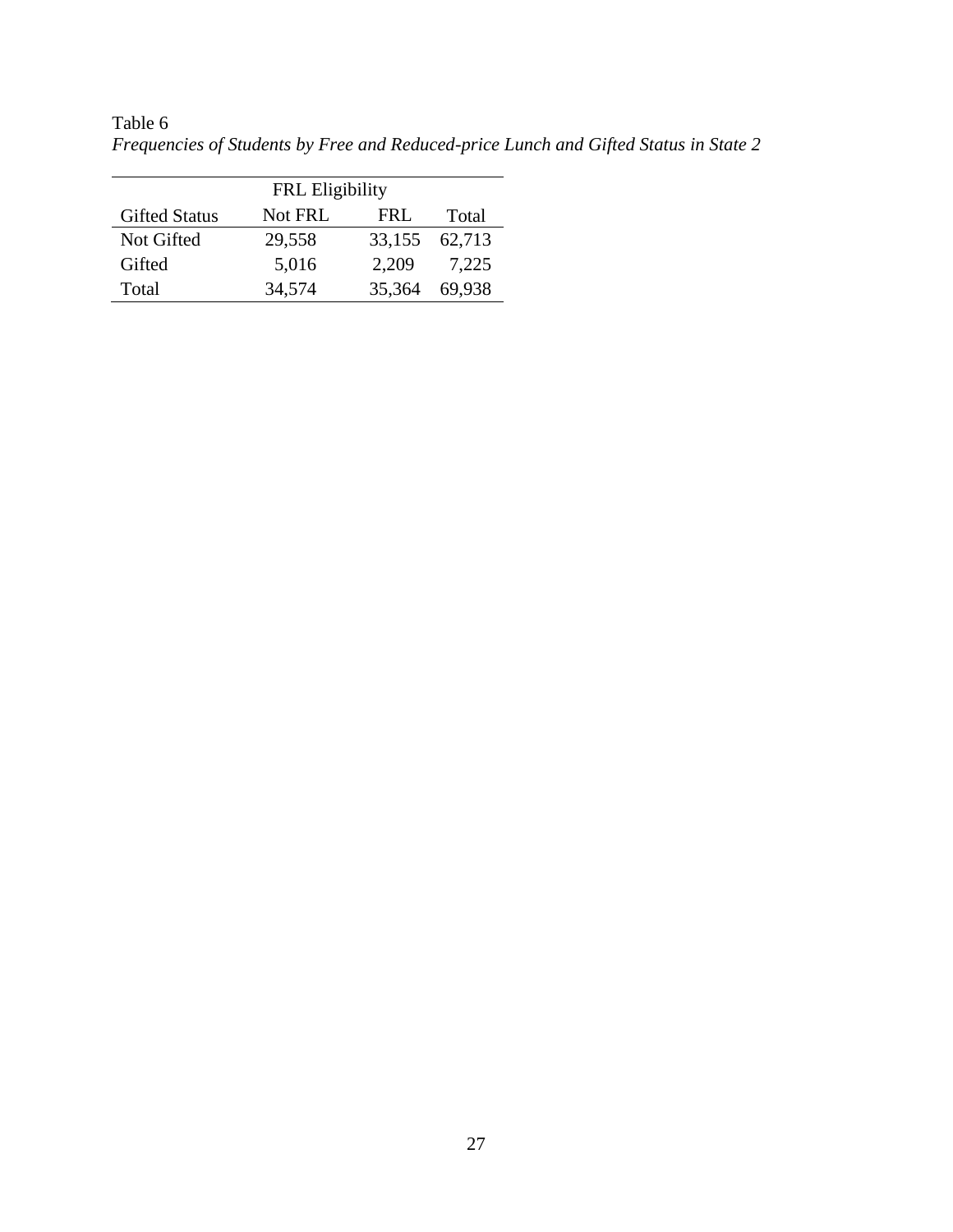Table 6

*Frequencies of Students by Free and Reduced-price Lunch and Gifted Status in State 2*

| | FRL Eligibility | | |
|---|---|---|---|
| Gifted Status | Not FRL | FRL | Total |
| Not Gifted | 29,558 | 33,155 | 62,713 |
| Gifted | 5,016 | 2,209 | 7,225 |
| Total | 34,574 | 35,364 | 69,938 |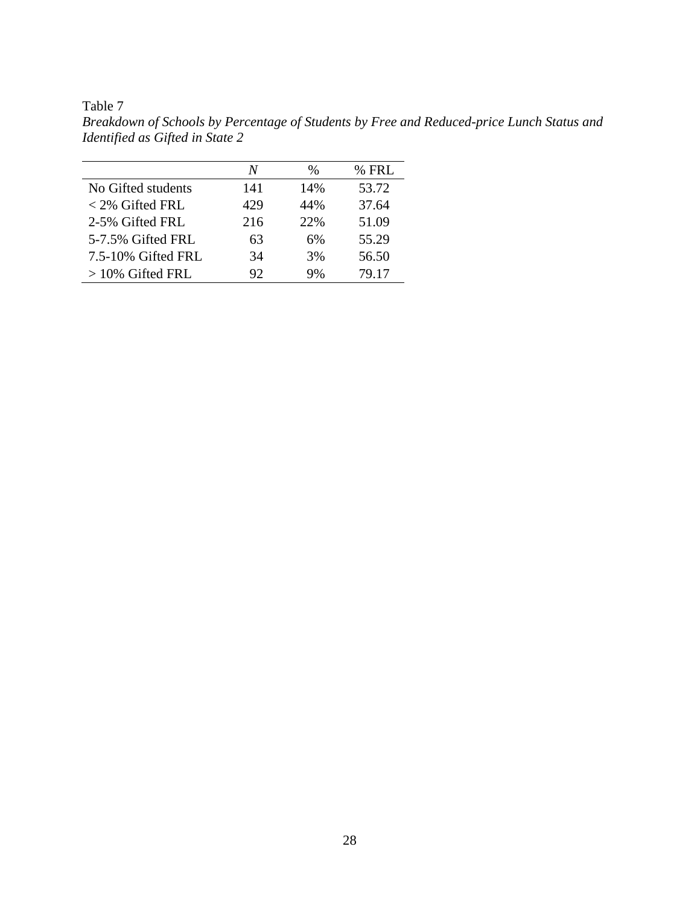Table 7

*Breakdown of Schools by Percentage of Students by Free and Reduced-price Lunch Status and Identified as Gifted in State 2*

| | *N* | % | % FRL |
|---|---|---|---|
| No Gifted students | 141 | 14% | 53.72 |
| < 2% Gifted FRL | 429 | 44% | 37.64 |
| 2-5% Gifted FRL | 216 | 22% | 51.09 |
| 5-7.5% Gifted FRL | 63 | 6% | 55.29 |
| 7.5-10% Gifted FRL | 34 | 3% | 56.50 |
| > 10% Gifted FRL | 92 | 9% | 79.17 |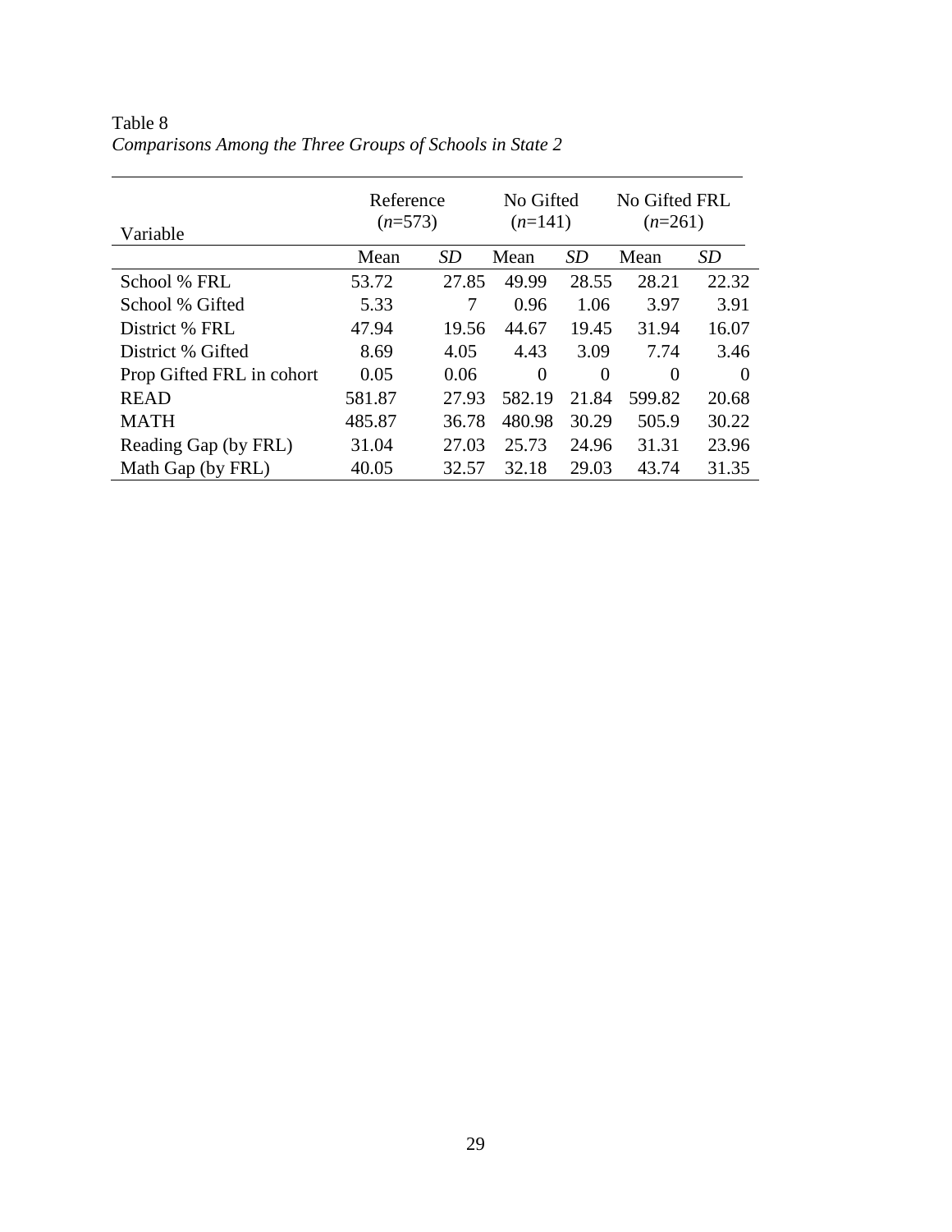Table 8

*Comparisons Among the Three Groups of Schools in State 2*

| Variable | Reference (*n*=573) | | No Gifted (*n*=141) | | No Gifted FRL (*n*=261) | |
|---|---|---|---|---|---|---|
| | Mean | *SD* | Mean | *SD* | Mean | *SD* |
| School % FRL | 53.72 | 27.85 | 49.99 | 28.55 | 28.21 | 22.32 |
| School % Gifted | 5.33 | 7 | 0.96 | 1.06 | 3.97 | 3.91 |
| District % FRL | 47.94 | 19.56 | 44.67 | 19.45 | 31.94 | 16.07 |
| District % Gifted | 8.69 | 4.05 | 4.43 | 3.09 | 7.74 | 3.46 |
| Prop Gifted FRL in cohort | 0.05 | 0.06 | 0 | 0 | 0 | 0 |
| READ | 581.87 | 27.93 | 582.19 | 21.84 | 599.82 | 20.68 |
| MATH | 485.87 | 36.78 | 480.98 | 30.29 | 505.9 | 30.22 |
| Reading Gap (by FRL) | 31.04 | 27.03 | 25.73 | 24.96 | 31.31 | 23.96 |
| Math Gap (by FRL) | 40.05 | 32.57 | 32.18 | 29.03 | 43.74 | 31.35 |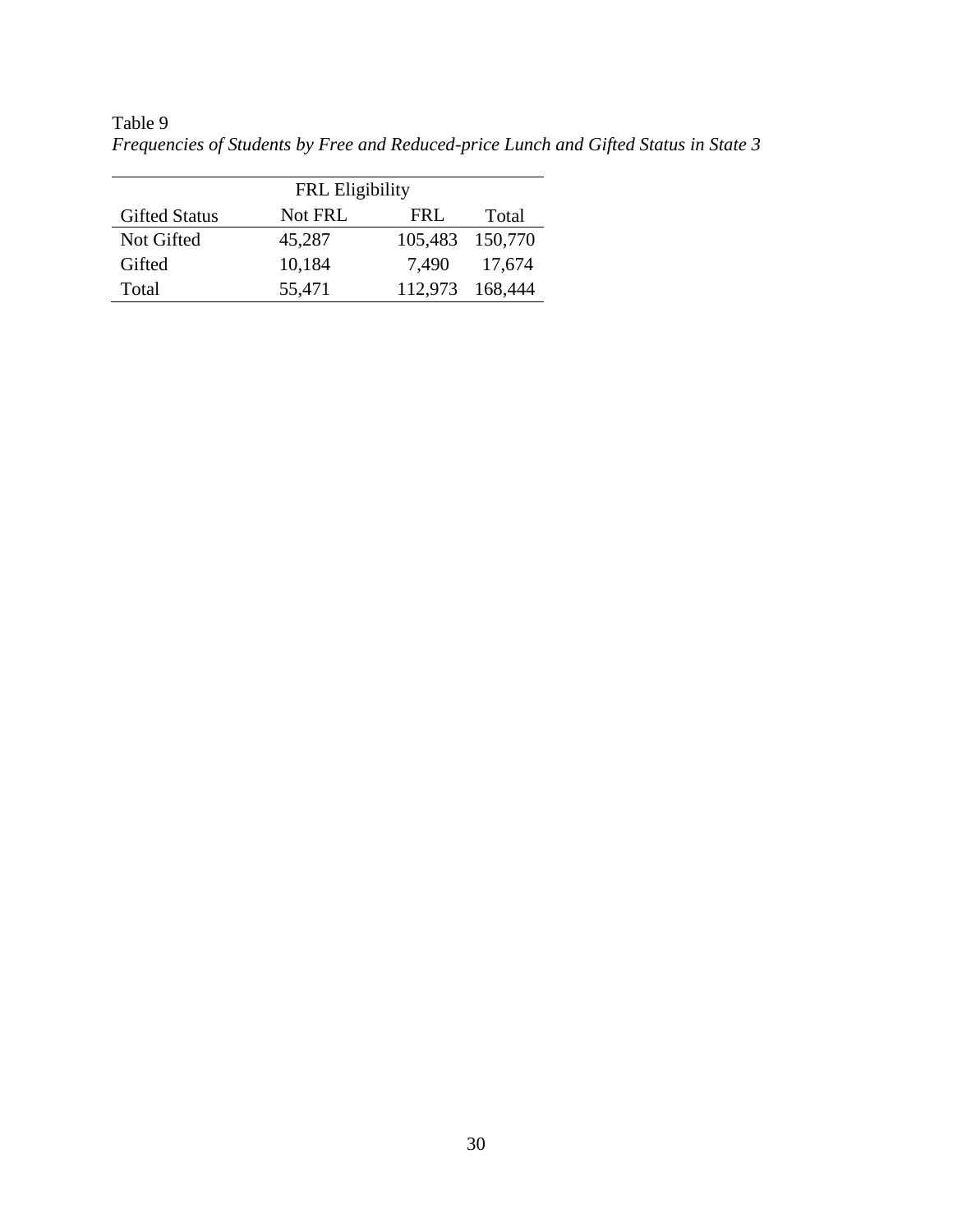Table 9

*Frequencies of Students by Free and Reduced-price Lunch and Gifted Status in State 3*

| | FRL Eligibility | | |
|---|---|---|---|
| Gifted Status | Not FRL | FRL | Total |
| Not Gifted | 45,287 | 105,483 | 150,770 |
| Gifted | 10,184 | 7,490 | 17,674 |
| Total | 55,471 | 112,973 | 168,444 |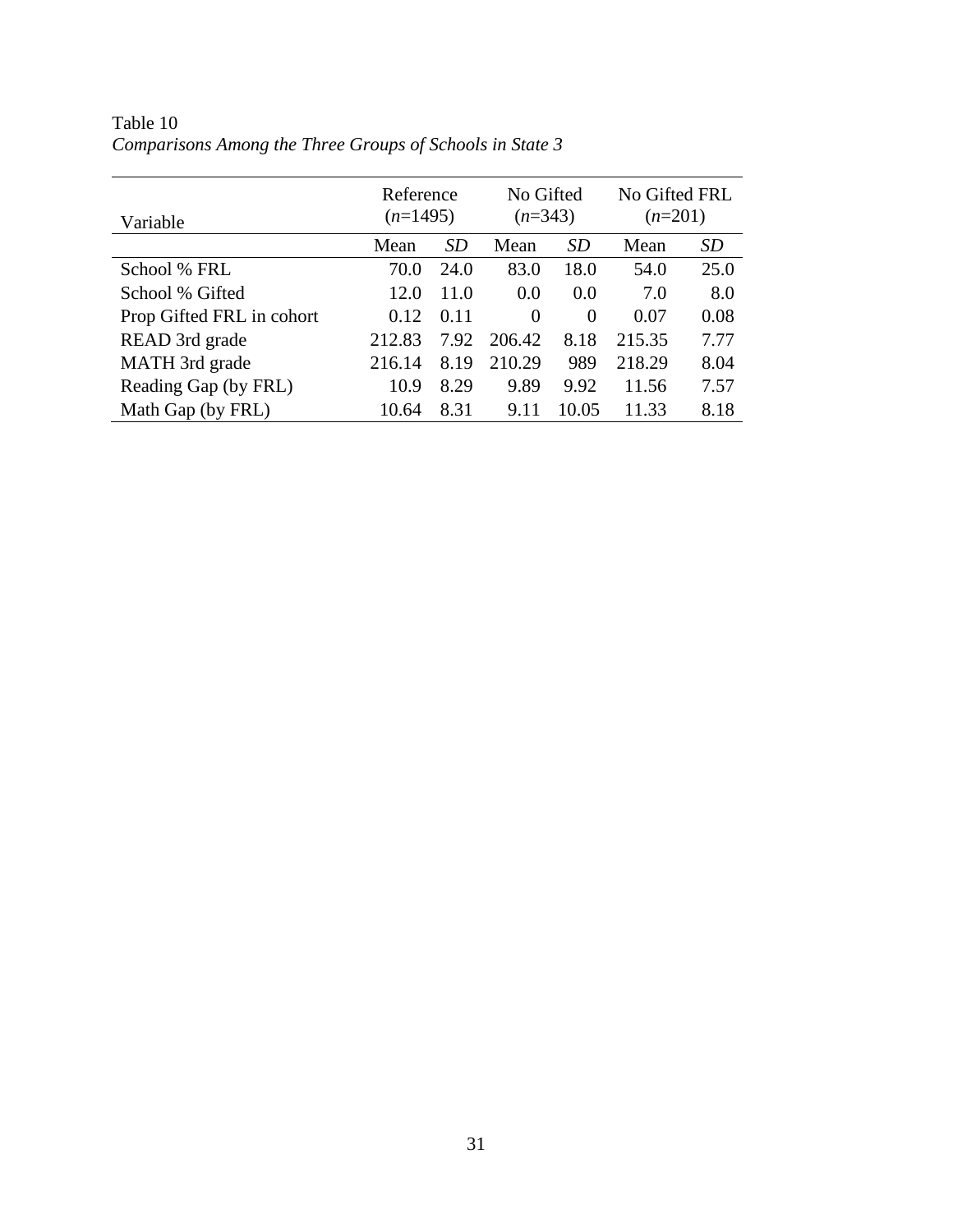Table 10

*Comparisons Among the Three Groups of Schools in State 3*

| Variable | Reference (*n*=1495) | | No Gifted (*n*=343) | | No Gifted FRL (*n*=201) | |
|---|---|---|---|---|---|---|
| | Mean | *SD* | Mean | *SD* | Mean | *SD* |
| School % FRL | 70.0 | 24.0 | 83.0 | 18.0 | 54.0 | 25.0 |
| School % Gifted | 12.0 | 11.0 | 0.0 | 0.0 | 7.0 | 8.0 |
| Prop Gifted FRL in cohort | 0.12 | 0.11 | 0 | 0 | 0.07 | 0.08 |
| READ 3rd grade | 212.83 | 7.92 | 206.42 | 8.18 | 215.35 | 7.77 |
| MATH 3rd grade | 216.14 | 8.19 | 210.29 | 989 | 218.29 | 8.04 |
| Reading Gap (by FRL) | 10.9 | 8.29 | 9.89 | 9.92 | 11.56 | 7.57 |
| Math Gap (by FRL) | 10.64 | 8.31 | 9.11 | 10.05 | 11.33 | 8.18 |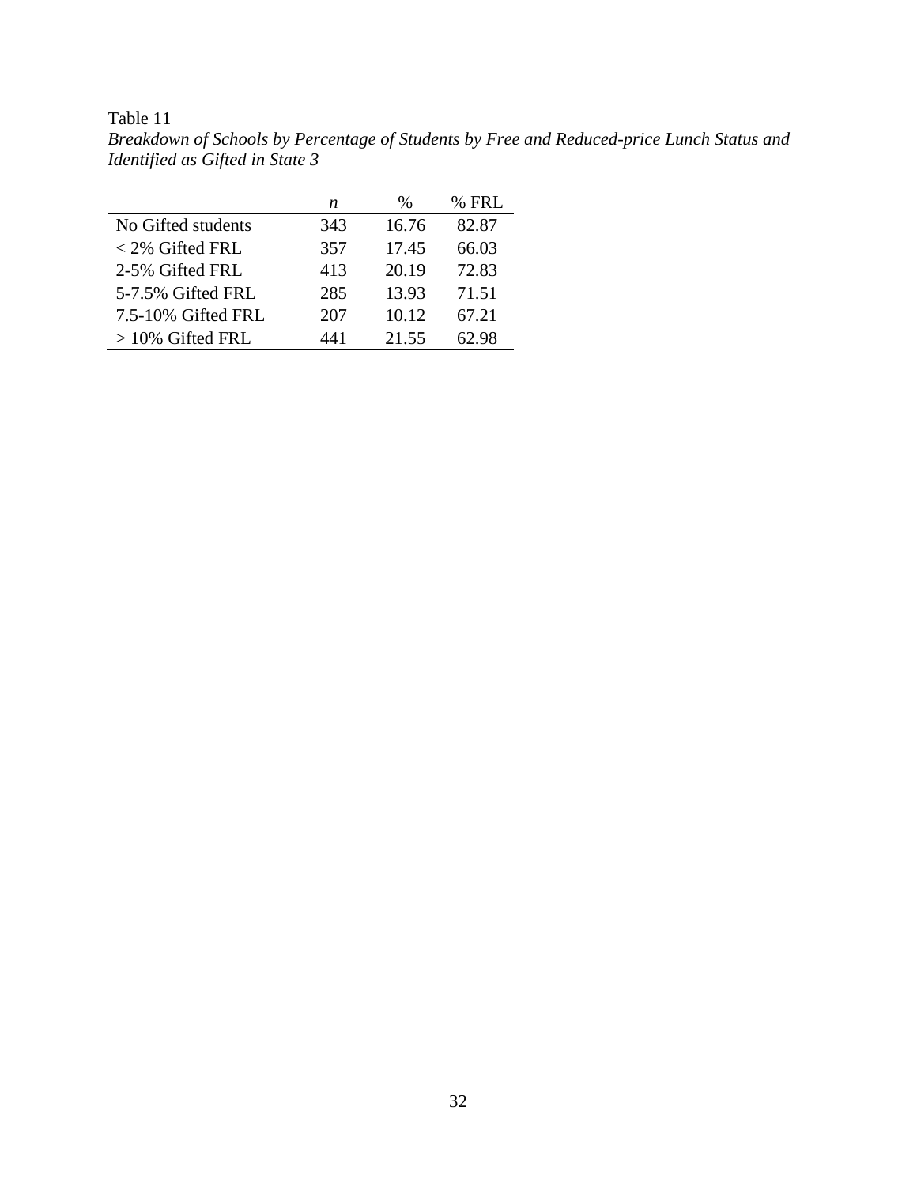Table 11

*Breakdown of Schools by Percentage of Students by Free and Reduced-price Lunch Status and Identified as Gifted in State 3*

| | *n* | % | % FRL |
|---|---|---|---|
| No Gifted students | 343 | 16.76 | 82.87 |
| < 2% Gifted FRL | 357 | 17.45 | 66.03 |
| 2-5% Gifted FRL | 413 | 20.19 | 72.83 |
| 5-7.5% Gifted FRL | 285 | 13.93 | 71.51 |
| 7.5-10% Gifted FRL | 207 | 10.12 | 67.21 |
| > 10% Gifted FRL | 441 | 21.55 | 62.98 |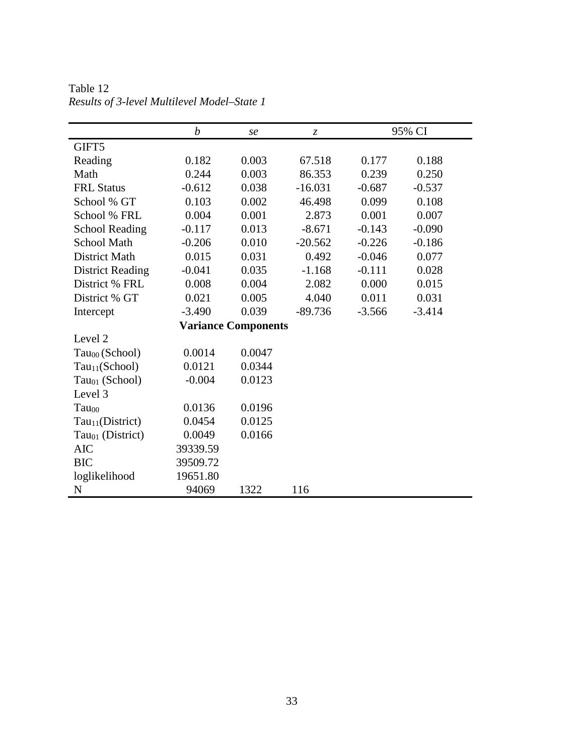Table 12

*Results of 3-level Multilevel Model–State 1*

| | *b* | *se* | *z* | 95% CI | |
|---|---|---|---|---|---|
| GIFT5 | | | | | |
| Reading | 0.182 | 0.003 | 67.518 | 0.177 | 0.188 |
| Math | 0.244 | 0.003 | 86.353 | 0.239 | 0.250 |
| FRL Status | -0.612 | 0.038 | -16.031 | -0.687 | -0.537 |
| School % GT | 0.103 | 0.002 | 46.498 | 0.099 | 0.108 |
| School % FRL | 0.004 | 0.001 | 2.873 | 0.001 | 0.007 |
| School Reading | -0.117 | 0.013 | -8.671 | -0.143 | -0.090 |
| School Math | -0.206 | 0.010 | -20.562 | -0.226 | -0.186 |
| District Math | 0.015 | 0.031 | 0.492 | -0.046 | 0.077 |
| District Reading | -0.041 | 0.035 | -1.168 | -0.111 | 0.028 |
| District % FRL | 0.008 | 0.004 | 2.082 | 0.000 | 0.015 |
| District % GT | 0.021 | 0.005 | 4.040 | 0.011 | 0.031 |
| Intercept | -3.490 | 0.039 | -89.736 | -3.566 | -3.414 |
| **Variance Components** | | | | | |
| Level 2 | | | | | |
| $Tau_{00}$ (School) | 0.0014 | 0.0047 | | | |
| $Tau_{11}$(School) | 0.0121 | 0.0344 | | | |
| $Tau_{01}$ (School) | -0.004 | 0.0123 | | | |
| Level 3 | | | | | |
| $Tau_{00}$ | 0.0136 | 0.0196 | | | |
| $Tau_{11}$(District) | 0.0454 | 0.0125 | | | |
| $Tau_{01}$ (District) | 0.0049 | 0.0166 | | | |
| AIC | 39339.59 | | | | |
| BIC | 39509.72 | | | | |
| loglikelihood | 19651.80 | | | | |
| N | 94069 | 1322 | 116 | | |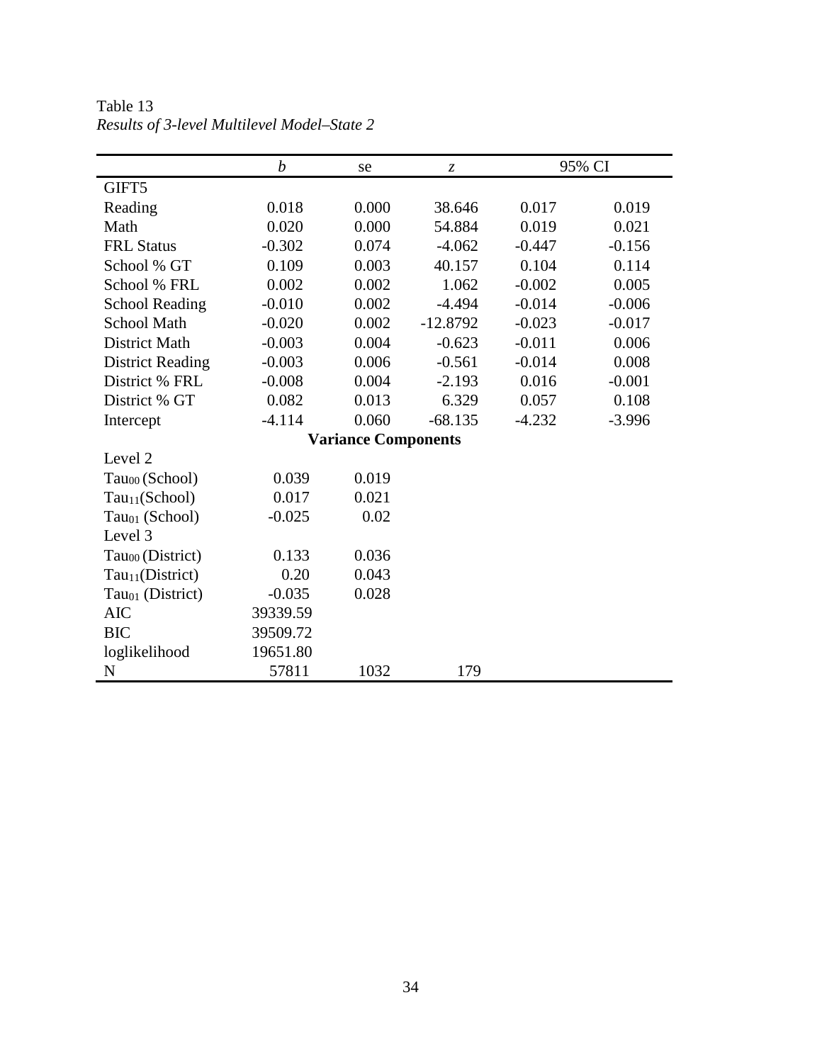Table 13

*Results of 3-level Multilevel Model–State 2*

| | *b* | se | *z* | 95% CI | |
|---|---|---|---|---|---|
| GIFT5 | | | | | |
| Reading | 0.018 | 0.000 | 38.646 | 0.017 | 0.019 |
| Math | 0.020 | 0.000 | 54.884 | 0.019 | 0.021 |
| FRL Status | -0.302 | 0.074 | -4.062 | -0.447 | -0.156 |
| School % GT | 0.109 | 0.003 | 40.157 | 0.104 | 0.114 |
| School % FRL | 0.002 | 0.002 | 1.062 | -0.002 | 0.005 |
| School Reading | -0.010 | 0.002 | -4.494 | -0.014 | -0.006 |
| School Math | -0.020 | 0.002 | -12.8792 | -0.023 | -0.017 |
| District Math | -0.003 | 0.004 | -0.623 | -0.011 | 0.006 |
| District Reading | -0.003 | 0.006 | -0.561 | -0.014 | 0.008 |
| District % FRL | -0.008 | 0.004 | -2.193 | 0.016 | -0.001 |
| District % GT | 0.082 | 0.013 | 6.329 | 0.057 | 0.108 |
| Intercept | -4.114 | 0.060 | -68.135 | -4.232 | -3.996 |
| | | **Variance Components** | | | |
| Level 2 | | | | | |
| $Tau_{00}$ (School) | 0.039 | 0.019 | | | |
| $Tau_{11}$(School) | 0.017 | 0.021 | | | |
| $Tau_{01}$ (School) | -0.025 | 0.02 | | | |
| Level 3 | | | | | |
| $Tau_{00}$ (District) | 0.133 | 0.036 | | | |
| $Tau_{11}$(District) | 0.20 | 0.043 | | | |
| $Tau_{01}$ (District) | -0.035 | 0.028 | | | |
| AIC | 39339.59 | | | | |
| BIC | 39509.72 | | | | |
| loglikelihood | 19651.80 | | | | |
| N | 57811 | 1032 | 179 | | |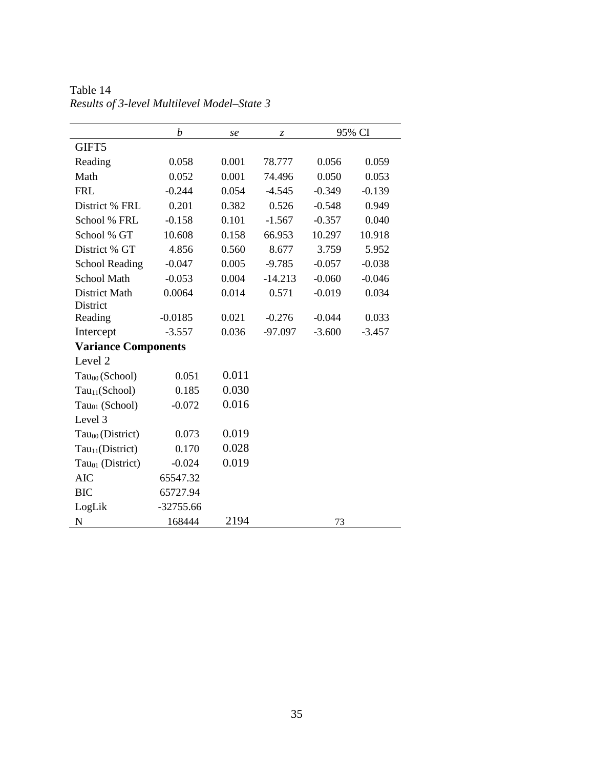Table 14

*Results of 3-level Multilevel Model–State 3*

| | *b* | *se* | *z* | 95% CI | |
|---|---|---|---|---|---|
| GIFT5 | | | | | |
| Reading | 0.058 | 0.001 | 78.777 | 0.056 | 0.059 |
| Math | 0.052 | 0.001 | 74.496 | 0.050 | 0.053 |
| FRL | -0.244 | 0.054 | -4.545 | -0.349 | -0.139 |
| District % FRL | 0.201 | 0.382 | 0.526 | -0.548 | 0.949 |
| School % FRL | -0.158 | 0.101 | -1.567 | -0.357 | 0.040 |
| School % GT | 10.608 | 0.158 | 66.953 | 10.297 | 10.918 |
| District % GT | 4.856 | 0.560 | 8.677 | 3.759 | 5.952 |
| School Reading | -0.047 | 0.005 | -9.785 | -0.057 | -0.038 |
| School Math | -0.053 | 0.004 | -14.213 | -0.060 | -0.046 |
| District Math | 0.0064 | 0.014 | 0.571 | -0.019 | 0.034 |
| District Reading | -0.0185 | 0.021 | -0.276 | -0.044 | 0.033 |
| Intercept | -3.557 | 0.036 | -97.097 | -3.600 | -3.457 |
| **Variance Components** | | | | | |
| Level 2 | | | | | |
| $Tau_{00}$ (School) | 0.051 | 0.011 | | | |
| $Tau_{11}$(School) | 0.185 | 0.030 | | | |
| $Tau_{01}$ (School) | -0.072 | 0.016 | | | |
| Level 3 | | | | | |
| $Tau_{00}$ (District) | 0.073 | 0.019 | | | |
| $Tau_{11}$(District) | 0.170 | 0.028 | | | |
| $Tau_{01}$ (District) | -0.024 | 0.019 | | | |
| AIC | 65547.32 | | | | |
| BIC | 65727.94 | | | | |
| LogLik | -32755.66 | | | | |
| N | 168444 | 2194 | | 73 | |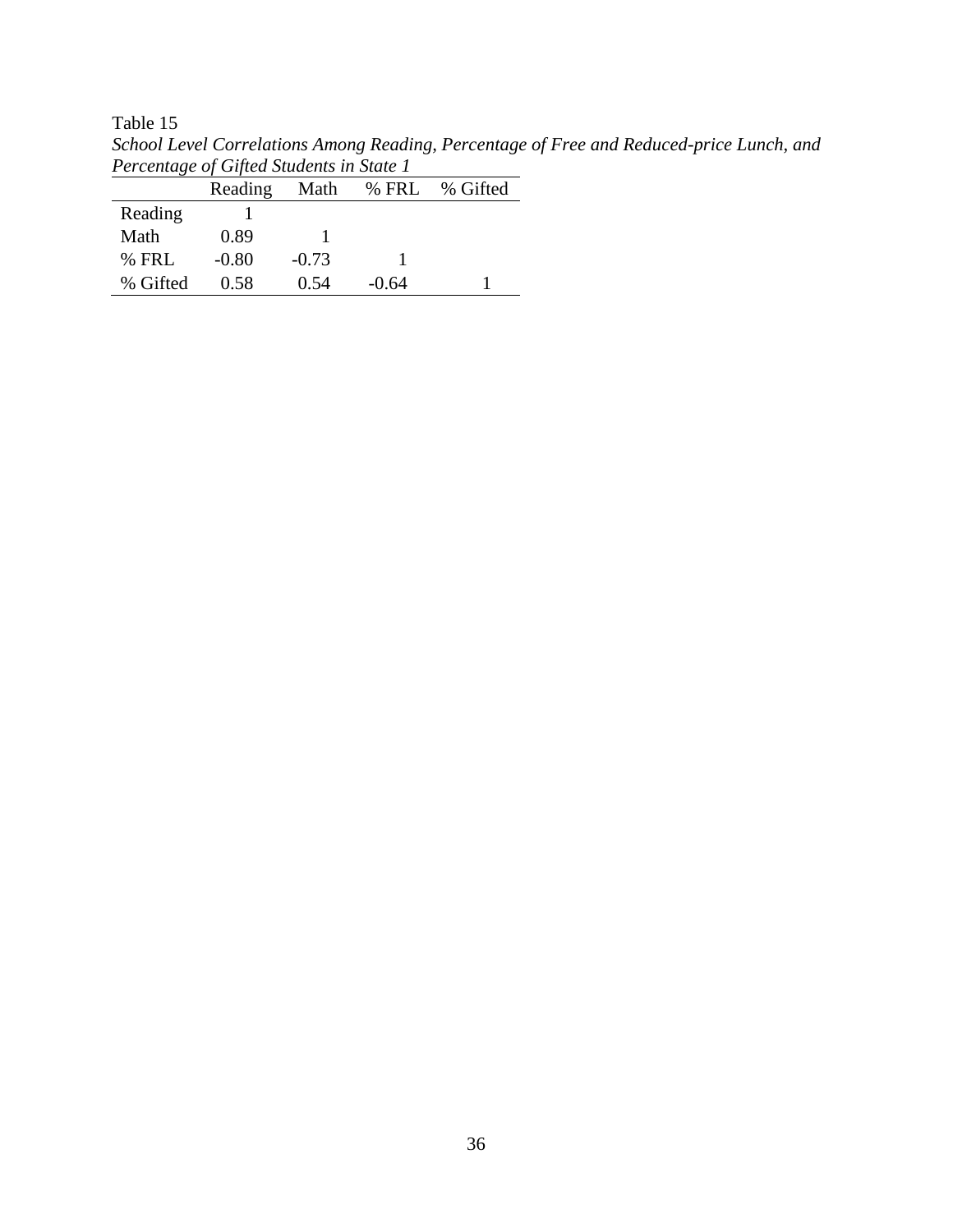Table 15

*School Level Correlations Among Reading, Percentage of Free and Reduced-price Lunch, and Percentage of Gifted Students in State 1*

| | Reading | Math | % FRL | % Gifted |
|---|---|---|---|---|
| Reading | 1 | | | |
| Math | 0.89 | 1 | | |
| % FRL | -0.80 | -0.73 | 1 | |
| % Gifted | 0.58 | 0.54 | -0.64 | 1 |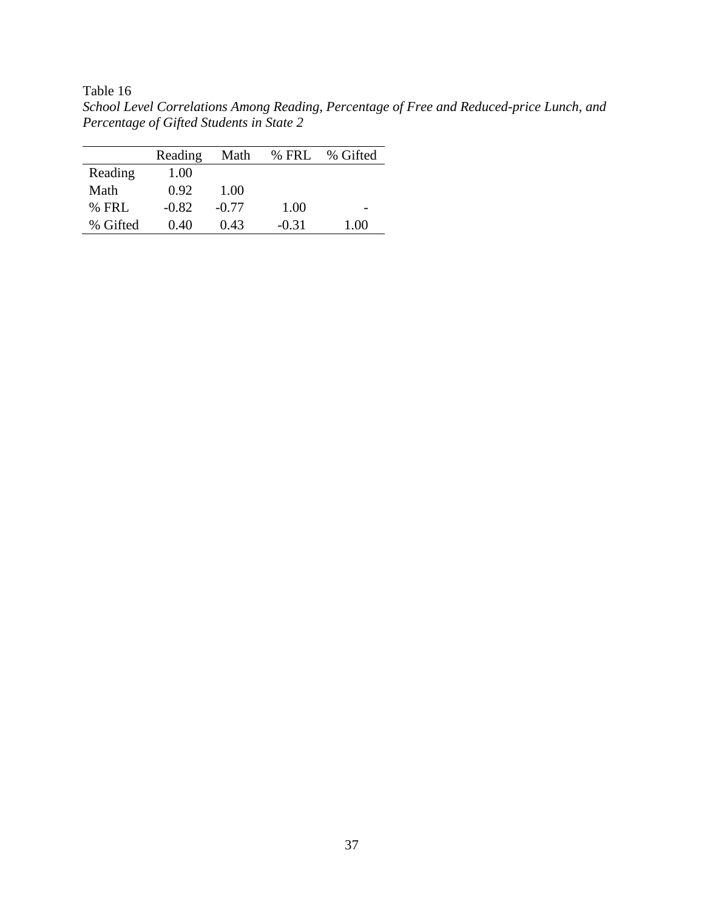Table 16

*School Level Correlations Among Reading, Percentage of Free and Reduced-price Lunch, and Percentage of Gifted Students in State 2*

| | Reading | Math | % FRL | % Gifted |
|---|---|---|---|---|
| Reading | 1.00 | | | |
| Math | 0.92 | 1.00 | | |
| % FRL | -0.82 | -0.77 | 1.00 | - |
| % Gifted | 0.40 | 0.43 | -0.31 | 1.00 |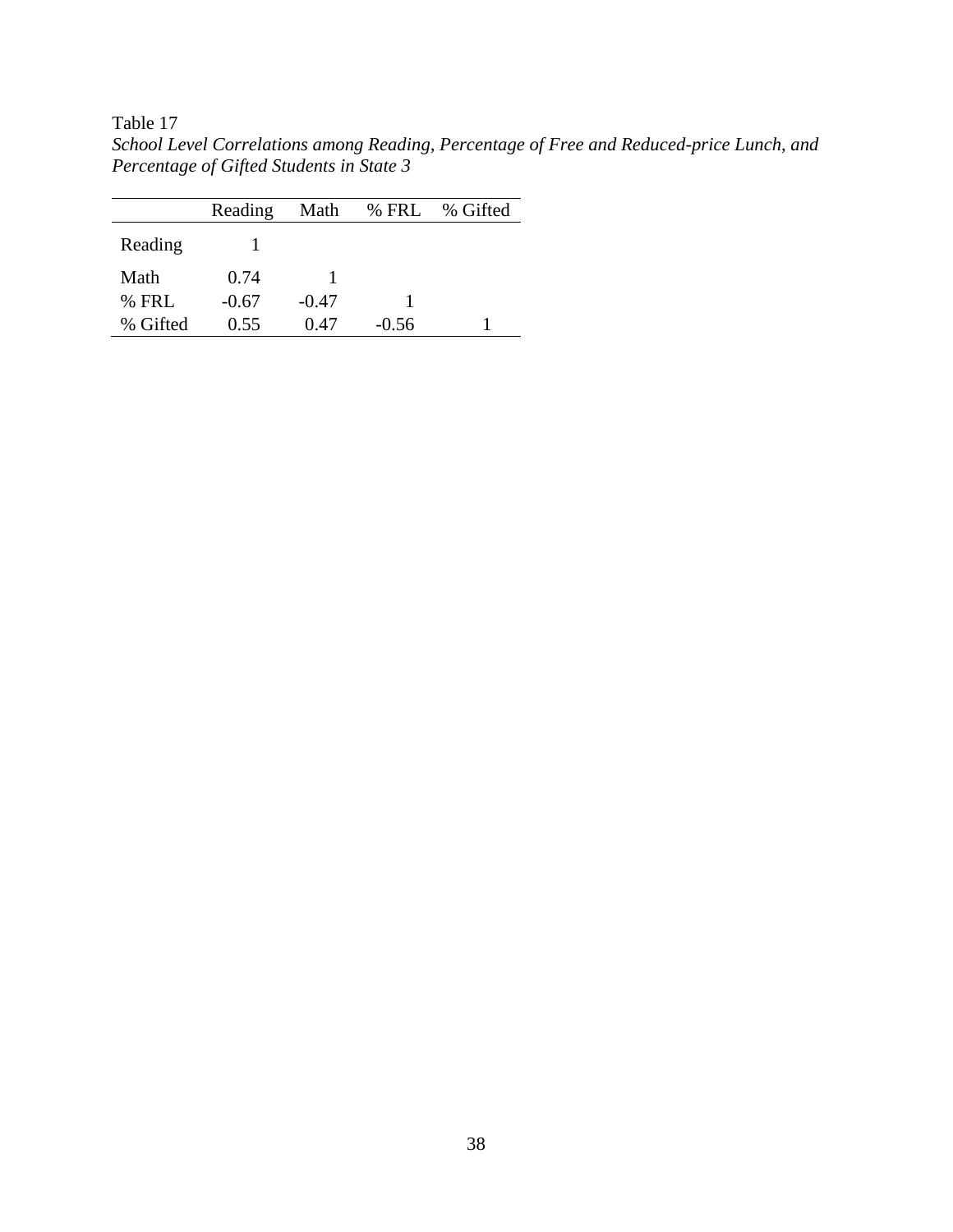Table 17

*School Level Correlations among Reading, Percentage of Free and Reduced-price Lunch, and Percentage of Gifted Students in State 3*

| | Reading | Math | % FRL | % Gifted |
|---|---|---|---|---|
| Reading | 1 | | | |
| Math | 0.74 | 1 | | |
| % FRL | -0.67 | -0.47 | 1 | |
| % Gifted | 0.55 | 0.47 | -0.56 | 1 |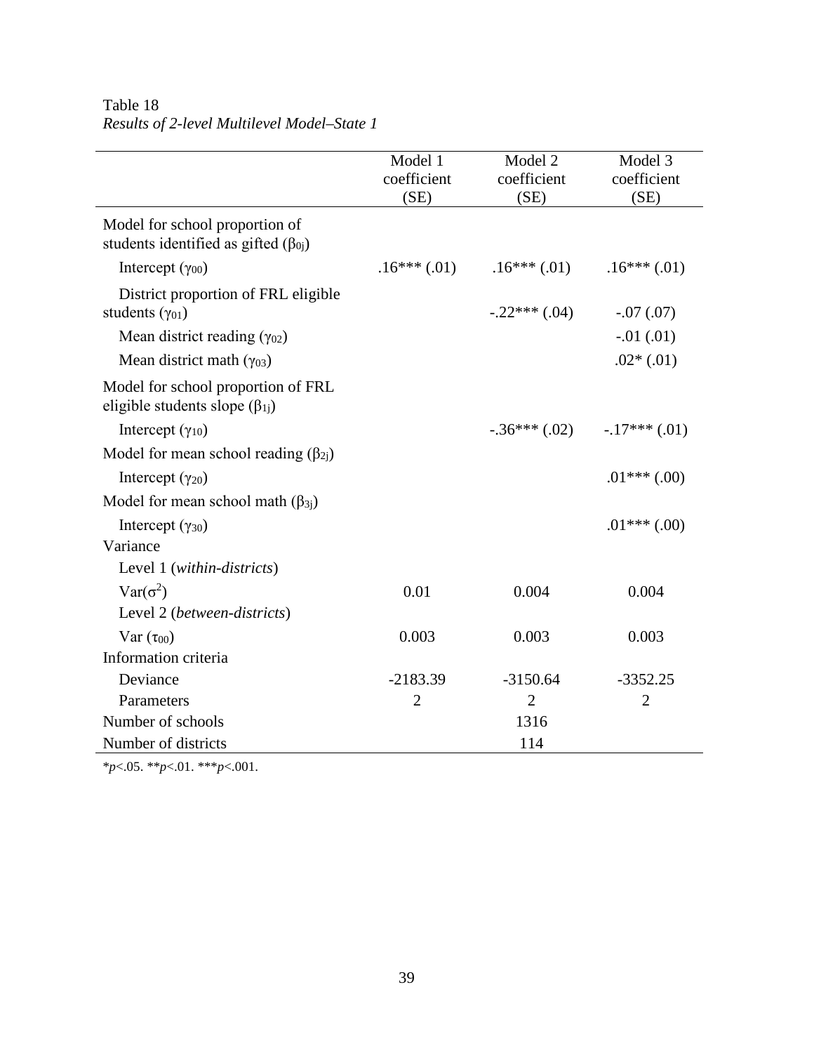Table 18

*Results of 2-level Multilevel Model–State 1*

| | Model 1 coefficient (SE) | Model 2 coefficient (SE) | Model 3 coefficient (SE) |
|---|---|---|---|
| Model for school proportion of students identified as gifted ($\beta_{0j}$) | | | |
| Intercept ($\gamma_{00}$) | .16*** (.01) | .16*** (.01) | .16*** (.01) |
| District proportion of FRL eligible students ($\gamma_{01}$) | | -.22*** (.04) | -.07 (.07) |
| Mean district reading ($\gamma_{02}$) | | | -.01 (.01) |
| Mean district math ($\gamma_{03}$) | | | .02* (.01) |
| Model for school proportion of FRL eligible students slope ($\beta_{1j}$) | | | |
| Intercept ($\gamma_{10}$) | | -.36*** (.02) | -.17*** (.01) |
| Model for mean school reading ($\beta_{2j}$) | | | |
| Intercept ($\gamma_{20}$) | | | .01*** (.00) |
| Model for mean school math ($\beta_{3j}$) | | | |
| Intercept ($\gamma_{30}$) | | | .01*** (.00) |
| Variance | | | |
| Level 1 (*within-districts*) | | | |
| Var($\sigma^2$) | 0.01 | 0.004 | 0.004 |
| Level 2 (*between-districts*) | | | |
| Var ($\tau_{00}$) | 0.003 | 0.003 | 0.003 |
| Information criteria | | | |
| Deviance | -2183.39 | -3150.64 | -3352.25 |
| Parameters | 2 | 2 | 2 |
| Number of schools | | 1316 | |
| Number of districts | | 114 | |

*$p$<.05. **$p$<.01. ***$p$<.001.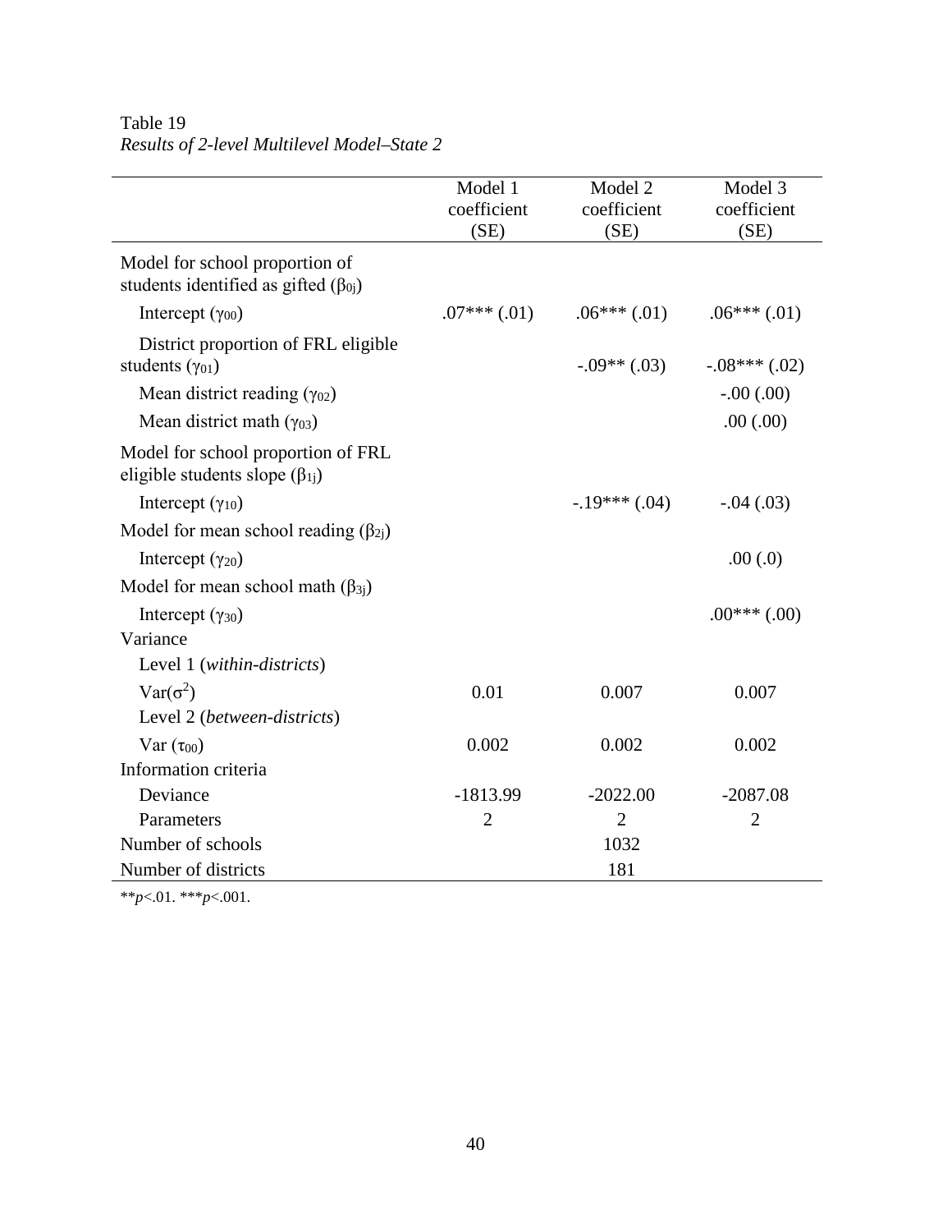Table 19

*Results of 2-level Multilevel Model–State 2*

| | Model 1 coefficient (SE) | Model 2 coefficient (SE) | Model 3 coefficient (SE) |
|---|---|---|---|
| Model for school proportion of students identified as gifted ($\beta_{0j}$) | | | |
| Intercept ($\gamma_{00}$) | .07*** (.01) | .06*** (.01) | .06*** (.01) |
| District proportion of FRL eligible students ($\gamma_{01}$) | | -.09** (.03) | -.08*** (.02) |
| Mean district reading ($\gamma_{02}$) | | | -.00 (.00) |
| Mean district math ($\gamma_{03}$) | | | .00 (.00) |
| Model for school proportion of FRL eligible students slope ($\beta_{1j}$) | | | |
| Intercept ($\gamma_{10}$) | | -.19*** (.04) | -.04 (.03) |
| Model for mean school reading ($\beta_{2j}$) | | | |
| Intercept ($\gamma_{20}$) | | | .00 (.0) |
| Model for mean school math ($\beta_{3j}$) | | | |
| Intercept ($\gamma_{30}$) | | | .00*** (.00) |
| Variance | | | |
| Level 1 (*within-districts*) | | | |
| Var($\sigma^2$) | 0.01 | 0.007 | 0.007 |
| Level 2 (*between-districts*) | | | |
| Var ($\tau_{00}$) | 0.002 | 0.002 | 0.002 |
| Information criteria | | | |
| Deviance | -1813.99 | -2022.00 | -2087.08 |
| Parameters | 2 | 2 | 2 |
| Number of schools | | 1032 | |
| Number of districts | | 181 | |

**$p<.01$. ***$p<.001$.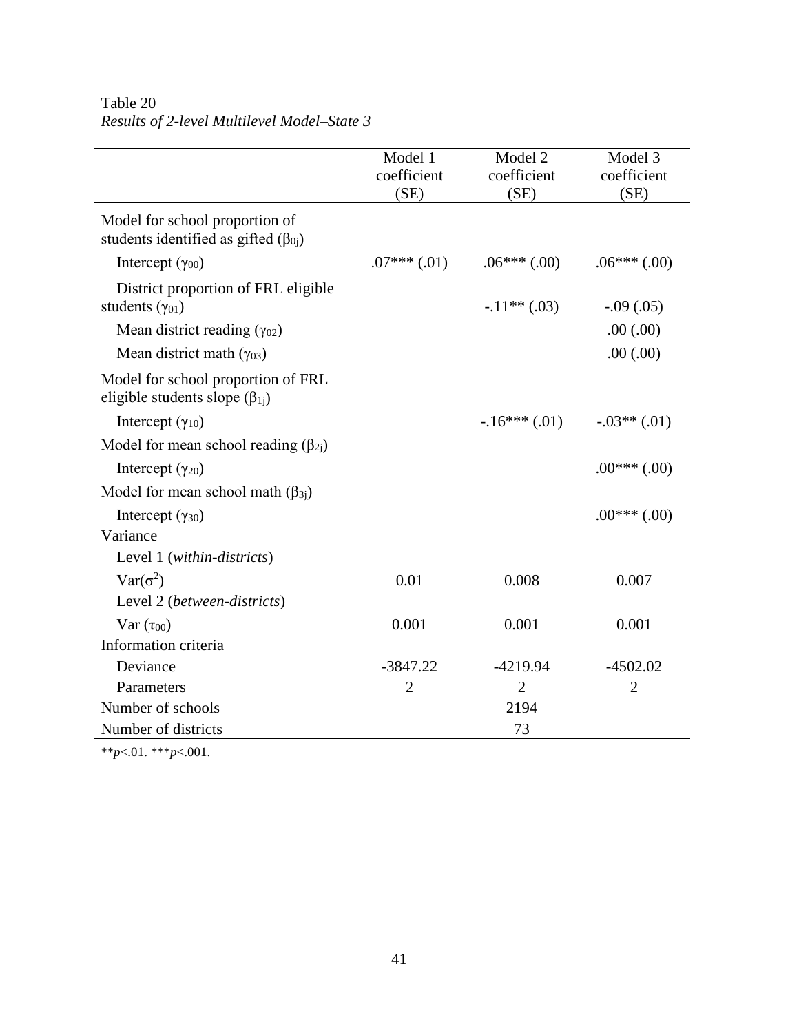Table 20

*Results of 2-level Multilevel Model–State 3*

| | Model 1 coefficient (SE) | Model 2 coefficient (SE) | Model 3 coefficient (SE) |
|---|---|---|---|
| Model for school proportion of students identified as gifted ($\beta_{0j}$) | | | |
| Intercept ($\gamma_{00}$) | .07*** (.01) | .06*** (.00) | .06*** (.00) |
| District proportion of FRL eligible students ($\gamma_{01}$) | | -.11** (.03) | -.09 (.05) |
| Mean district reading ($\gamma_{02}$) | | | .00 (.00) |
| Mean district math ($\gamma_{03}$) | | | .00 (.00) |
| Model for school proportion of FRL eligible students slope ($\beta_{1j}$) | | | |
| Intercept ($\gamma_{10}$) | | -.16*** (.01) | -.03** (.01) |
| Model for mean school reading ($\beta_{2j}$) | | | |
| Intercept ($\gamma_{20}$) | | | .00*** (.00) |
| Model for mean school math ($\beta_{3j}$) | | | |
| Intercept ($\gamma_{30}$) | | | .00*** (.00) |
| Variance | | | |
| Level 1 (*within-districts*) | | | |
| Var($\sigma^2$) | 0.01 | 0.008 | 0.007 |
| Level 2 (*between-districts*) | | | |
| Var ($\tau_{00}$) | 0.001 | 0.001 | 0.001 |
| Information criteria | | | |
| Deviance | -3847.22 | -4219.94 | -4502.02 |
| Parameters | 2 | 2 | 2 |
| Number of schools | | 2194 | |
| Number of districts | | 73 | |

**$p<.01$. ***$p<.001$.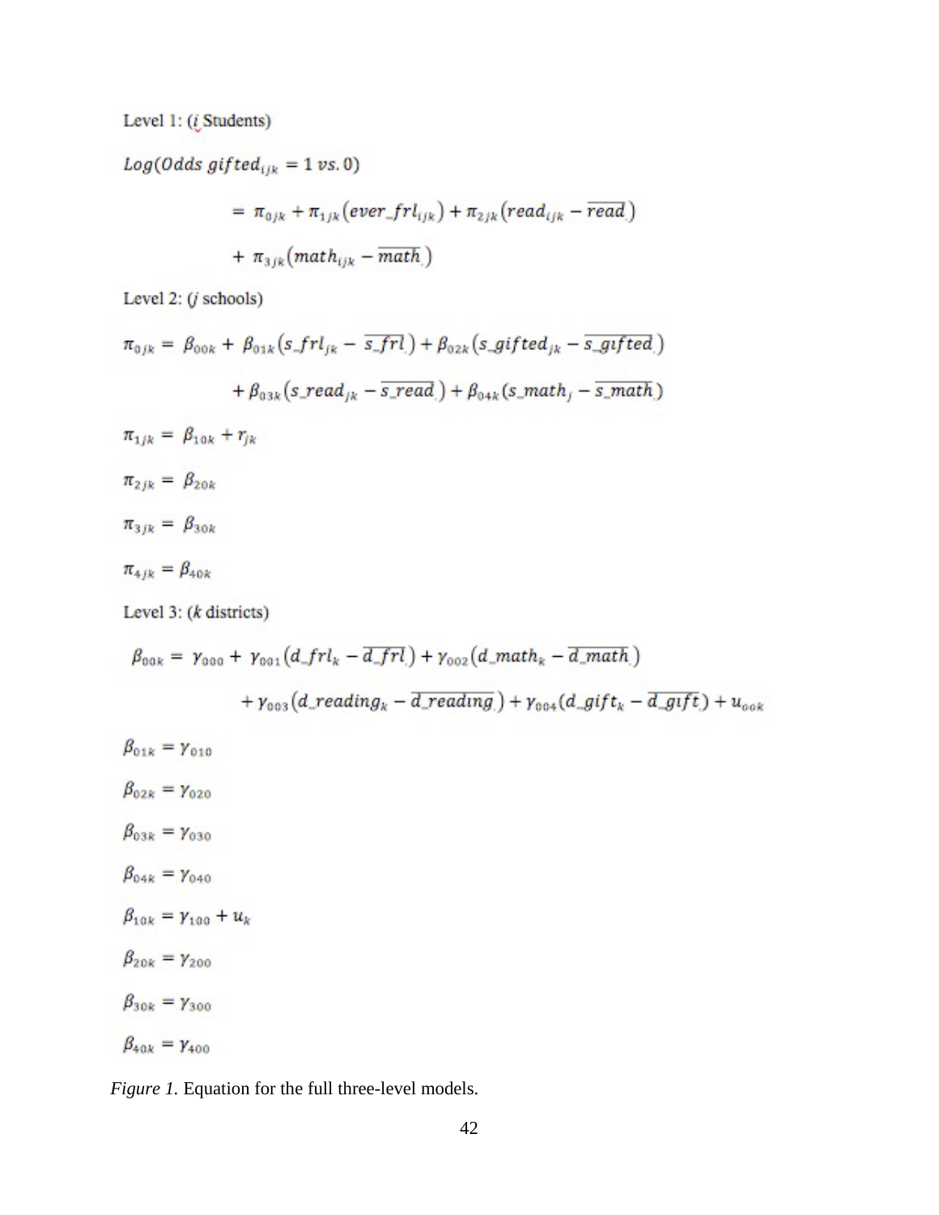Level 1: ($i$ Students)

$$Log(Odds\ gifted_{ijk} = 1\ vs.\ 0)$$

$$= \pi_{0jk} + \pi_{1jk}(ever\_frl_{ijk}) + \pi_{2jk}(read_{ijk} - \overline{read})$$

$$+ \pi_{3jk}(math_{ijk} - \overline{math})$$

Level 2: ($j$ schools)

$$\pi_{0jk} = \beta_{00k} + \beta_{01k}(s\_frl_{jk} - \overline{s\_frl}) + \beta_{02k}(s\_gifted_{jk} - \overline{s\_gifted})$$

$$+ \beta_{03k}(s\_read_{jk} - \overline{s\_read}) + \beta_{04k}(s\_math_{j} - \overline{s\_math})$$

$$\pi_{1jk} = \beta_{10k} + r_{jk}$$

$$\pi_{2jk} = \beta_{20k}$$

$$\pi_{3jk} = \beta_{30k}$$

$$\pi_{4jk} = \beta_{40k}$$

Level 3: ($k$ districts)

$$\beta_{00k} = \gamma_{000} + \gamma_{001}(d\_frl_{k} - \overline{d\_frl}) + \gamma_{002}(d\_math_{k} - \overline{d\_math})$$

$$+ \gamma_{003}(d\_reading_{k} - \overline{d\_reading}) + \gamma_{004}(d\_gift_{k} - \overline{d\_gift}) + u_{00k}$$

$$\beta_{01k} = \gamma_{010}$$

$$\beta_{02k} = \gamma_{020}$$

$$\beta_{03k} = \gamma_{030}$$

$$\beta_{04k} = \gamma_{040}$$

$$\beta_{10k} = \gamma_{100} + u_{k}$$

$$\beta_{20k} = \gamma_{200}$$

$$\beta_{30k} = \gamma_{300}$$

$$\beta_{40k} = \gamma_{400}$$

*Figure 1.* Equation for the full three-level models.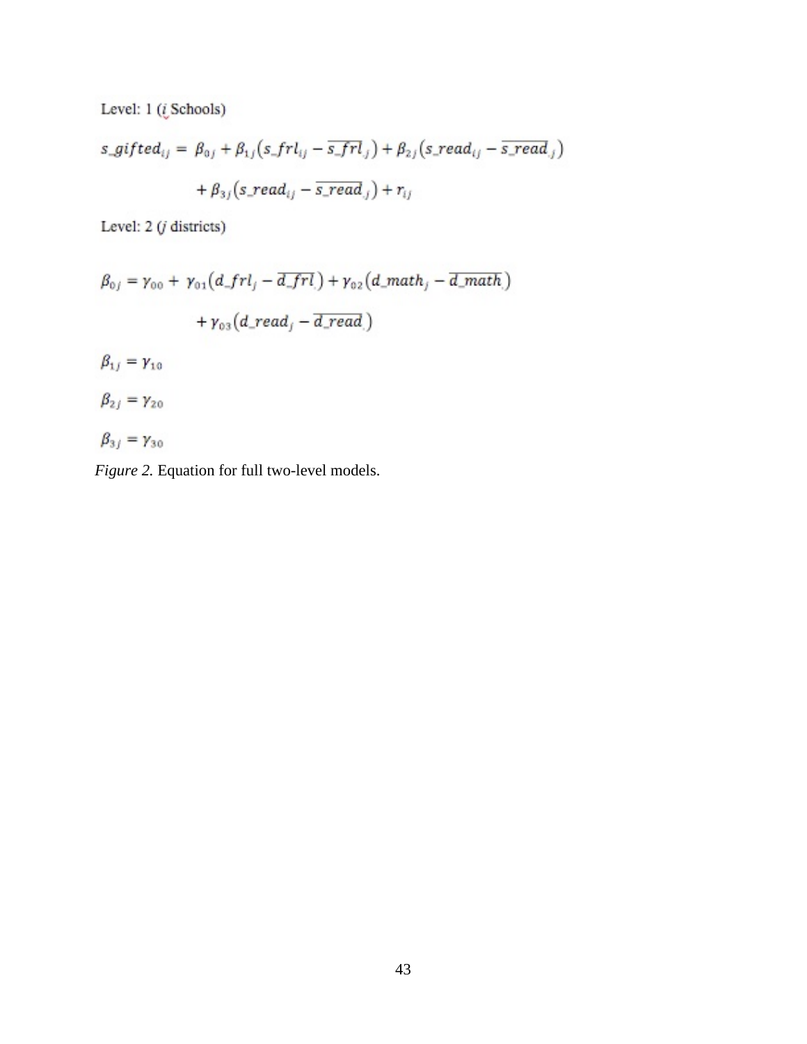Level: 1 ($i$ Schools)

$$s\_gifted_{ij} = \beta_{0j} + \beta_{1j}(s\_frl_{ij} - \overline{s\_frl}_{.j}) + \beta_{2j}(s\_read_{ij} - \overline{s\_read}_{.j})$$

$$+ \beta_{3j}(s\_read_{ij} - \overline{s\_read}_{.j}) + r_{ij}$$

Level: 2 ($j$ districts)

$$\beta_{0j} = \gamma_{00} + \gamma_{01}(d\_frl_{j} - \overline{d\_frl}_{.}) + \gamma_{02}(d\_math_{j} - \overline{d\_math}_{.})$$

$$+ \gamma_{03}(d\_read_{j} - \overline{d\_read}_{.})$$

$$\beta_{1j} = \gamma_{10}$$

$$\beta_{2j} = \gamma_{20}$$

$$\beta_{3j} = \gamma_{30}$$

*Figure 2.* Equation for full two-level models.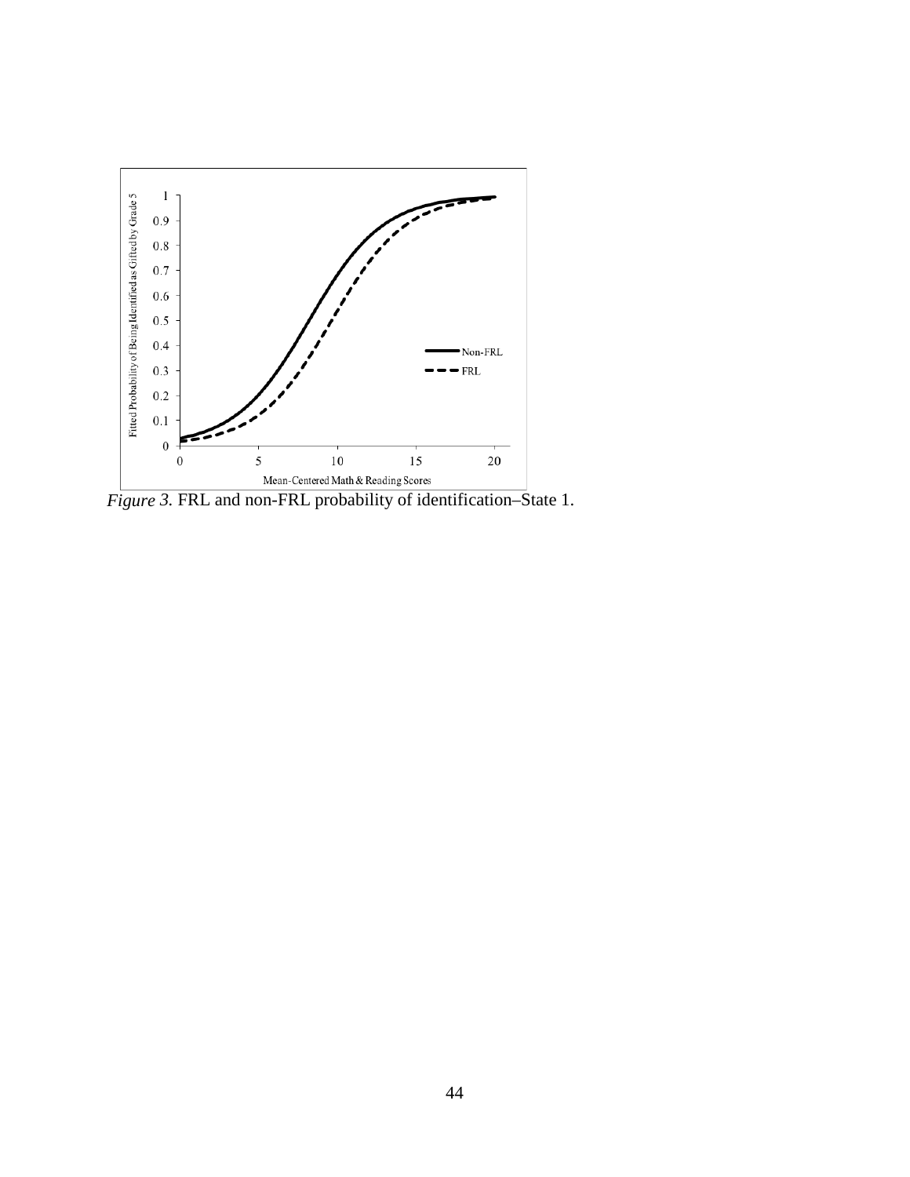*Figure 3.* FRL and non-FRL probability of identification–State 1.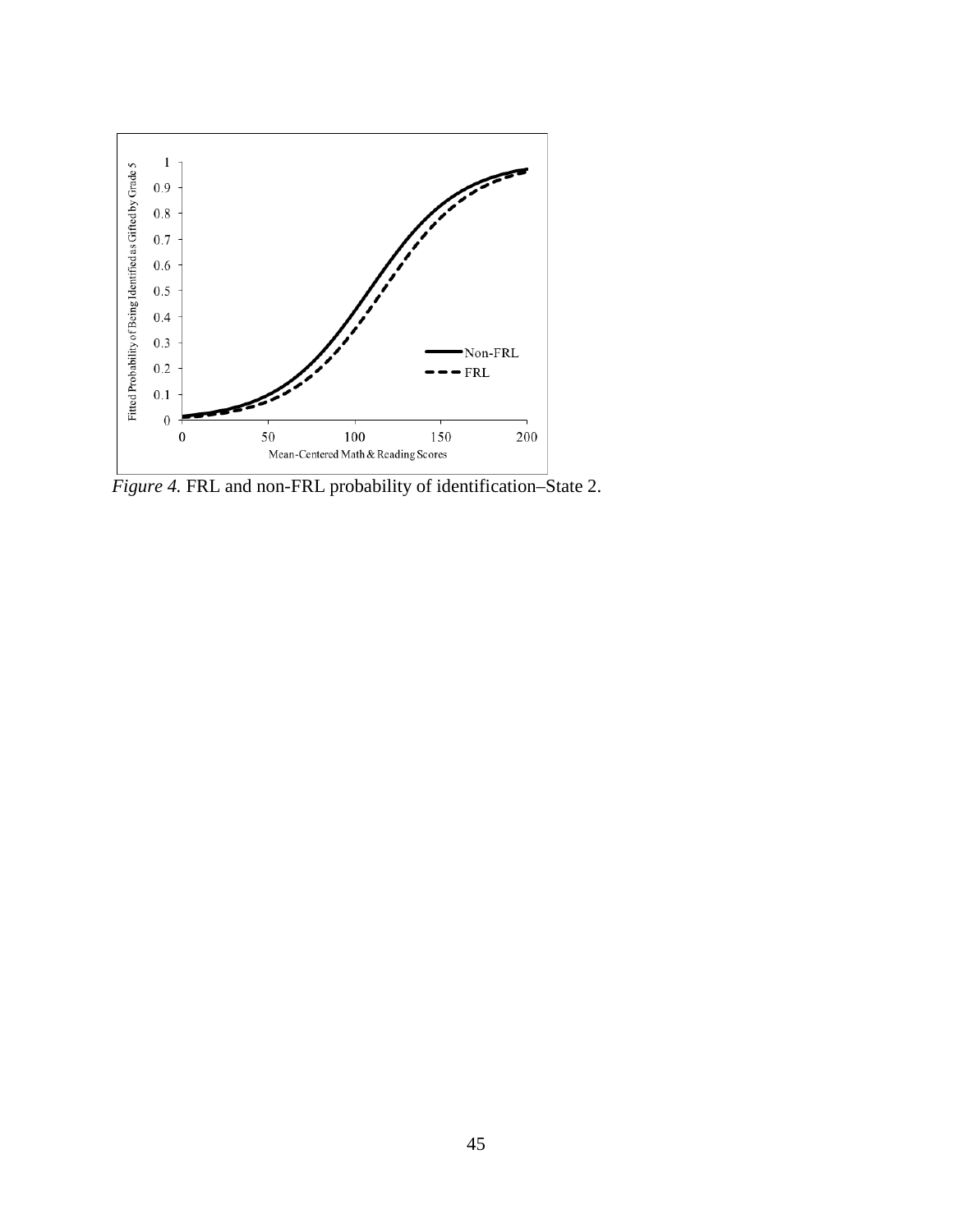*Figure 4.* FRL and non-FRL probability of identification–State 2.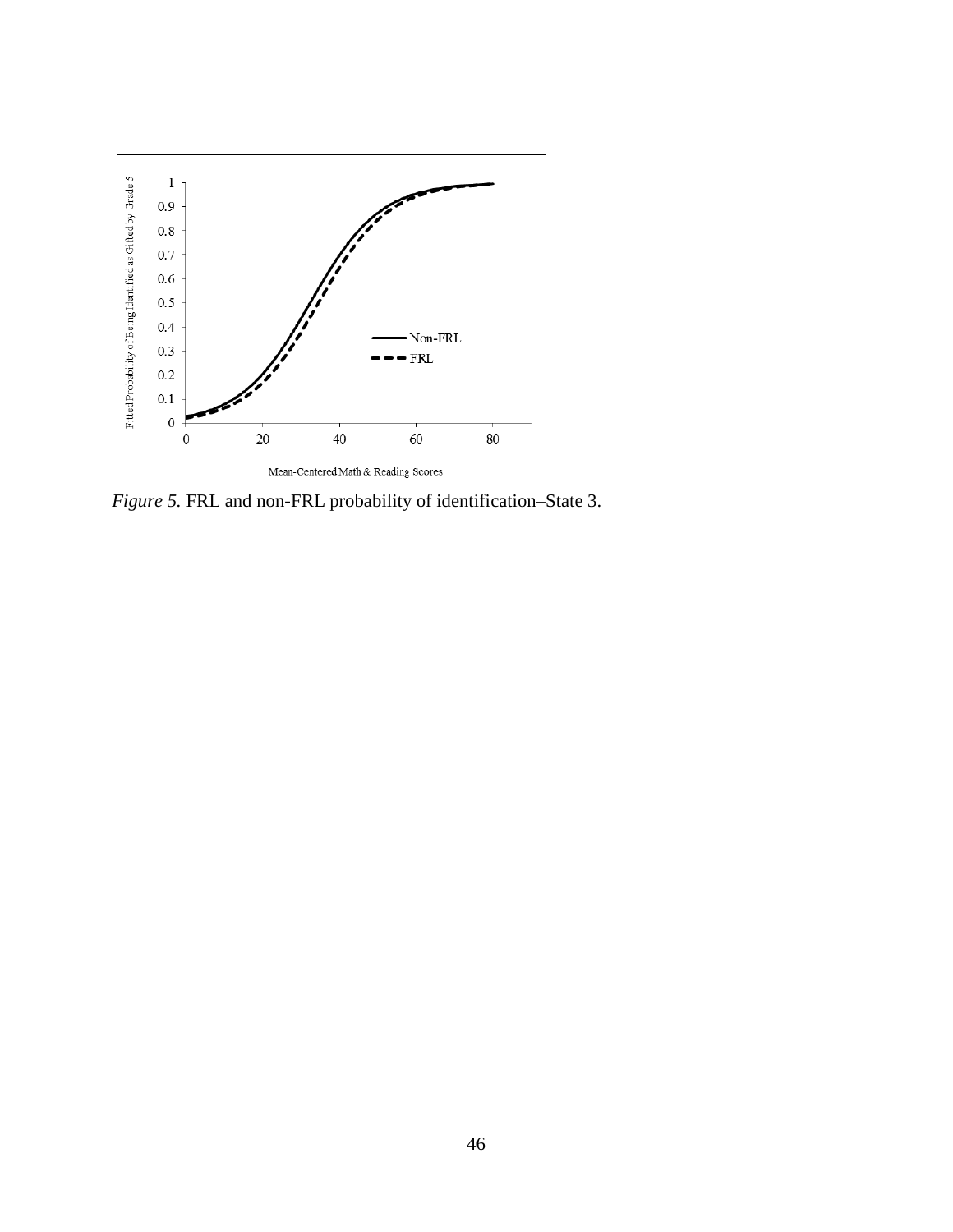Fitted Probability of Being Identified as Gifted by Grade 5

1
0.9
0.8
0.7
0.6
0.5
0.4
0.3
0.2
0.1
0

0
20
40
60
80

Mean-Centered Math & Reading Scores

Non-FRL
FRL

*Figure 5.* FRL and non-FRL probability of identification–State 3.